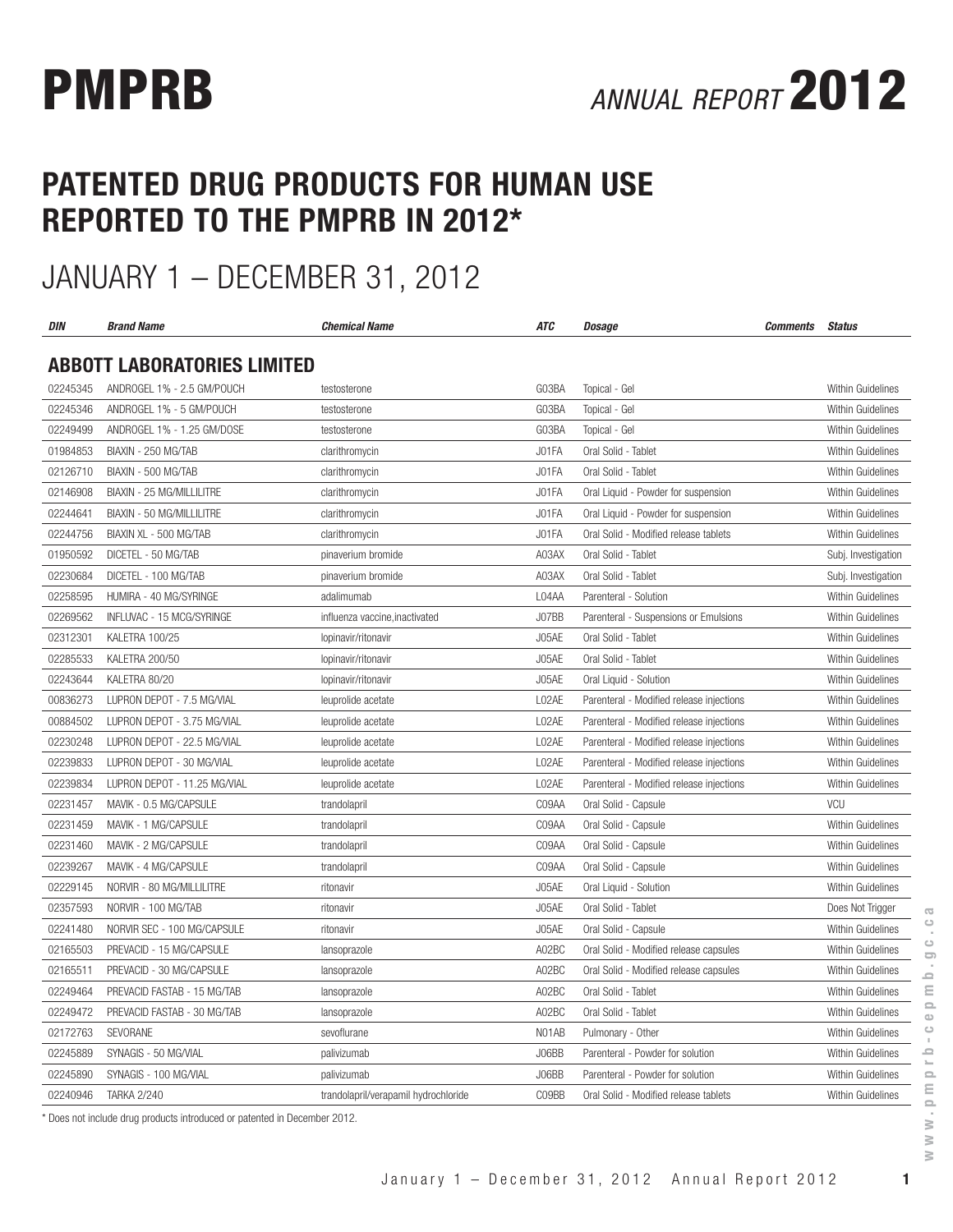# PMPRB ANNUAL REPORT 2012

## PATENTED DRUG PRODUCTS FOR HUMAN USE REPORTED TO THE PMPRB IN 2012*

## JANUARY 1 – DECEMBER 31, 2012

| DIN | Brand Name | Chemical Name | ATC | Dosage | Comments | Status |
|---|---|---|---|---|---|---|
| **ABBOTT LABORATORIES LIMITED** | | | | | | |
| 02245345 | ANDROGEL 1% - 2.5 GM/POUCH | testosterone | G03BA | Topical - Gel | | Within Guidelines |
| 02245346 | ANDROGEL 1% - 5 GM/POUCH | testosterone | G03BA | Topical - Gel | | Within Guidelines |
| 02249499 | ANDROGEL 1% - 1.25 GM/DOSE | testosterone | G03BA | Topical - Gel | | Within Guidelines |
| 01984853 | BIAXIN - 250 MG/TAB | clarithromycin | J01FA | Oral Solid - Tablet | | Within Guidelines |
| 02126710 | BIAXIN - 500 MG/TAB | clarithromycin | J01FA | Oral Solid - Tablet | | Within Guidelines |
| 02146908 | BIAXIN - 25 MG/MILLILITRE | clarithromycin | J01FA | Oral Liquid - Powder for suspension | | Within Guidelines |
| 02244641 | BIAXIN - 50 MG/MILLILITRE | clarithromycin | J01FA | Oral Liquid - Powder for suspension | | Within Guidelines |
| 02244756 | BIAXIN XL - 500 MG/TAB | clarithromycin | J01FA | Oral Solid - Modified release tablets | | Within Guidelines |
| 01950592 | DICETEL - 50 MG/TAB | pinaverium bromide | A03AX | Oral Solid - Tablet | | Subj. Investigation |
| 02230684 | DICETEL - 100 MG/TAB | pinaverium bromide | A03AX | Oral Solid - Tablet | | Subj. Investigation |
| 02258595 | HUMIRA - 40 MG/SYRINGE | adalimumab | L04AA | Parenteral - Solution | | Within Guidelines |
| 02269562 | INFLUVAC - 15 MCG/SYRINGE | influenza vaccine,inactivated | J07BB | Parenteral - Suspensions or Emulsions | | Within Guidelines |
| 02312301 | KALETRA 100/25 | lopinavir/ritonavir | J05AE | Oral Solid - Tablet | | Within Guidelines |
| 02285533 | KALETRA 200/50 | lopinavir/ritonavir | J05AE | Oral Solid - Tablet | | Within Guidelines |
| 02243644 | KALETRA 80/20 | lopinavir/ritonavir | J05AE | Oral Liquid - Solution | | Within Guidelines |
| 00836273 | LUPRON DEPOT - 7.5 MG/VIAL | leuprolide acetate | L02AE | Parenteral - Modified release injections | | Within Guidelines |
| 00884502 | LUPRON DEPOT - 3.75 MG/VIAL | leuprolide acetate | L02AE | Parenteral - Modified release injections | | Within Guidelines |
| 02230248 | LUPRON DEPOT - 22.5 MG/VIAL | leuprolide acetate | L02AE | Parenteral - Modified release injections | | Within Guidelines |
| 02239833 | LUPRON DEPOT - 30 MG/VIAL | leuprolide acetate | L02AE | Parenteral - Modified release injections | | Within Guidelines |
| 02239834 | LUPRON DEPOT - 11.25 MG/VIAL | leuprolide acetate | L02AE | Parenteral - Modified release injections | | Within Guidelines |
| 02231457 | MAVIK - 0.5 MG/CAPSULE | trandolapril | C09AA | Oral Solid - Capsule | | VCU |
| 02231459 | MAVIK - 1 MG/CAPSULE | trandolapril | C09AA | Oral Solid - Capsule | | Within Guidelines |
| 02231460 | MAVIK - 2 MG/CAPSULE | trandolapril | C09AA | Oral Solid - Capsule | | Within Guidelines |
| 02239267 | MAVIK - 4 MG/CAPSULE | trandolapril | C09AA | Oral Solid - Capsule | | Within Guidelines |
| 02229145 | NORVIR - 80 MG/MILLILITRE | ritonavir | J05AE | Oral Liquid - Solution | | Within Guidelines |
| 02357593 | NORVIR - 100 MG/TAB | ritonavir | J05AE | Oral Solid - Tablet | | Does Not Trigger |
| 02241480 | NORVIR SEC - 100 MG/CAPSULE | ritonavir | J05AE | Oral Solid - Capsule | | Within Guidelines |
| 02165503 | PREVACID - 15 MG/CAPSULE | lansoprazole | A02BC | Oral Solid - Modified release capsules | | Within Guidelines |
| 02165511 | PREVACID - 30 MG/CAPSULE | lansoprazole | A02BC | Oral Solid - Modified release capsules | | Within Guidelines |
| 02249464 | PREVACID FASTAB - 15 MG/TAB | lansoprazole | A02BC | Oral Solid - Tablet | | Within Guidelines |
| 02249472 | PREVACID FASTAB - 30 MG/TAB | lansoprazole | A02BC | Oral Solid - Tablet | | Within Guidelines |
| 02172763 | SEVORANE | sevoflurane | N01AB | Pulmonary - Other | | Within Guidelines |
| 02245889 | SYNAGIS - 50 MG/VIAL | palivizumab | J06BB | Parenteral - Powder for solution | | Within Guidelines |
| 02245890 | SYNAGIS - 100 MG/VIAL | palivizumab | J06BB | Parenteral - Powder for solution | | Within Guidelines |
| 02240946 | TARKA 2/240 | trandolapril/verapamil hydrochloride | C09BB | Oral Solid - Modified release tablets | | Within Guidelines |

\* Does not include drug products introduced or patented in December 2012.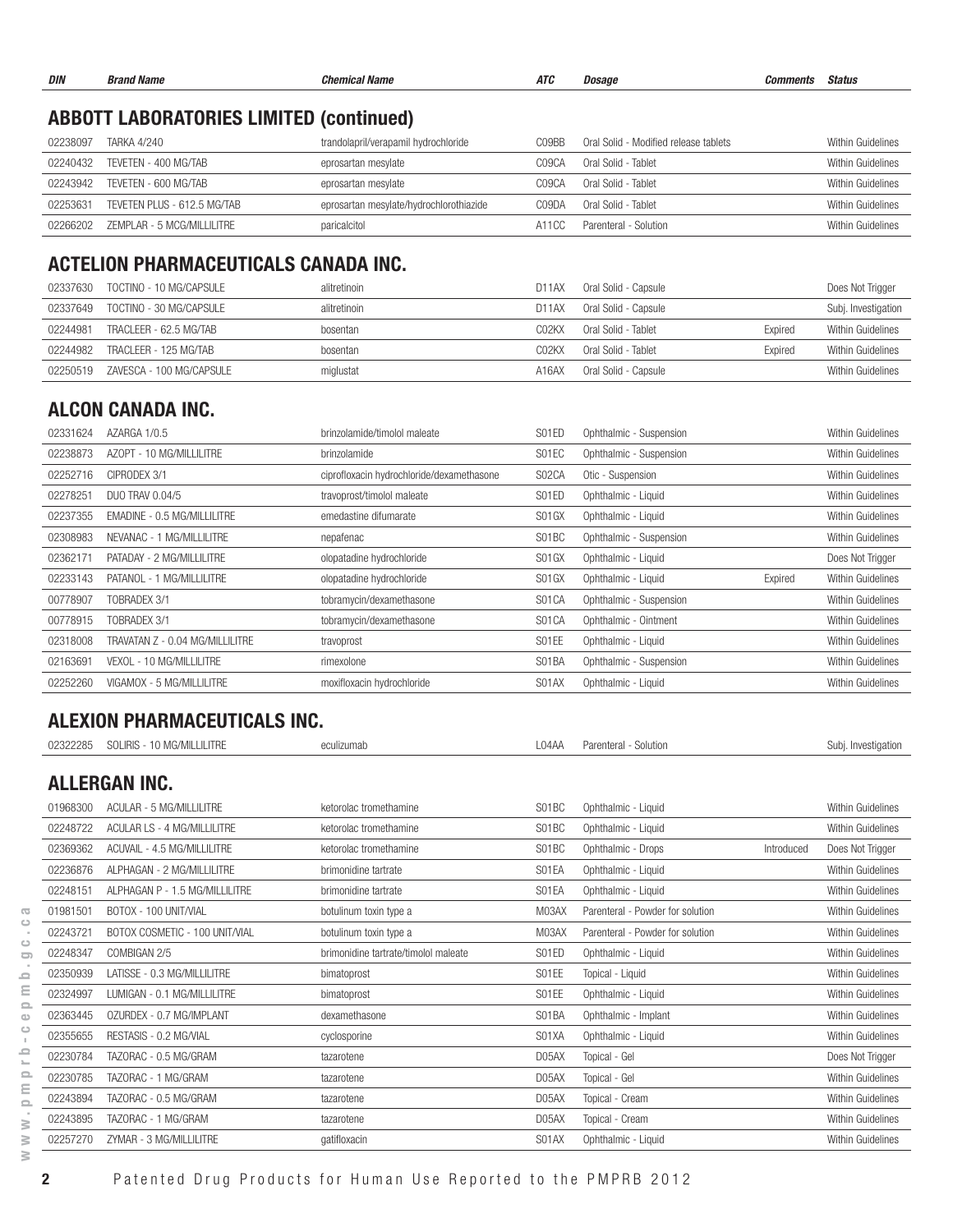| DIN | Brand Name | Chemical Name | ATC | Dosage | Comments | Status |
|---|---|---|---|---|---|---|

## ABBOTT LABORATORIES LIMITED (continued)

| DIN | Brand Name | Chemical Name | ATC | Dosage | Comments | Status |
|---|---|---|---|---|---|---|
| 02238097 | TARKA 4/240 | trandolapril/verapamil hydrochloride | C09BB | Oral Solid - Modified release tablets | | Within Guidelines |
| 02240432 | TEVETEN - 400 MG/TAB | eprosartan mesylate | C09CA | Oral Solid - Tablet | | Within Guidelines |
| 02243942 | TEVETEN - 600 MG/TAB | eprosartan mesylate | C09CA | Oral Solid - Tablet | | Within Guidelines |
| 02253631 | TEVETEN PLUS - 612.5 MG/TAB | eprosartan mesylate/hydrochlorothiazide | C09DA | Oral Solid - Tablet | | Within Guidelines |
| 02266202 | ZEMPLAR - 5 MCG/MILLILITRE | paricalcitol | A11CC | Parenteral - Solution | | Within Guidelines |

## ACTELION PHARMACEUTICALS CANADA INC.

| DIN | Brand Name | Chemical Name | ATC | Dosage | Comments | Status |
|---|---|---|---|---|---|---|
| 02337630 | TOCTINO - 10 MG/CAPSULE | alitretinoin | D11AX | Oral Solid - Capsule | | Does Not Trigger |
| 02337649 | TOCTINO - 30 MG/CAPSULE | alitretinoin | D11AX | Oral Solid - Capsule | | Subj. Investigation |
| 02244981 | TRACLEER - 62.5 MG/TAB | bosentan | C02KX | Oral Solid - Tablet | Expired | Within Guidelines |
| 02244982 | TRACLEER - 125 MG/TAB | bosentan | C02KX | Oral Solid - Tablet | Expired | Within Guidelines |
| 02250519 | ZAVESCA - 100 MG/CAPSULE | miglustat | A16AX | Oral Solid - Capsule | | Within Guidelines |

## ALCON CANADA INC.

| DIN | Brand Name | Chemical Name | ATC | Dosage | Comments | Status |
|---|---|---|---|---|---|---|
| 02331624 | AZARGA 1/0.5 | brinzolamide/timolol maleate | S01ED | Ophthalmic - Suspension | | Within Guidelines |
| 02238873 | AZOPT - 10 MG/MILLILITRE | brinzolamide | S01EC | Ophthalmic - Suspension | | Within Guidelines |
| 02252716 | CIPRODEX 3/1 | ciprofloxacin hydrochloride/dexamethasone | S02CA | Otic - Suspension | | Within Guidelines |
| 02278251 | DUO TRAV 0.04/5 | travoprost/timolol maleate | S01ED | Ophthalmic - Liquid | | Within Guidelines |
| 02237355 | EMADINE - 0.5 MG/MILLILITRE | emedastine difumarate | S01GX | Ophthalmic - Liquid | | Within Guidelines |
| 02308983 | NEVANAC - 1 MG/MILLILITRE | nepafenac | S01BC | Ophthalmic - Suspension | | Within Guidelines |
| 02362171 | PATADAY - 2 MG/MILLILITRE | olopatadine hydrochloride | S01GX | Ophthalmic - Liquid | | Does Not Trigger |
| 02233143 | PATANOL - 1 MG/MILLILITRE | olopatadine hydrochloride | S01GX | Ophthalmic - Liquid | Expired | Within Guidelines |
| 00778907 | TOBRADEX 3/1 | tobramycin/dexamethasone | S01CA | Ophthalmic - Suspension | | Within Guidelines |
| 00778915 | TOBRADEX 3/1 | tobramycin/dexamethasone | S01CA | Ophthalmic - Ointment | | Within Guidelines |
| 02318008 | TRAVATAN Z - 0.04 MG/MILLILITRE | travoprost | S01EE | Ophthalmic - Liquid | | Within Guidelines |
| 02163691 | VEXOL - 10 MG/MILLILITRE | rimexolone | S01BA | Ophthalmic - Suspension | | Within Guidelines |
| 02252260 | VIGAMOX - 5 MG/MILLILITRE | moxifloxacin hydrochloride | S01AX | Ophthalmic - Liquid | | Within Guidelines |

## ALEXION PHARMACEUTICALS INC.

| DIN | Brand Name | Chemical Name | ATC | Dosage | Comments | Status |
|---|---|---|---|---|---|---|
| 02322285 | SOLIRIS - 10 MG/MILLILITRE | eculizumab | L04AA | Parenteral - Solution | | Subj. Investigation |

## ALLERGAN INC.

| DIN | Brand Name | Chemical Name | ATC | Dosage | Comments | Status |
|---|---|---|---|---|---|---|
| 01968300 | ACULAR - 5 MG/MILLILITRE | ketorolac tromethamine | S01BC | Ophthalmic - Liquid | | Within Guidelines |
| 02248722 | ACULAR LS - 4 MG/MILLILITRE | ketorolac tromethamine | S01BC | Ophthalmic - Liquid | | Within Guidelines |
| 02369362 | ACUVAIL - 4.5 MG/MILLILITRE | ketorolac tromethamine | S01BC | Ophthalmic - Drops | Introduced | Does Not Trigger |
| 02236876 | ALPHAGAN - 2 MG/MILLILITRE | brimonidine tartrate | S01EA | Ophthalmic - Liquid | | Within Guidelines |
| 02248151 | ALPHAGAN P - 1.5 MG/MILLILITRE | brimonidine tartrate | S01EA | Ophthalmic - Liquid | | Within Guidelines |
| 01981501 | BOTOX - 100 UNIT/VIAL | botulinum toxin type a | M03AX | Parenteral - Powder for solution | | Within Guidelines |
| 02243721 | BOTOX COSMETIC - 100 UNIT/VIAL | botulinum toxin type a | M03AX | Parenteral - Powder for solution | | Within Guidelines |
| 02248347 | COMBIGAN 2/5 | brimonidine tartrate/timolol maleate | S01ED | Ophthalmic - Liquid | | Within Guidelines |
| 02350939 | LATISSE - 0.3 MG/MILLILITRE | bimatoprost | S01EE | Topical - Liquid | | Within Guidelines |
| 02324997 | LUMIGAN - 0.1 MG/MILLILITRE | bimatoprost | S01EE | Ophthalmic - Liquid | | Within Guidelines |
| 02363445 | OZURDEX - 0.7 MG/IMPLANT | dexamethasone | S01BA | Ophthalmic - Implant | | Within Guidelines |
| 02355655 | RESTASIS - 0.2 MG/VIAL | cyclosporine | S01XA | Ophthalmic - Liquid | | Within Guidelines |
| 02230784 | TAZORAC - 0.5 MG/GRAM | tazarotene | D05AX | Topical - Gel | | Does Not Trigger |
| 02230785 | TAZORAC - 1 MG/GRAM | tazarotene | D05AX | Topical - Gel | | Within Guidelines |
| 02243894 | TAZORAC - 0.5 MG/GRAM | tazarotene | D05AX | Topical - Cream | | Within Guidelines |
| 02243895 | TAZORAC - 1 MG/GRAM | tazarotene | D05AX | Topical - Cream | | Within Guidelines |
| 02257270 | ZYMAR - 3 MG/MILLILITRE | gatifloxacin | S01AX | Ophthalmic - Liquid | | Within Guidelines |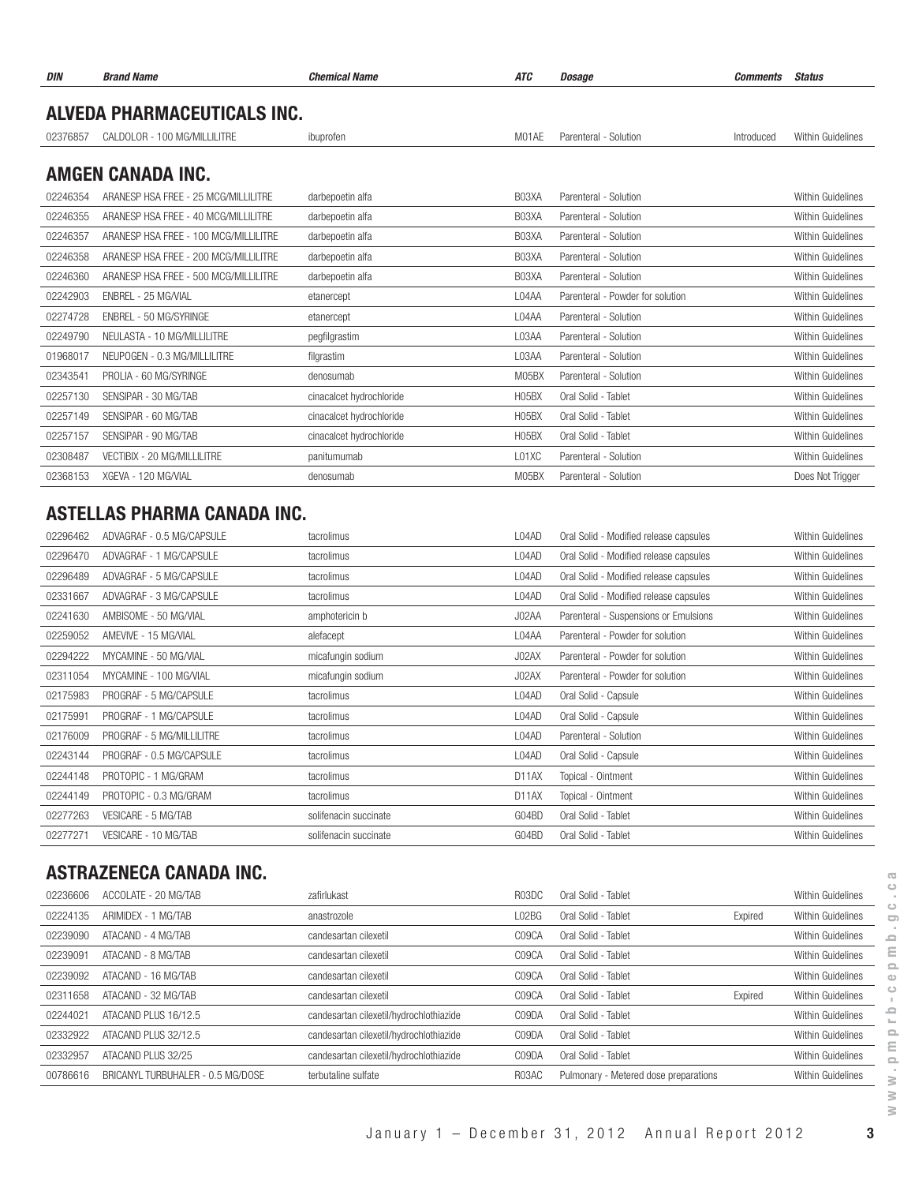| DIN | Brand Name | Chemical Name | ATC | Dosage | Comments | Status |
|---|---|---|---|---|---|---|

## ALVEDA PHARMACEUTICALS INC.

| DIN | Brand Name | Chemical Name | ATC | Dosage | Comments | Status |
|---|---|---|---|---|---|---|
| 02376857 | CALDOLOR - 100 MG/MILLILITRE | ibuprofen | M01AE | Parenteral - Solution | Introduced | Within Guidelines |

## AMGEN CANADA INC.

| DIN | Brand Name | Chemical Name | ATC | Dosage | Comments | Status |
|---|---|---|---|---|---|---|
| 02246354 | ARANESP HSA FREE - 25 MCG/MILLILITRE | darbepoetin alfa | B03XA | Parenteral - Solution | | Within Guidelines |
| 02246355 | ARANESP HSA FREE - 40 MCG/MILLILITRE | darbepoetin alfa | B03XA | Parenteral - Solution | | Within Guidelines |
| 02246357 | ARANESP HSA FREE - 100 MCG/MILLILITRE | darbepoetin alfa | B03XA | Parenteral - Solution | | Within Guidelines |
| 02246358 | ARANESP HSA FREE - 200 MCG/MILLILITRE | darbepoetin alfa | B03XA | Parenteral - Solution | | Within Guidelines |
| 02246360 | ARANESP HSA FREE - 500 MCG/MILLILITRE | darbepoetin alfa | B03XA | Parenteral - Solution | | Within Guidelines |
| 02242903 | ENBREL - 25 MG/VIAL | etanercept | L04AA | Parenteral - Powder for solution | | Within Guidelines |
| 02274728 | ENBREL - 50 MG/SYRINGE | etanercept | L04AA | Parenteral - Solution | | Within Guidelines |
| 02249790 | NEULASTA - 10 MG/MILLILITRE | pegfilgrastim | L03AA | Parenteral - Solution | | Within Guidelines |
| 01968017 | NEUPOGEN - 0.3 MG/MILLILITRE | filgrastim | L03AA | Parenteral - Solution | | Within Guidelines |
| 02343541 | PROLIA - 60 MG/SYRINGE | denosumab | M05BX | Parenteral - Solution | | Within Guidelines |
| 02257130 | SENSIPAR - 30 MG/TAB | cinacalcet hydrochloride | H05BX | Oral Solid - Tablet | | Within Guidelines |
| 02257149 | SENSIPAR - 60 MG/TAB | cinacalcet hydrochloride | H05BX | Oral Solid - Tablet | | Within Guidelines |
| 02257157 | SENSIPAR - 90 MG/TAB | cinacalcet hydrochloride | H05BX | Oral Solid - Tablet | | Within Guidelines |
| 02308487 | VECTIBIX - 20 MG/MILLILITRE | panitumumab | L01XC | Parenteral - Solution | | Within Guidelines |
| 02368153 | XGEVA - 120 MG/VIAL | denosumab | M05BX | Parenteral - Solution | | Does Not Trigger |

## ASTELLAS PHARMA CANADA INC.

| DIN | Brand Name | Chemical Name | ATC | Dosage | Comments | Status |
|---|---|---|---|---|---|---|
| 02296462 | ADVAGRAF - 0.5 MG/CAPSULE | tacrolimus | L04AD | Oral Solid - Modified release capsules | | Within Guidelines |
| 02296470 | ADVAGRAF - 1 MG/CAPSULE | tacrolimus | L04AD | Oral Solid - Modified release capsules | | Within Guidelines |
| 02296489 | ADVAGRAF - 5 MG/CAPSULE | tacrolimus | L04AD | Oral Solid - Modified release capsules | | Within Guidelines |
| 02331667 | ADVAGRAF - 3 MG/CAPSULE | tacrolimus | L04AD | Oral Solid - Modified release capsules | | Within Guidelines |
| 02241630 | AMBISOME - 50 MG/VIAL | amphotericin b | J02AA | Parenteral - Suspensions or Emulsions | | Within Guidelines |
| 02259052 | AMEVIVE - 15 MG/VIAL | alefacept | L04AA | Parenteral - Powder for solution | | Within Guidelines |
| 02294222 | MYCAMINE - 50 MG/VIAL | micafungin sodium | J02AX | Parenteral - Powder for solution | | Within Guidelines |
| 02311054 | MYCAMINE - 100 MG/VIAL | micafungin sodium | J02AX | Parenteral - Powder for solution | | Within Guidelines |
| 02175983 | PROGRAF - 5 MG/CAPSULE | tacrolimus | L04AD | Oral Solid - Capsule | | Within Guidelines |
| 02175991 | PROGRAF - 1 MG/CAPSULE | tacrolimus | L04AD | Oral Solid - Capsule | | Within Guidelines |
| 02176009 | PROGRAF - 5 MG/MILLILITRE | tacrolimus | L04AD | Parenteral - Solution | | Within Guidelines |
| 02243144 | PROGRAF - 0.5 MG/CAPSULE | tacrolimus | L04AD | Oral Solid - Capsule | | Within Guidelines |
| 02244148 | PROTOPIC - 1 MG/GRAM | tacrolimus | D11AX | Topical - Ointment | | Within Guidelines |
| 02244149 | PROTOPIC - 0.3 MG/GRAM | tacrolimus | D11AX | Topical - Ointment | | Within Guidelines |
| 02277263 | VESICARE - 5 MG/TAB | solifenacin succinate | G04BD | Oral Solid - Tablet | | Within Guidelines |
| 02277271 | VESICARE - 10 MG/TAB | solifenacin succinate | G04BD | Oral Solid - Tablet | | Within Guidelines |

## ASTRAZENECA CANADA INC.

| DIN | Brand Name | Chemical Name | ATC | Dosage | Comments | Status |
|---|---|---|---|---|---|---|
| 02236606 | ACCOLATE - 20 MG/TAB | zafirlukast | R03DC | Oral Solid - Tablet | | Within Guidelines |
| 02224135 | ARIMIDEX - 1 MG/TAB | anastrozole | L02BG | Oral Solid - Tablet | Expired | Within Guidelines |
| 02239090 | ATACAND - 4 MG/TAB | candesartan cilexetil | C09CA | Oral Solid - Tablet | | Within Guidelines |
| 02239091 | ATACAND - 8 MG/TAB | candesartan cilexetil | C09CA | Oral Solid - Tablet | | Within Guidelines |
| 02239092 | ATACAND - 16 MG/TAB | candesartan cilexetil | C09CA | Oral Solid - Tablet | | Within Guidelines |
| 02311658 | ATACAND - 32 MG/TAB | candesartan cilexetil | C09CA | Oral Solid - Tablet | Expired | Within Guidelines |
| 02244021 | ATACAND PLUS 16/12.5 | candesartan cilexetil/hydrochlothiazide | C09DA | Oral Solid - Tablet | | Within Guidelines |
| 02332922 | ATACAND PLUS 32/12.5 | candesartan cilexetil/hydrochlothiazide | C09DA | Oral Solid - Tablet | | Within Guidelines |
| 02332957 | ATACAND PLUS 32/25 | candesartan cilexetil/hydrochlothiazide | C09DA | Oral Solid - Tablet | | Within Guidelines |
| 00786616 | BRICANYL TURBUHALER - 0.5 MG/DOSE | terbutaline sulfate | R03AC | Pulmonary - Metered dose preparations | | Within Guidelines |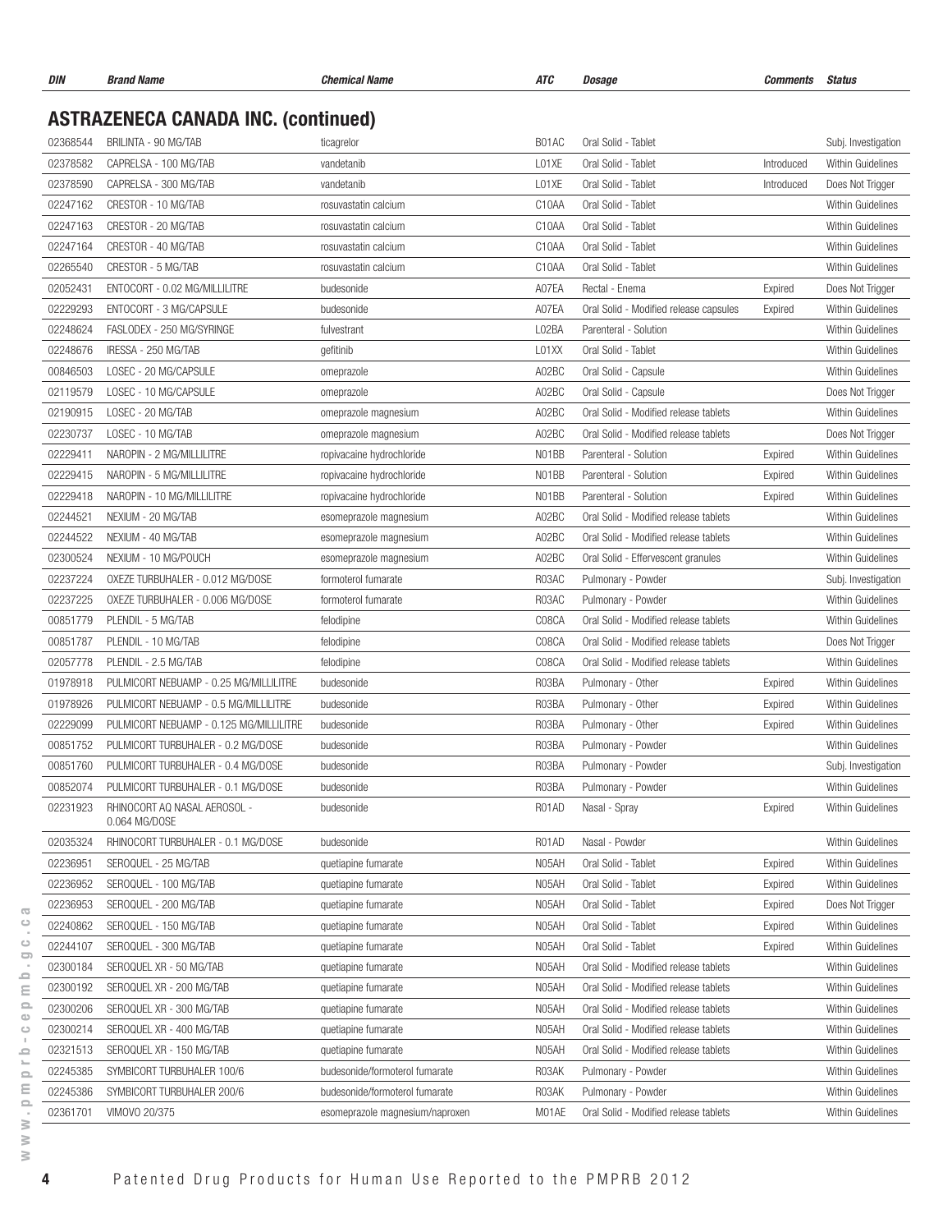## ASTRAZENECA CANADA INC. (continued)

| DIN | Brand Name | Chemical Name | ATC | Dosage | Comments | Status |
|---|---|---|---|---|---|---|
| 02368544 | BRILINTA - 90 MG/TAB | ticagrelor | B01AC | Oral Solid - Tablet | | Subj. Investigation |
| 02378582 | CAPRELSA - 100 MG/TAB | vandetanib | L01XE | Oral Solid - Tablet | Introduced | Within Guidelines |
| 02378590 | CAPRELSA - 300 MG/TAB | vandetanib | L01XE | Oral Solid - Tablet | Introduced | Does Not Trigger |
| 02247162 | CRESTOR - 10 MG/TAB | rosuvastatin calcium | C10AA | Oral Solid - Tablet | | Within Guidelines |
| 02247163 | CRESTOR - 20 MG/TAB | rosuvastatin calcium | C10AA | Oral Solid - Tablet | | Within Guidelines |
| 02247164 | CRESTOR - 40 MG/TAB | rosuvastatin calcium | C10AA | Oral Solid - Tablet | | Within Guidelines |
| 02265540 | CRESTOR - 5 MG/TAB | rosuvastatin calcium | C10AA | Oral Solid - Tablet | | Within Guidelines |
| 02052431 | ENTOCORT - 0.02 MG/MILLILITRE | budesonide | A07EA | Rectal - Enema | Expired | Does Not Trigger |
| 02229293 | ENTOCORT - 3 MG/CAPSULE | budesonide | A07EA | Oral Solid - Modified release capsules | Expired | Within Guidelines |
| 02248624 | FASLODEX - 250 MG/SYRINGE | fulvestrant | L02BA | Parenteral - Solution | | Within Guidelines |
| 02248676 | IRESSA - 250 MG/TAB | gefitinib | L01XX | Oral Solid - Tablet | | Within Guidelines |
| 00846503 | LOSEC - 20 MG/CAPSULE | omeprazole | A02BC | Oral Solid - Capsule | | Within Guidelines |
| 02119579 | LOSEC - 10 MG/CAPSULE | omeprazole | A02BC | Oral Solid - Capsule | | Does Not Trigger |
| 02190915 | LOSEC - 20 MG/TAB | omeprazole magnesium | A02BC | Oral Solid - Modified release tablets | | Within Guidelines |
| 02230737 | LOSEC - 10 MG/TAB | omeprazole magnesium | A02BC | Oral Solid - Modified release tablets | | Does Not Trigger |
| 02229411 | NAROPIN - 2 MG/MILLILITRE | ropivacaine hydrochloride | N01BB | Parenteral - Solution | Expired | Within Guidelines |
| 02229415 | NAROPIN - 5 MG/MILLILITRE | ropivacaine hydrochloride | N01BB | Parenteral - Solution | Expired | Within Guidelines |
| 02229418 | NAROPIN - 10 MG/MILLILITRE | ropivacaine hydrochloride | N01BB | Parenteral - Solution | Expired | Within Guidelines |
| 02244521 | NEXIUM - 20 MG/TAB | esomeprazole magnesium | A02BC | Oral Solid - Modified release tablets | | Within Guidelines |
| 02244522 | NEXIUM - 40 MG/TAB | esomeprazole magnesium | A02BC | Oral Solid - Modified release tablets | | Within Guidelines |
| 02300524 | NEXIUM - 10 MG/POUCH | esomeprazole magnesium | A02BC | Oral Solid - Effervescent granules | | Within Guidelines |
| 02237224 | OXEZE TURBUHALER - 0.012 MG/DOSE | formoterol fumarate | R03AC | Pulmonary - Powder | | Subj. Investigation |
| 02237225 | OXEZE TURBUHALER - 0.006 MG/DOSE | formoterol fumarate | R03AC | Pulmonary - Powder | | Within Guidelines |
| 00851779 | PLENDIL - 5 MG/TAB | felodipine | C08CA | Oral Solid - Modified release tablets | | Within Guidelines |
| 00851787 | PLENDIL - 10 MG/TAB | felodipine | C08CA | Oral Solid - Modified release tablets | | Does Not Trigger |
| 02057778 | PLENDIL - 2.5 MG/TAB | felodipine | C08CA | Oral Solid - Modified release tablets | | Within Guidelines |
| 01978918 | PULMICORT NEBUAMP - 0.25 MG/MILLILITRE | budesonide | R03BA | Pulmonary - Other | Expired | Within Guidelines |
| 01978926 | PULMICORT NEBUAMP - 0.5 MG/MILLILITRE | budesonide | R03BA | Pulmonary - Other | Expired | Within Guidelines |
| 02229099 | PULMICORT NEBUAMP - 0.125 MG/MILLILITRE | budesonide | R03BA | Pulmonary - Other | Expired | Within Guidelines |
| 00851752 | PULMICORT TURBUHALER - 0.2 MG/DOSE | budesonide | R03BA | Pulmonary - Powder | | Within Guidelines |
| 00851760 | PULMICORT TURBUHALER - 0.4 MG/DOSE | budesonide | R03BA | Pulmonary - Powder | | Subj. Investigation |
| 00852074 | PULMICORT TURBUHALER - 0.1 MG/DOSE | budesonide | R03BA | Pulmonary - Powder | | Within Guidelines |
| 02231923 | RHINOCORT AQ NASAL AEROSOL - 0.064 MG/DOSE | budesonide | R01AD | Nasal - Spray | Expired | Within Guidelines |
| 02035324 | RHINOCORT TURBUHALER - 0.1 MG/DOSE | budesonide | R01AD | Nasal - Powder | | Within Guidelines |
| 02236951 | SEROQUEL - 25 MG/TAB | quetiapine fumarate | N05AH | Oral Solid - Tablet | Expired | Within Guidelines |
| 02236952 | SEROQUEL - 100 MG/TAB | quetiapine fumarate | N05AH | Oral Solid - Tablet | Expired | Within Guidelines |
| 02236953 | SEROQUEL - 200 MG/TAB | quetiapine fumarate | N05AH | Oral Solid - Tablet | Expired | Does Not Trigger |
| 02240862 | SEROQUEL - 150 MG/TAB | quetiapine fumarate | N05AH | Oral Solid - Tablet | Expired | Within Guidelines |
| 02244107 | SEROQUEL - 300 MG/TAB | quetiapine fumarate | N05AH | Oral Solid - Tablet | Expired | Within Guidelines |
| 02300184 | SEROQUEL XR - 50 MG/TAB | quetiapine fumarate | N05AH | Oral Solid - Modified release tablets | | Within Guidelines |
| 02300192 | SEROQUEL XR - 200 MG/TAB | quetiapine fumarate | N05AH | Oral Solid - Modified release tablets | | Within Guidelines |
| 02300206 | SEROQUEL XR - 300 MG/TAB | quetiapine fumarate | N05AH | Oral Solid - Modified release tablets | | Within Guidelines |
| 02300214 | SEROQUEL XR - 400 MG/TAB | quetiapine fumarate | N05AH | Oral Solid - Modified release tablets | | Within Guidelines |
| 02321513 | SEROQUEL XR - 150 MG/TAB | quetiapine fumarate | N05AH | Oral Solid - Modified release tablets | | Within Guidelines |
| 02245385 | SYMBICORT TURBUHALER 100/6 | budesonide/formoterol fumarate | R03AK | Pulmonary - Powder | | Within Guidelines |
| 02245386 | SYMBICORT TURBUHALER 200/6 | budesonide/formoterol fumarate | R03AK | Pulmonary - Powder | | Within Guidelines |
| 02361701 | VIMOVO 20/375 | esomeprazole magnesium/naproxen | M01AE | Oral Solid - Modified release tablets | | Within Guidelines |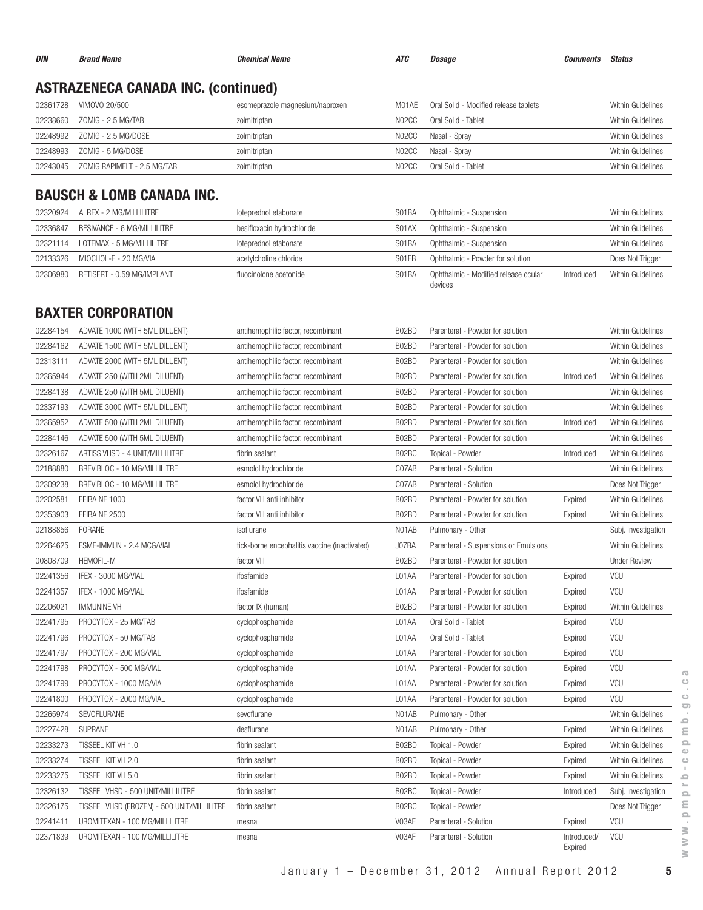| DIN | Brand Name | Chemical Name | ATC | Dosage | Comments | Status |
|---|---|---|---|---|---|---|

## ASTRAZENECA CANADA INC. (continued)

| DIN | Brand Name | Chemical Name | ATC | Dosage | Comments | Status |
|---|---|---|---|---|---|---|
| 02361728 | VIMOVO 20/500 | esomeprazole magnesium/naproxen | M01AE | Oral Solid - Modified release tablets | | Within Guidelines |
| 02238660 | ZOMIG - 2.5 MG/TAB | zolmitriptan | N02CC | Oral Solid - Tablet | | Within Guidelines |
| 02248992 | ZOMIG - 2.5 MG/DOSE | zolmitriptan | N02CC | Nasal - Spray | | Within Guidelines |
| 02248993 | ZOMIG - 5 MG/DOSE | zolmitriptan | N02CC | Nasal - Spray | | Within Guidelines |
| 02243045 | ZOMIG RAPIMELT - 2.5 MG/TAB | zolmitriptan | N02CC | Oral Solid - Tablet | | Within Guidelines |

## BAUSCH & LOMB CANADA INC.

| DIN | Brand Name | Chemical Name | ATC | Dosage | Comments | Status |
|---|---|---|---|---|---|---|
| 02320924 | ALREX - 2 MG/MILLILITRE | loteprednol etabonate | S01BA | Ophthalmic - Suspension | | Within Guidelines |
| 02336847 | BESIVANCE - 6 MG/MILLILITRE | besifloxacin hydrochloride | S01AX | Ophthalmic - Suspension | | Within Guidelines |
| 02321114 | LOTEMAX - 5 MG/MILLILITRE | loteprednol etabonate | S01BA | Ophthalmic - Suspension | | Within Guidelines |
| 02133326 | MIOCHOL-E - 20 MG/VIAL | acetylcholine chloride | S01EB | Ophthalmic - Powder for solution | | Does Not Trigger |
| 02306980 | RETISERT - 0.59 MG/IMPLANT | fluocinolone acetonide | S01BA | Ophthalmic - Modified release ocular devices | Introduced | Within Guidelines |

## BAXTER CORPORATION

| DIN | Brand Name | Chemical Name | ATC | Dosage | Comments | Status |
|---|---|---|---|---|---|---|
| 02284154 | ADVATE 1000 (WITH 5ML DILUENT) | antihemophilic factor, recombinant | B02BD | Parenteral - Powder for solution | | Within Guidelines |
| 02284162 | ADVATE 1500 (WITH 5ML DILUENT) | antihemophilic factor, recombinant | B02BD | Parenteral - Powder for solution | | Within Guidelines |
| 02313111 | ADVATE 2000 (WITH 5ML DILUENT) | antihemophilic factor, recombinant | B02BD | Parenteral - Powder for solution | | Within Guidelines |
| 02365944 | ADVATE 250 (WITH 2ML DILUENT) | antihemophilic factor, recombinant | B02BD | Parenteral - Powder for solution | Introduced | Within Guidelines |
| 02284138 | ADVATE 250 (WITH 5ML DILUENT) | antihemophilic factor, recombinant | B02BD | Parenteral - Powder for solution | | Within Guidelines |
| 02337193 | ADVATE 3000 (WITH 5ML DILUENT) | antihemophilic factor, recombinant | B02BD | Parenteral - Powder for solution | | Within Guidelines |
| 02365952 | ADVATE 500 (WITH 2ML DILUENT) | antihemophilic factor, recombinant | B02BD | Parenteral - Powder for solution | Introduced | Within Guidelines |
| 02284146 | ADVATE 500 (WITH 5ML DILUENT) | antihemophilic factor, recombinant | B02BD | Parenteral - Powder for solution | | Within Guidelines |
| 02326167 | ARTISS VHSD - 4 UNIT/MILLILITRE | fibrin sealant | B02BC | Topical - Powder | Introduced | Within Guidelines |
| 02188880 | BREVIBLOC - 10 MG/MILLILITRE | esmolol hydrochloride | C07AB | Parenteral - Solution | | Within Guidelines |
| 02309238 | BREVIBLOC - 10 MG/MILLILITRE | esmolol hydrochloride | C07AB | Parenteral - Solution | | Does Not Trigger |
| 02202581 | FEIBA NF 1000 | factor VIII anti inhibitor | B02BD | Parenteral - Powder for solution | Expired | Within Guidelines |
| 02353903 | FEIBA NF 2500 | factor VIII anti inhibitor | B02BD | Parenteral - Powder for solution | Expired | Within Guidelines |
| 02188856 | FORANE | isoflurane | N01AB | Pulmonary - Other | | Subj. Investigation |
| 02264625 | FSME-IMMUN - 2.4 MCG/VIAL | tick-borne encephalitis vaccine (inactivated) | J07BA | Parenteral - Suspensions or Emulsions | | Within Guidelines |
| 00808709 | HEMOFIL-M | factor VIII | B02BD | Parenteral - Powder for solution | | Under Review |
| 02241356 | IFEX - 3000 MG/VIAL | ifosfamide | L01AA | Parenteral - Powder for solution | Expired | VCU |
| 02241357 | IFEX - 1000 MG/VIAL | ifosfamide | L01AA | Parenteral - Powder for solution | Expired | VCU |
| 02206021 | IMMUNINE VH | factor IX (human) | B02BD | Parenteral - Powder for solution | Expired | Within Guidelines |
| 02241795 | PROCYTOX - 25 MG/TAB | cyclophosphamide | L01AA | Oral Solid - Tablet | Expired | VCU |
| 02241796 | PROCYTOX - 50 MG/TAB | cyclophosphamide | L01AA | Oral Solid - Tablet | Expired | VCU |
| 02241797 | PROCYTOX - 200 MG/VIAL | cyclophosphamide | L01AA | Parenteral - Powder for solution | Expired | VCU |
| 02241798 | PROCYTOX - 500 MG/VIAL | cyclophosphamide | L01AA | Parenteral - Powder for solution | Expired | VCU |
| 02241799 | PROCYTOX - 1000 MG/VIAL | cyclophosphamide | L01AA | Parenteral - Powder for solution | Expired | VCU |
| 02241800 | PROCYTOX - 2000 MG/VIAL | cyclophosphamide | L01AA | Parenteral - Powder for solution | Expired | VCU |
| 02265974 | SEVOFLURANE | sevoflurane | N01AB | Pulmonary - Other | | Within Guidelines |
| 02227428 | SUPRANE | desflurane | N01AB | Pulmonary - Other | Expired | Within Guidelines |
| 02233273 | TISSEEL KIT VH 1.0 | fibrin sealant | B02BD | Topical - Powder | Expired | Within Guidelines |
| 02233274 | TISSEEL KIT VH 2.0 | fibrin sealant | B02BD | Topical - Powder | Expired | Within Guidelines |
| 02233275 | TISSEEL KIT VH 5.0 | fibrin sealant | B02BD | Topical - Powder | Expired | Within Guidelines |
| 02326132 | TISSEEL VHSD - 500 UNIT/MILLILITRE | fibrin sealant | B02BC | Topical - Powder | Introduced | Subj. Investigation |
| 02326175 | TISSEEL VHSD (FROZEN) - 500 UNIT/MILLILITRE | fibrin sealant | B02BC | Topical - Powder | | Does Not Trigger |
| 02241411 | UROMITEXAN - 100 MG/MILLILITRE | mesna | V03AF | Parenteral - Solution | Expired | VCU |
| 02371839 | UROMITEXAN - 100 MG/MILLILITRE | mesna | V03AF | Parenteral - Solution | Introduced/ Expired | VCU |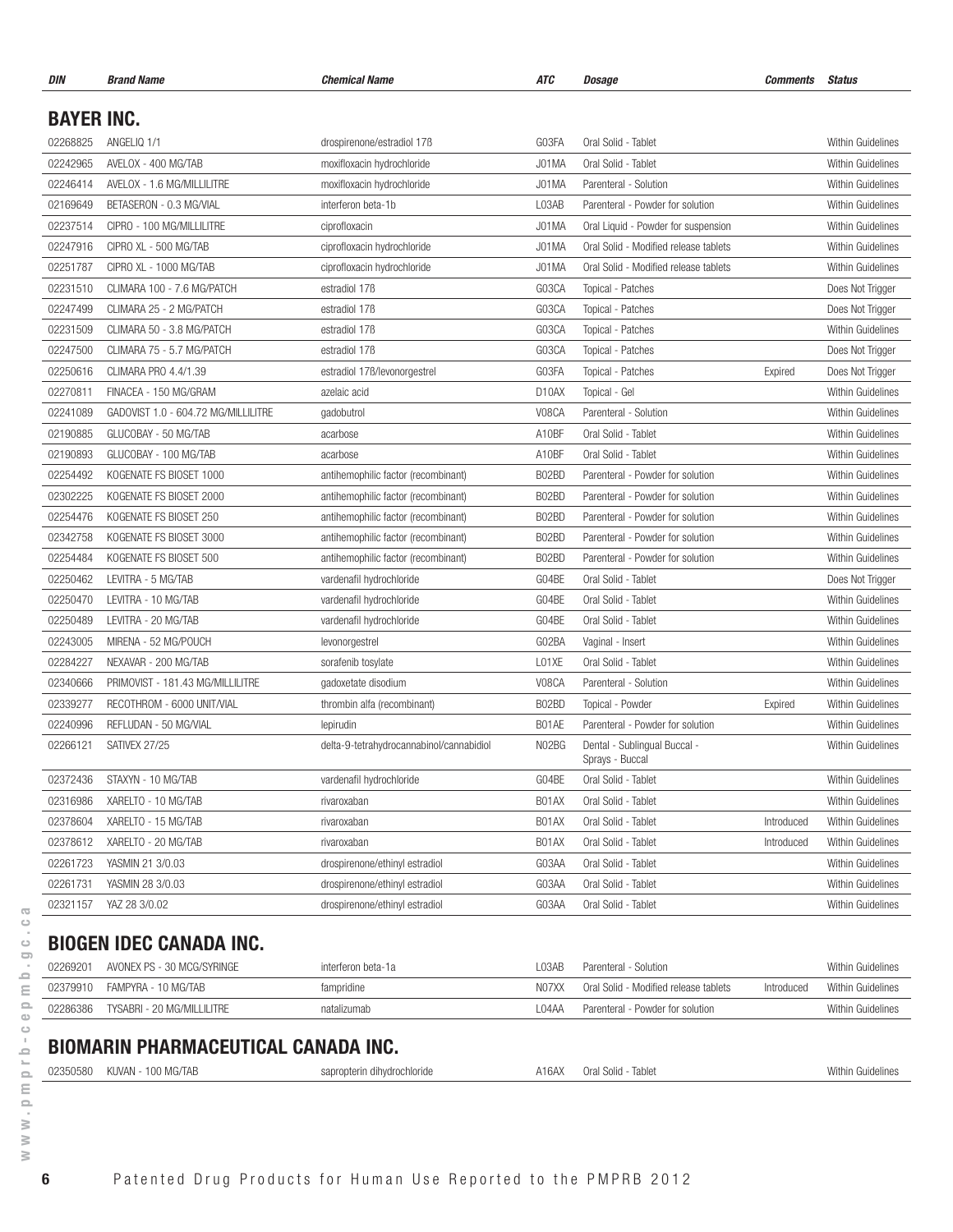| DIN | Brand Name | Chemical Name | ATC | Dosage | Comments | Status |
|---|---|---|---|---|---|---|

## BAYER INC.

| DIN | Brand Name | Chemical Name | ATC | Dosage | Comments | Status |
|---|---|---|---|---|---|---|
| 02268825 | ANGELIQ 1/1 | drospirenone/estradiol 17ß | G03FA | Oral Solid - Tablet | | Within Guidelines |
| 02242965 | AVELOX - 400 MG/TAB | moxifloxacin hydrochloride | J01MA | Oral Solid - Tablet | | Within Guidelines |
| 02246414 | AVELOX - 1.6 MG/MILLILITRE | moxifloxacin hydrochloride | J01MA | Parenteral - Solution | | Within Guidelines |
| 02169649 | BETASERON - 0.3 MG/VIAL | interferon beta-1b | L03AB | Parenteral - Powder for solution | | Within Guidelines |
| 02237514 | CIPRO - 100 MG/MILLILITRE | ciprofloxacin | J01MA | Oral Liquid - Powder for suspension | | Within Guidelines |
| 02247916 | CIPRO XL - 500 MG/TAB | ciprofloxacin hydrochloride | J01MA | Oral Solid - Modified release tablets | | Within Guidelines |
| 02251787 | CIPRO XL - 1000 MG/TAB | ciprofloxacin hydrochloride | J01MA | Oral Solid - Modified release tablets | | Within Guidelines |
| 02231510 | CLIMARA 100 - 7.6 MG/PATCH | estradiol 17ß | G03CA | Topical - Patches | | Does Not Trigger |
| 02247499 | CLIMARA 25 - 2 MG/PATCH | estradiol 17ß | G03CA | Topical - Patches | | Does Not Trigger |
| 02231509 | CLIMARA 50 - 3.8 MG/PATCH | estradiol 17ß | G03CA | Topical - Patches | | Within Guidelines |
| 02247500 | CLIMARA 75 - 5.7 MG/PATCH | estradiol 17ß | G03CA | Topical - Patches | | Does Not Trigger |
| 02250616 | CLIMARA PRO 4.4/1.39 | estradiol 17ß/levonorgestrel | G03FA | Topical - Patches | Expired | Does Not Trigger |
| 02270811 | FINACEA - 150 MG/GRAM | azelaic acid | D10AX | Topical - Gel | | Within Guidelines |
| 02241089 | GADOVIST 1.0 - 604.72 MG/MILLILITRE | gadobutrol | V08CA | Parenteral - Solution | | Within Guidelines |
| 02190885 | GLUCOBAY - 50 MG/TAB | acarbose | A10BF | Oral Solid - Tablet | | Within Guidelines |
| 02190893 | GLUCOBAY - 100 MG/TAB | acarbose | A10BF | Oral Solid - Tablet | | Within Guidelines |
| 02254492 | KOGENATE FS BIOSET 1000 | antihemophilic factor (recombinant) | B02BD | Parenteral - Powder for solution | | Within Guidelines |
| 02302225 | KOGENATE FS BIOSET 2000 | antihemophilic factor (recombinant) | B02BD | Parenteral - Powder for solution | | Within Guidelines |
| 02254476 | KOGENATE FS BIOSET 250 | antihemophilic factor (recombinant) | B02BD | Parenteral - Powder for solution | | Within Guidelines |
| 02342758 | KOGENATE FS BIOSET 3000 | antihemophilic factor (recombinant) | B02BD | Parenteral - Powder for solution | | Within Guidelines |
| 02254484 | KOGENATE FS BIOSET 500 | antihemophilic factor (recombinant) | B02BD | Parenteral - Powder for solution | | Within Guidelines |
| 02250462 | LEVITRA - 5 MG/TAB | vardenafil hydrochloride | G04BE | Oral Solid - Tablet | | Does Not Trigger |
| 02250470 | LEVITRA - 10 MG/TAB | vardenafil hydrochloride | G04BE | Oral Solid - Tablet | | Within Guidelines |
| 02250489 | LEVITRA - 20 MG/TAB | vardenafil hydrochloride | G04BE | Oral Solid - Tablet | | Within Guidelines |
| 02243005 | MIRENA - 52 MG/POUCH | levonorgestrel | G02BA | Vaginal - Insert | | Within Guidelines |
| 02284227 | NEXAVAR - 200 MG/TAB | sorafenib tosylate | L01XE | Oral Solid - Tablet | | Within Guidelines |
| 02340666 | PRIMOVIST - 181.43 MG/MILLILITRE | gadoxetate disodium | V08CA | Parenteral - Solution | | Within Guidelines |
| 02339277 | RECOTHROM - 6000 UNIT/VIAL | thrombin alfa (recombinant) | B02BD | Topical - Powder | Expired | Within Guidelines |
| 02240996 | REFLUDAN - 50 MG/VIAL | lepirudin | B01AE | Parenteral - Powder for solution | | Within Guidelines |
| 02266121 | SATIVEX 27/25 | delta-9-tetrahydrocannabinol/cannabidiol | N02BG | Dental - Sublingual Buccal - Sprays - Buccal | | Within Guidelines |
| 02372436 | STAXYN - 10 MG/TAB | vardenafil hydrochloride | G04BE | Oral Solid - Tablet | | Within Guidelines |
| 02316986 | XARELTO - 10 MG/TAB | rivaroxaban | B01AX | Oral Solid - Tablet | | Within Guidelines |
| 02378604 | XARELTO - 15 MG/TAB | rivaroxaban | B01AX | Oral Solid - Tablet | Introduced | Within Guidelines |
| 02378612 | XARELTO - 20 MG/TAB | rivaroxaban | B01AX | Oral Solid - Tablet | Introduced | Within Guidelines |
| 02261723 | YASMIN 21 3/0.03 | drospirenone/ethinyl estradiol | G03AA | Oral Solid - Tablet | | Within Guidelines |
| 02261731 | YASMIN 28 3/0.03 | drospirenone/ethinyl estradiol | G03AA | Oral Solid - Tablet | | Within Guidelines |
| 02321157 | YAZ 28 3/0.02 | drospirenone/ethinyl estradiol | G03AA | Oral Solid - Tablet | | Within Guidelines |

## BIOGEN IDEC CANADA INC.

| DIN | Brand Name | Chemical Name | ATC | Dosage | Comments | Status |
|---|---|---|---|---|---|---|
| 02269201 | AVONEX PS - 30 MCG/SYRINGE | interferon beta-1a | L03AB | Parenteral - Solution | | Within Guidelines |
| 02379910 | FAMPYRA - 10 MG/TAB | fampridine | N07XX | Oral Solid - Modified release tablets | Introduced | Within Guidelines |
| 02286386 | TYSABRI - 20 MG/MILLILITRE | natalizumab | L04AA | Parenteral - Powder for solution | | Within Guidelines |

## BIOMARIN PHARMACEUTICAL CANADA INC.

| DIN | Brand Name | Chemical Name | ATC | Dosage | Comments | Status |
|---|---|---|---|---|---|---|
| 02350580 | KUVAN - 100 MG/TAB | sapropterin dihydrochloride | A16AX | Oral Solid - Tablet | | Within Guidelines |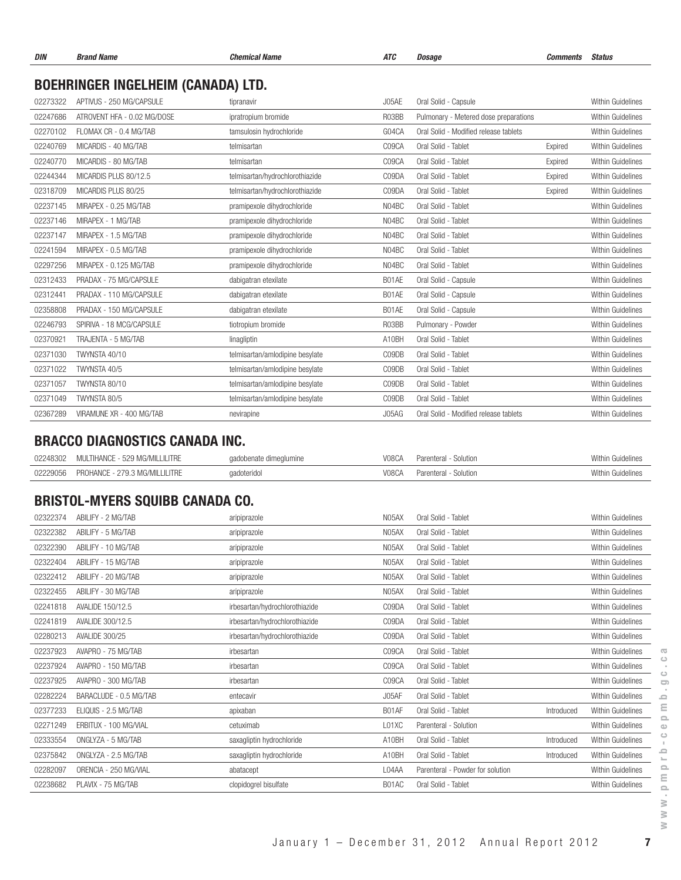| DIN | Brand Name | Chemical Name | ATC | Dosage | Comments | Status |
|---|---|---|---|---|---|---|

## BOEHRINGER INGELHEIM (CANADA) LTD.

| DIN | Brand Name | Chemical Name | ATC | Dosage | Comments | Status |
|---|---|---|---|---|---|---|
| 02273322 | APTIVUS - 250 MG/CAPSULE | tipranavir | J05AE | Oral Solid - Capsule | | Within Guidelines |
| 02247686 | ATROVENT HFA - 0.02 MG/DOSE | ipratropium bromide | R03BB | Pulmonary - Metered dose preparations | | Within Guidelines |
| 02270102 | FLOMAX CR - 0.4 MG/TAB | tamsulosin hydrochloride | G04CA | Oral Solid - Modified release tablets | | Within Guidelines |
| 02240769 | MICARDIS - 40 MG/TAB | telmisartan | C09CA | Oral Solid - Tablet | Expired | Within Guidelines |
| 02240770 | MICARDIS - 80 MG/TAB | telmisartan | C09CA | Oral Solid - Tablet | Expired | Within Guidelines |
| 02244344 | MICARDIS PLUS 80/12.5 | telmisartan/hydrochlorothiazide | C09DA | Oral Solid - Tablet | Expired | Within Guidelines |
| 02318709 | MICARDIS PLUS 80/25 | telmisartan/hydrochlorothiazide | C09DA | Oral Solid - Tablet | Expired | Within Guidelines |
| 02237145 | MIRAPEX - 0.25 MG/TAB | pramipexole dihydrochloride | N04BC | Oral Solid - Tablet | | Within Guidelines |
| 02237146 | MIRAPEX - 1 MG/TAB | pramipexole dihydrochloride | N04BC | Oral Solid - Tablet | | Within Guidelines |
| 02237147 | MIRAPEX - 1.5 MG/TAB | pramipexole dihydrochloride | N04BC | Oral Solid - Tablet | | Within Guidelines |
| 02241594 | MIRAPEX - 0.5 MG/TAB | pramipexole dihydrochloride | N04BC | Oral Solid - Tablet | | Within Guidelines |
| 02297256 | MIRAPEX - 0.125 MG/TAB | pramipexole dihydrochloride | N04BC | Oral Solid - Tablet | | Within Guidelines |
| 02312433 | PRADAX - 75 MG/CAPSULE | dabigatran etexilate | B01AE | Oral Solid - Capsule | | Within Guidelines |
| 02312441 | PRADAX - 110 MG/CAPSULE | dabigatran etexilate | B01AE | Oral Solid - Capsule | | Within Guidelines |
| 02358808 | PRADAX - 150 MG/CAPSULE | dabigatran etexilate | B01AE | Oral Solid - Capsule | | Within Guidelines |
| 02246793 | SPIRIVA - 18 MCG/CAPSULE | tiotropium bromide | R03BB | Pulmonary - Powder | | Within Guidelines |
| 02370921 | TRAJENTA - 5 MG/TAB | linagliptin | A10BH | Oral Solid - Tablet | | Within Guidelines |
| 02371030 | TWYNSTA 40/10 | telmisartan/amlodipine besylate | C09DB | Oral Solid - Tablet | | Within Guidelines |
| 02371022 | TWYNSTA 40/5 | telmisartan/amlodipine besylate | C09DB | Oral Solid - Tablet | | Within Guidelines |
| 02371057 | TWYNSTA 80/10 | telmisartan/amlodipine besylate | C09DB | Oral Solid - Tablet | | Within Guidelines |
| 02371049 | TWYNSTA 80/5 | telmisartan/amlodipine besylate | C09DB | Oral Solid - Tablet | | Within Guidelines |
| 02367289 | VIRAMUNE XR - 400 MG/TAB | nevirapine | J05AG | Oral Solid - Modified release tablets | | Within Guidelines |

## BRACCO DIAGNOSTICS CANADA INC.

| DIN | Brand Name | Chemical Name | ATC | Dosage | Comments | Status |
|---|---|---|---|---|---|---|
| 02248302 | MULTIHANCE - 529 MG/MILLILITRE | gadobenate dimeglumine | V08CA | Parenteral - Solution | | Within Guidelines |
| 02229056 | PROHANCE - 279.3 MG/MILLILITRE | gadoteridol | V08CA | Parenteral - Solution | | Within Guidelines |

## BRISTOL-MYERS SQUIBB CANADA CO.

| DIN | Brand Name | Chemical Name | ATC | Dosage | Comments | Status |
|---|---|---|---|---|---|---|
| 02322374 | ABILIFY - 2 MG/TAB | aripiprazole | N05AX | Oral Solid - Tablet | | Within Guidelines |
| 02322382 | ABILIFY - 5 MG/TAB | aripiprazole | N05AX | Oral Solid - Tablet | | Within Guidelines |
| 02322390 | ABILIFY - 10 MG/TAB | aripiprazole | N05AX | Oral Solid - Tablet | | Within Guidelines |
| 02322404 | ABILIFY - 15 MG/TAB | aripiprazole | N05AX | Oral Solid - Tablet | | Within Guidelines |
| 02322412 | ABILIFY - 20 MG/TAB | aripiprazole | N05AX | Oral Solid - Tablet | | Within Guidelines |
| 02322455 | ABILIFY - 30 MG/TAB | aripiprazole | N05AX | Oral Solid - Tablet | | Within Guidelines |
| 02241818 | AVALIDE 150/12.5 | irbesartan/hydrochlorothiazide | C09DA | Oral Solid - Tablet | | Within Guidelines |
| 02241819 | AVALIDE 300/12.5 | irbesartan/hydrochlorothiazide | C09DA | Oral Solid - Tablet | | Within Guidelines |
| 02280213 | AVALIDE 300/25 | irbesartan/hydrochlorothiazide | C09DA | Oral Solid - Tablet | | Within Guidelines |
| 02237923 | AVAPRO - 75 MG/TAB | irbesartan | C09CA | Oral Solid - Tablet | | Within Guidelines |
| 02237924 | AVAPRO - 150 MG/TAB | irbesartan | C09CA | Oral Solid - Tablet | | Within Guidelines |
| 02237925 | AVAPRO - 300 MG/TAB | irbesartan | C09CA | Oral Solid - Tablet | | Within Guidelines |
| 02282224 | BARACLUDE - 0.5 MG/TAB | entecavir | J05AF | Oral Solid - Tablet | | Within Guidelines |
| 02377233 | ELIQUIS - 2.5 MG/TAB | apixaban | B01AF | Oral Solid - Tablet | Introduced | Within Guidelines |
| 02271249 | ERBITUX - 100 MG/VIAL | cetuximab | L01XC | Parenteral - Solution | | Within Guidelines |
| 02333554 | ONGLYZA - 5 MG/TAB | saxagliptin hydrochloride | A10BH | Oral Solid - Tablet | Introduced | Within Guidelines |
| 02375842 | ONGLYZA - 2.5 MG/TAB | saxagliptin hydrochloride | A10BH | Oral Solid - Tablet | Introduced | Within Guidelines |
| 02282097 | ORENCIA - 250 MG/VIAL | abatacept | L04AA | Parenteral - Powder for solution | | Within Guidelines |
| 02238682 | PLAVIX - 75 MG/TAB | clopidogrel bisulfate | B01AC | Oral Solid - Tablet | | Within Guidelines |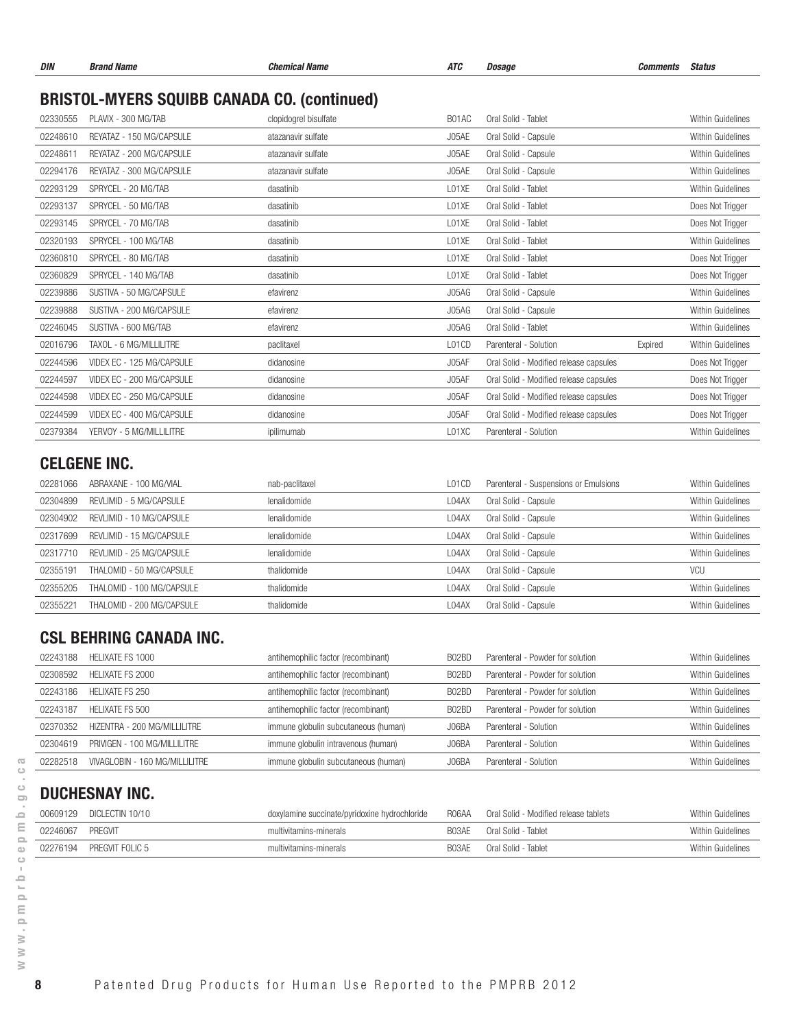| DIN | Brand Name | Chemical Name | ATC | Dosage | Comments | Status |
|---|---|---|---|---|---|---|

## BRISTOL-MYERS SQUIBB CANADA CO. (continued)

| DIN | Brand Name | Chemical Name | ATC | Dosage | Comments | Status |
|---|---|---|---|---|---|---|
| 02330555 | PLAVIX - 300 MG/TAB | clopidogrel bisulfate | B01AC | Oral Solid - Tablet | | Within Guidelines |
| 02248610 | REYATAZ - 150 MG/CAPSULE | atazanavir sulfate | J05AE | Oral Solid - Capsule | | Within Guidelines |
| 02248611 | REYATAZ - 200 MG/CAPSULE | atazanavir sulfate | J05AE | Oral Solid - Capsule | | Within Guidelines |
| 02294176 | REYATAZ - 300 MG/CAPSULE | atazanavir sulfate | J05AE | Oral Solid - Capsule | | Within Guidelines |
| 02293129 | SPRYCEL - 20 MG/TAB | dasatinib | L01XE | Oral Solid - Tablet | | Within Guidelines |
| 02293137 | SPRYCEL - 50 MG/TAB | dasatinib | L01XE | Oral Solid - Tablet | | Does Not Trigger |
| 02293145 | SPRYCEL - 70 MG/TAB | dasatinib | L01XE | Oral Solid - Tablet | | Does Not Trigger |
| 02320193 | SPRYCEL - 100 MG/TAB | dasatinib | L01XE | Oral Solid - Tablet | | Within Guidelines |
| 02360810 | SPRYCEL - 80 MG/TAB | dasatinib | L01XE | Oral Solid - Tablet | | Does Not Trigger |
| 02360829 | SPRYCEL - 140 MG/TAB | dasatinib | L01XE | Oral Solid - Tablet | | Does Not Trigger |
| 02239886 | SUSTIVA - 50 MG/CAPSULE | efavirenz | J05AG | Oral Solid - Capsule | | Within Guidelines |
| 02239888 | SUSTIVA - 200 MG/CAPSULE | efavirenz | J05AG | Oral Solid - Capsule | | Within Guidelines |
| 02246045 | SUSTIVA - 600 MG/TAB | efavirenz | J05AG | Oral Solid - Tablet | | Within Guidelines |
| 02016796 | TAXOL - 6 MG/MILLILITRE | paclitaxel | L01CD | Parenteral - Solution | Expired | Within Guidelines |
| 02244596 | VIDEX EC - 125 MG/CAPSULE | didanosine | J05AF | Oral Solid - Modified release capsules | | Does Not Trigger |
| 02244597 | VIDEX EC - 200 MG/CAPSULE | didanosine | J05AF | Oral Solid - Modified release capsules | | Does Not Trigger |
| 02244598 | VIDEX EC - 250 MG/CAPSULE | didanosine | J05AF | Oral Solid - Modified release capsules | | Does Not Trigger |
| 02244599 | VIDEX EC - 400 MG/CAPSULE | didanosine | J05AF | Oral Solid - Modified release capsules | | Does Not Trigger |
| 02379384 | YERVOY - 5 MG/MILLILITRE | ipilimumab | L01XC | Parenteral - Solution | | Within Guidelines |

## CELGENE INC.

| DIN | Brand Name | Chemical Name | ATC | Dosage | Comments | Status |
|---|---|---|---|---|---|---|
| 02281066 | ABRAXANE - 100 MG/VIAL | nab-paclitaxel | L01CD | Parenteral - Suspensions or Emulsions | | Within Guidelines |
| 02304899 | REVLIMID - 5 MG/CAPSULE | lenalidomide | L04AX | Oral Solid - Capsule | | Within Guidelines |
| 02304902 | REVLIMID - 10 MG/CAPSULE | lenalidomide | L04AX | Oral Solid - Capsule | | Within Guidelines |
| 02317699 | REVLIMID - 15 MG/CAPSULE | lenalidomide | L04AX | Oral Solid - Capsule | | Within Guidelines |
| 02317710 | REVLIMID - 25 MG/CAPSULE | lenalidomide | L04AX | Oral Solid - Capsule | | Within Guidelines |
| 02355191 | THALOMID - 50 MG/CAPSULE | thalidomide | L04AX | Oral Solid - Capsule | | VCU |
| 02355205 | THALOMID - 100 MG/CAPSULE | thalidomide | L04AX | Oral Solid - Capsule | | Within Guidelines |
| 02355221 | THALOMID - 200 MG/CAPSULE | thalidomide | L04AX | Oral Solid - Capsule | | Within Guidelines |

## CSL BEHRING CANADA INC.

| DIN | Brand Name | Chemical Name | ATC | Dosage | Comments | Status |
|---|---|---|---|---|---|---|
| 02243188 | HELIXATE FS 1000 | antihemophilic factor (recombinant) | B02BD | Parenteral - Powder for solution | | Within Guidelines |
| 02308592 | HELIXATE FS 2000 | antihemophilic factor (recombinant) | B02BD | Parenteral - Powder for solution | | Within Guidelines |
| 02243186 | HELIXATE FS 250 | antihemophilic factor (recombinant) | B02BD | Parenteral - Powder for solution | | Within Guidelines |
| 02243187 | HELIXATE FS 500 | antihemophilic factor (recombinant) | B02BD | Parenteral - Powder for solution | | Within Guidelines |
| 02370352 | HIZENTRA - 200 MG/MILLILITRE | immune globulin subcutaneous (human) | J06BA | Parenteral - Solution | | Within Guidelines |
| 02304619 | PRIVIGEN - 100 MG/MILLILITRE | immune globulin intravenous (human) | J06BA | Parenteral - Solution | | Within Guidelines |
| 02282518 | VIVAGLOBIN - 160 MG/MILLILITRE | immune globulin subcutaneous (human) | J06BA | Parenteral - Solution | | Within Guidelines |

## DUCHESNAY INC.

| DIN | Brand Name | Chemical Name | ATC | Dosage | Comments | Status |
|---|---|---|---|---|---|---|
| 00609129 | DICLECTIN 10/10 | doxylamine succinate/pyridoxine hydrochloride | R06AA | Oral Solid - Modified release tablets | | Within Guidelines |
| 02246067 | PREGVIT | multivitamins-minerals | B03AE | Oral Solid - Tablet | | Within Guidelines |
| 02276194 | PREGVIT FOLIC 5 | multivitamins-minerals | B03AE | Oral Solid - Tablet | | Within Guidelines |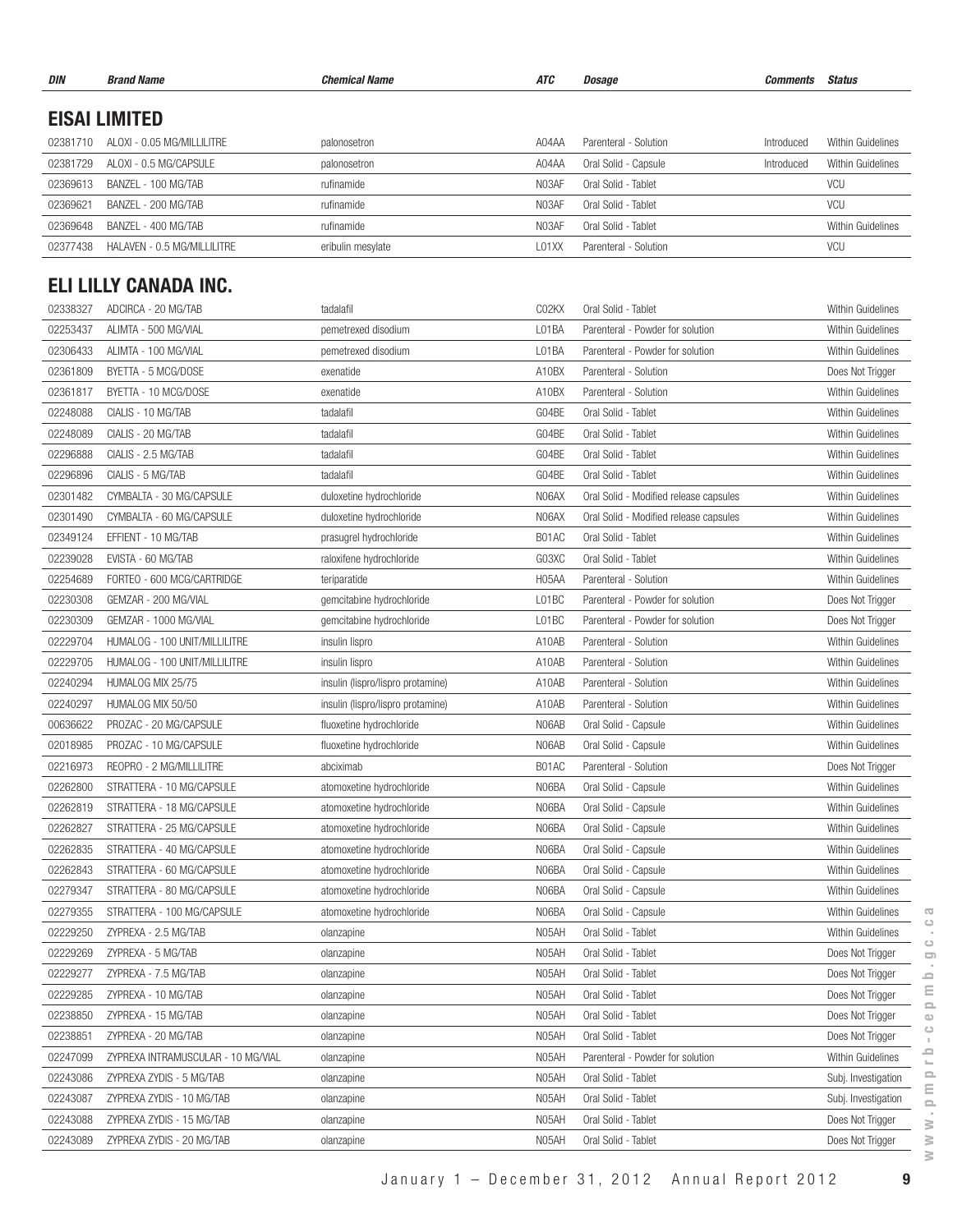| DIN | Brand Name | Chemical Name | ATC | Dosage | Comments | Status |
|---|---|---|---|---|---|---|

## EISAI LIMITED

| DIN | Brand Name | Chemical Name | ATC | Dosage | Comments | Status |
|---|---|---|---|---|---|---|
| 02381710 | ALOXI - 0.05 MG/MILLILITRE | palonosetron | A04AA | Parenteral - Solution | Introduced | Within Guidelines |
| 02381729 | ALOXI - 0.5 MG/CAPSULE | palonosetron | A04AA | Oral Solid - Capsule | Introduced | Within Guidelines |
| 02369613 | BANZEL - 100 MG/TAB | rufinamide | N03AF | Oral Solid - Tablet | | VCU |
| 02369621 | BANZEL - 200 MG/TAB | rufinamide | N03AF | Oral Solid - Tablet | | VCU |
| 02369648 | BANZEL - 400 MG/TAB | rufinamide | N03AF | Oral Solid - Tablet | | Within Guidelines |
| 02377438 | HALAVEN - 0.5 MG/MILLILITRE | eribulin mesylate | L01XX | Parenteral - Solution | | VCU |

## ELI LILLY CANADA INC.

| DIN | Brand Name | Chemical Name | ATC | Dosage | Comments | Status |
|---|---|---|---|---|---|---|
| 02338327 | ADCIRCA - 20 MG/TAB | tadalafil | C02KX | Oral Solid - Tablet | | Within Guidelines |
| 02253437 | ALIMTA - 500 MG/VIAL | pemetrexed disodium | L01BA | Parenteral - Powder for solution | | Within Guidelines |
| 02306433 | ALIMTA - 100 MG/VIAL | pemetrexed disodium | L01BA | Parenteral - Powder for solution | | Within Guidelines |
| 02361809 | BYETTA - 5 MCG/DOSE | exenatide | A10BX | Parenteral - Solution | | Does Not Trigger |
| 02361817 | BYETTA - 10 MCG/DOSE | exenatide | A10BX | Parenteral - Solution | | Within Guidelines |
| 02248088 | CIALIS - 10 MG/TAB | tadalafil | G04BE | Oral Solid - Tablet | | Within Guidelines |
| 02248089 | CIALIS - 20 MG/TAB | tadalafil | G04BE | Oral Solid - Tablet | | Within Guidelines |
| 02296888 | CIALIS - 2.5 MG/TAB | tadalafil | G04BE | Oral Solid - Tablet | | Within Guidelines |
| 02296896 | CIALIS - 5 MG/TAB | tadalafil | G04BE | Oral Solid - Tablet | | Within Guidelines |
| 02301482 | CYMBALTA - 30 MG/CAPSULE | duloxetine hydrochloride | N06AX | Oral Solid - Modified release capsules | | Within Guidelines |
| 02301490 | CYMBALTA - 60 MG/CAPSULE | duloxetine hydrochloride | N06AX | Oral Solid - Modified release capsules | | Within Guidelines |
| 02349124 | EFFIENT - 10 MG/TAB | prasugrel hydrochloride | B01AC | Oral Solid - Tablet | | Within Guidelines |
| 02239028 | EVISTA - 60 MG/TAB | raloxifene hydrochloride | G03XC | Oral Solid - Tablet | | Within Guidelines |
| 02254689 | FORTEO - 600 MCG/CARTRIDGE | teriparatide | H05AA | Parenteral - Solution | | Within Guidelines |
| 02230308 | GEMZAR - 200 MG/VIAL | gemcitabine hydrochloride | L01BC | Parenteral - Powder for solution | | Does Not Trigger |
| 02230309 | GEMZAR - 1000 MG/VIAL | gemcitabine hydrochloride | L01BC | Parenteral - Powder for solution | | Does Not Trigger |
| 02229704 | HUMALOG - 100 UNIT/MILLILITRE | insulin lispro | A10AB | Parenteral - Solution | | Within Guidelines |
| 02229705 | HUMALOG - 100 UNIT/MILLILITRE | insulin lispro | A10AB | Parenteral - Solution | | Within Guidelines |
| 02240294 | HUMALOG MIX 25/75 | insulin (lispro/lispro protamine) | A10AB | Parenteral - Solution | | Within Guidelines |
| 02240297 | HUMALOG MIX 50/50 | insulin (lispro/lispro protamine) | A10AB | Parenteral - Solution | | Within Guidelines |
| 00636622 | PROZAC - 20 MG/CAPSULE | fluoxetine hydrochloride | N06AB | Oral Solid - Capsule | | Within Guidelines |
| 02018985 | PROZAC - 10 MG/CAPSULE | fluoxetine hydrochloride | N06AB | Oral Solid - Capsule | | Within Guidelines |
| 02216973 | REOPRO - 2 MG/MILLILITRE | abciximab | B01AC | Parenteral - Solution | | Does Not Trigger |
| 02262800 | STRATTERA - 10 MG/CAPSULE | atomoxetine hydrochloride | N06BA | Oral Solid - Capsule | | Within Guidelines |
| 02262819 | STRATTERA - 18 MG/CAPSULE | atomoxetine hydrochloride | N06BA | Oral Solid - Capsule | | Within Guidelines |
| 02262827 | STRATTERA - 25 MG/CAPSULE | atomoxetine hydrochloride | N06BA | Oral Solid - Capsule | | Within Guidelines |
| 02262835 | STRATTERA - 40 MG/CAPSULE | atomoxetine hydrochloride | N06BA | Oral Solid - Capsule | | Within Guidelines |
| 02262843 | STRATTERA - 60 MG/CAPSULE | atomoxetine hydrochloride | N06BA | Oral Solid - Capsule | | Within Guidelines |
| 02279347 | STRATTERA - 80 MG/CAPSULE | atomoxetine hydrochloride | N06BA | Oral Solid - Capsule | | Within Guidelines |
| 02279355 | STRATTERA - 100 MG/CAPSULE | atomoxetine hydrochloride | N06BA | Oral Solid - Capsule | | Within Guidelines |
| 02229250 | ZYPREXA - 2.5 MG/TAB | olanzapine | N05AH | Oral Solid - Tablet | | Within Guidelines |
| 02229269 | ZYPREXA - 5 MG/TAB | olanzapine | N05AH | Oral Solid - Tablet | | Does Not Trigger |
| 02229277 | ZYPREXA - 7.5 MG/TAB | olanzapine | N05AH | Oral Solid - Tablet | | Does Not Trigger |
| 02229285 | ZYPREXA - 10 MG/TAB | olanzapine | N05AH | Oral Solid - Tablet | | Does Not Trigger |
| 02238850 | ZYPREXA - 15 MG/TAB | olanzapine | N05AH | Oral Solid - Tablet | | Does Not Trigger |
| 02238851 | ZYPREXA - 20 MG/TAB | olanzapine | N05AH | Oral Solid - Tablet | | Does Not Trigger |
| 02247099 | ZYPREXA INTRAMUSCULAR - 10 MG/VIAL | olanzapine | N05AH | Parenteral - Powder for solution | | Within Guidelines |
| 02243086 | ZYPREXA ZYDIS - 5 MG/TAB | olanzapine | N05AH | Oral Solid - Tablet | | Subj. Investigation |
| 02243087 | ZYPREXA ZYDIS - 10 MG/TAB | olanzapine | N05AH | Oral Solid - Tablet | | Subj. Investigation |
| 02243088 | ZYPREXA ZYDIS - 15 MG/TAB | olanzapine | N05AH | Oral Solid - Tablet | | Does Not Trigger |
| 02243089 | ZYPREXA ZYDIS - 20 MG/TAB | olanzapine | N05AH | Oral Solid - Tablet | | Does Not Trigger |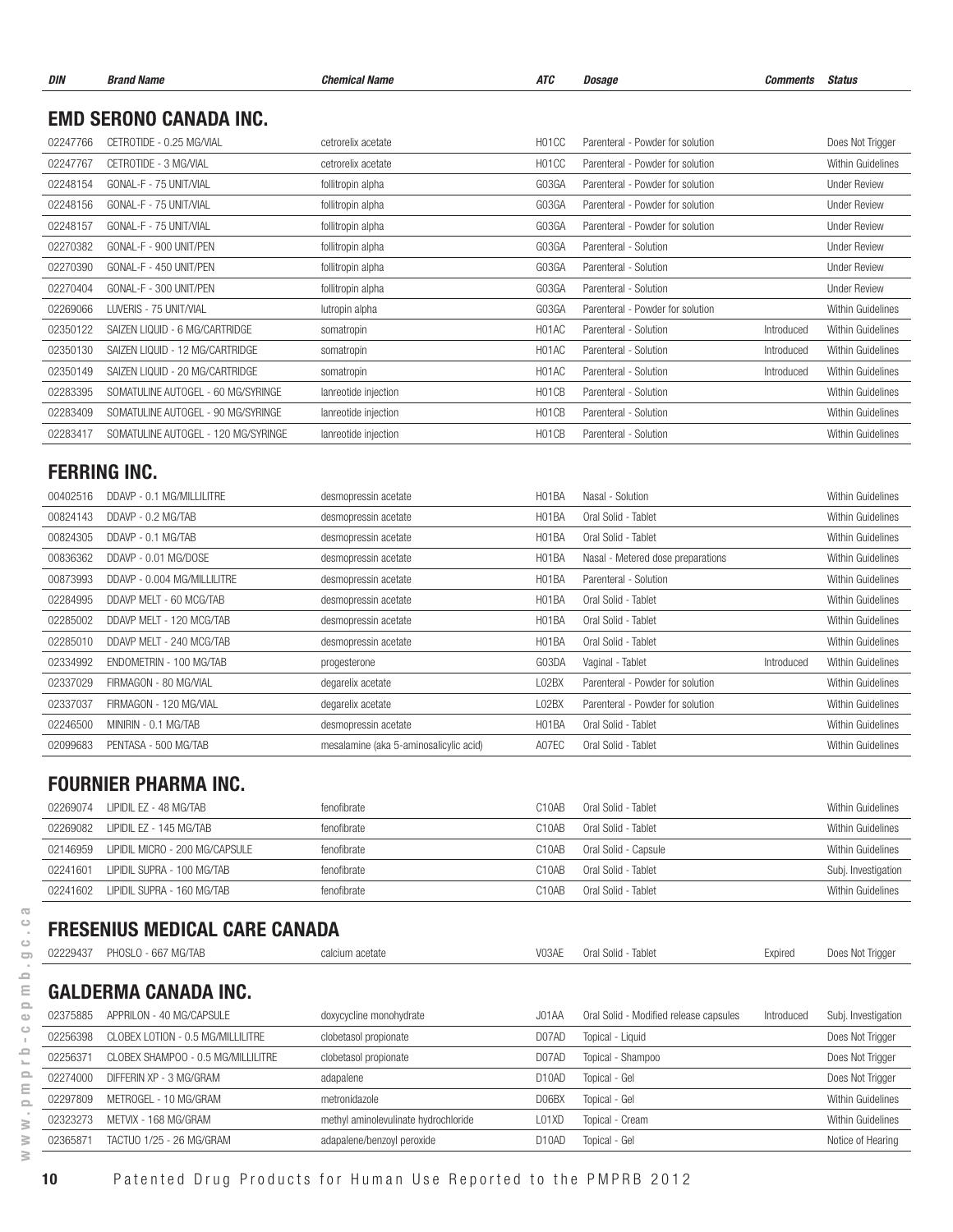| DIN | Brand Name | Chemical Name | ATC | Dosage | Comments | Status |
|---|---|---|---|---|---|---|

## EMD SERONO CANADA INC.

| DIN | Brand Name | Chemical Name | ATC | Dosage | Comments | Status |
|---|---|---|---|---|---|---|
| 02247766 | CETROTIDE - 0.25 MG/VIAL | cetrorelix acetate | H01CC | Parenteral - Powder for solution | | Does Not Trigger |
| 02247767 | CETROTIDE - 3 MG/VIAL | cetrorelix acetate | H01CC | Parenteral - Powder for solution | | Within Guidelines |
| 02248154 | GONAL-F - 75 UNIT/VIAL | follitropin alpha | G03GA | Parenteral - Powder for solution | | Under Review |
| 02248156 | GONAL-F - 75 UNIT/VIAL | follitropin alpha | G03GA | Parenteral - Powder for solution | | Under Review |
| 02248157 | GONAL-F - 75 UNIT/VIAL | follitropin alpha | G03GA | Parenteral - Powder for solution | | Under Review |
| 02270382 | GONAL-F - 900 UNIT/PEN | follitropin alpha | G03GA | Parenteral - Solution | | Under Review |
| 02270390 | GONAL-F - 450 UNIT/PEN | follitropin alpha | G03GA | Parenteral - Solution | | Under Review |
| 02270404 | GONAL-F - 300 UNIT/PEN | follitropin alpha | G03GA | Parenteral - Solution | | Under Review |
| 02269066 | LUVERIS - 75 UNIT/VIAL | lutropin alpha | G03GA | Parenteral - Powder for solution | | Within Guidelines |
| 02350122 | SAIZEN LIQUID - 6 MG/CARTRIDGE | somatropin | H01AC | Parenteral - Solution | Introduced | Within Guidelines |
| 02350130 | SAIZEN LIQUID - 12 MG/CARTRIDGE | somatropin | H01AC | Parenteral - Solution | Introduced | Within Guidelines |
| 02350149 | SAIZEN LIQUID - 20 MG/CARTRIDGE | somatropin | H01AC | Parenteral - Solution | Introduced | Within Guidelines |
| 02283395 | SOMATULINE AUTOGEL - 60 MG/SYRINGE | lanreotide injection | H01CB | Parenteral - Solution | | Within Guidelines |
| 02283409 | SOMATULINE AUTOGEL - 90 MG/SYRINGE | lanreotide injection | H01CB | Parenteral - Solution | | Within Guidelines |
| 02283417 | SOMATULINE AUTOGEL - 120 MG/SYRINGE | lanreotide injection | H01CB | Parenteral - Solution | | Within Guidelines |

## FERRING INC.

| DIN | Brand Name | Chemical Name | ATC | Dosage | Comments | Status |
|---|---|---|---|---|---|---|
| 00402516 | DDAVP - 0.1 MG/MILLILITRE | desmopressin acetate | H01BA | Nasal - Solution | | Within Guidelines |
| 00824143 | DDAVP - 0.2 MG/TAB | desmopressin acetate | H01BA | Oral Solid - Tablet | | Within Guidelines |
| 00824305 | DDAVP - 0.1 MG/TAB | desmopressin acetate | H01BA | Oral Solid - Tablet | | Within Guidelines |
| 00836362 | DDAVP - 0.01 MG/DOSE | desmopressin acetate | H01BA | Nasal - Metered dose preparations | | Within Guidelines |
| 00873993 | DDAVP - 0.004 MG/MILLILITRE | desmopressin acetate | H01BA | Parenteral - Solution | | Within Guidelines |
| 02284995 | DDAVP MELT - 60 MCG/TAB | desmopressin acetate | H01BA | Oral Solid - Tablet | | Within Guidelines |
| 02285002 | DDAVP MELT - 120 MCG/TAB | desmopressin acetate | H01BA | Oral Solid - Tablet | | Within Guidelines |
| 02285010 | DDAVP MELT - 240 MCG/TAB | desmopressin acetate | H01BA | Oral Solid - Tablet | | Within Guidelines |
| 02334992 | ENDOMETRIN - 100 MG/TAB | progesterone | G03DA | Vaginal - Tablet | Introduced | Within Guidelines |
| 02337029 | FIRMAGON - 80 MG/VIAL | degarelix acetate | L02BX | Parenteral - Powder for solution | | Within Guidelines |
| 02337037 | FIRMAGON - 120 MG/VIAL | degarelix acetate | L02BX | Parenteral - Powder for solution | | Within Guidelines |
| 02246500 | MINIRIN - 0.1 MG/TAB | desmopressin acetate | H01BA | Oral Solid - Tablet | | Within Guidelines |
| 02099683 | PENTASA - 500 MG/TAB | mesalamine (aka 5-aminosalicylic acid) | A07EC | Oral Solid - Tablet | | Within Guidelines |

## FOURNIER PHARMA INC.

| DIN | Brand Name | Chemical Name | ATC | Dosage | Comments | Status |
|---|---|---|---|---|---|---|
| 02269074 | LIPIDIL EZ - 48 MG/TAB | fenofibrate | C10AB | Oral Solid - Tablet | | Within Guidelines |
| 02269082 | LIPIDIL EZ - 145 MG/TAB | fenofibrate | C10AB | Oral Solid - Tablet | | Within Guidelines |
| 02146959 | LIPIDIL MICRO - 200 MG/CAPSULE | fenofibrate | C10AB | Oral Solid - Capsule | | Within Guidelines |
| 02241601 | LIPIDIL SUPRA - 100 MG/TAB | fenofibrate | C10AB | Oral Solid - Tablet | | Subj. Investigation |
| 02241602 | LIPIDIL SUPRA - 160 MG/TAB | fenofibrate | C10AB | Oral Solid - Tablet | | Within Guidelines |

## FRESENIUS MEDICAL CARE CANADA

| DIN | Brand Name | Chemical Name | ATC | Dosage | Comments | Status |
|---|---|---|---|---|---|---|
| 02229437 | PHOSLO - 667 MG/TAB | calcium acetate | V03AE | Oral Solid - Tablet | Expired | Does Not Trigger |

## GALDERMA CANADA INC.

| DIN | Brand Name | Chemical Name | ATC | Dosage | Comments | Status |
|---|---|---|---|---|---|---|
| 02375885 | APPRILON - 40 MG/CAPSULE | doxycycline monohydrate | J01AA | Oral Solid - Modified release capsules | Introduced | Subj. Investigation |
| 02256398 | CLOBEX LOTION - 0.5 MG/MILLILITRE | clobetasol propionate | D07AD | Topical - Liquid | | Does Not Trigger |
| 02256371 | CLOBEX SHAMPOO - 0.5 MG/MILLILITRE | clobetasol propionate | D07AD | Topical - Shampoo | | Does Not Trigger |
| 02274000 | DIFFERIN XP - 3 MG/GRAM | adapalene | D10AD | Topical - Gel | | Does Not Trigger |
| 02297809 | METROGEL - 10 MG/GRAM | metronidazole | D06BX | Topical - Gel | | Within Guidelines |
| 02323273 | METVIX - 168 MG/GRAM | methyl aminolevulinate hydrochloride | L01XD | Topical - Cream | | Within Guidelines |
| 02365871 | TACTUO 1/25 - 26 MG/GRAM | adapalene/benzoyl peroxide | D10AD | Topical - Gel | | Notice of Hearing |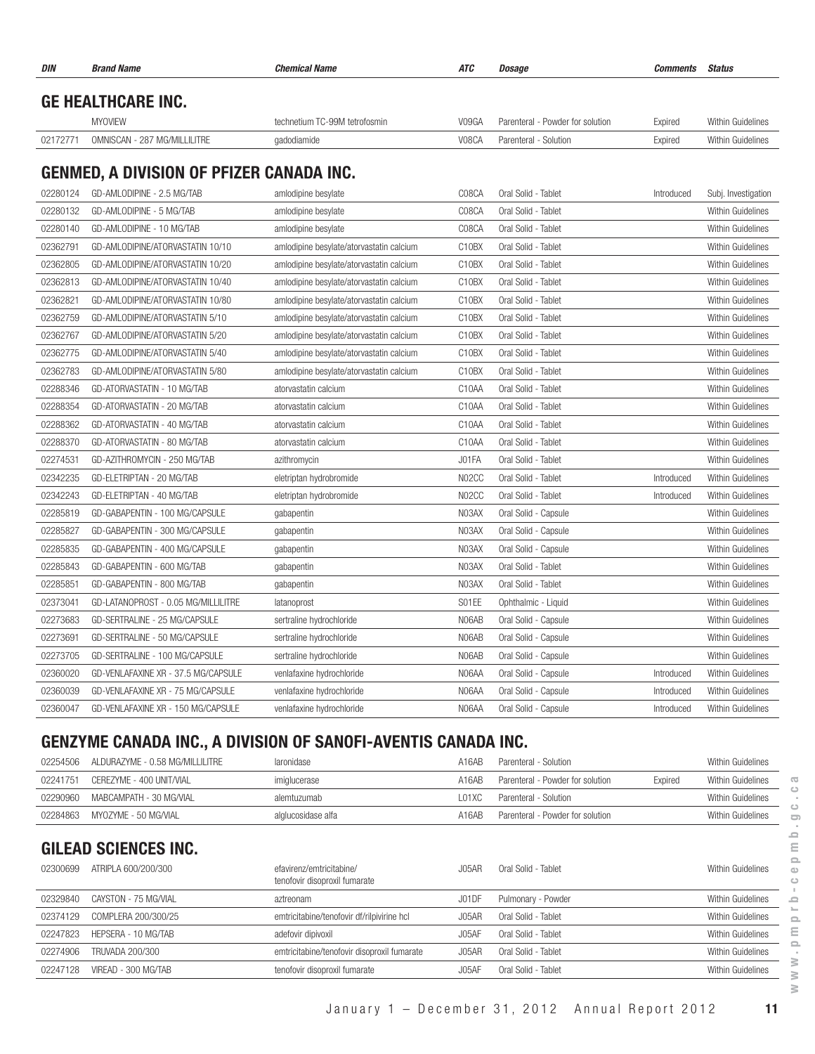| DIN | Brand Name | Chemical Name | ATC | Dosage | Comments | Status |
|---|---|---|---|---|---|---|

## GE HEALTHCARE INC.

| DIN | Brand Name | Chemical Name | ATC | Dosage | Comments | Status |
|---|---|---|---|---|---|---|
| | MYOVIEW | technetium TC-99M tetrofosmin | V09GA | Parenteral - Powder for solution | Expired | Within Guidelines |
| 02172771 | OMNISCAN - 287 MG/MILLILITRE | gadodiamide | V08CA | Parenteral - Solution | Expired | Within Guidelines |

## GENMED, A DIVISION OF PFIZER CANADA INC.

| DIN | Brand Name | Chemical Name | ATC | Dosage | Comments | Status |
|---|---|---|---|---|---|---|
| 02280124 | GD-AMLODIPINE - 2.5 MG/TAB | amlodipine besylate | C08CA | Oral Solid - Tablet | Introduced | Subj. Investigation |
| 02280132 | GD-AMLODIPINE - 5 MG/TAB | amlodipine besylate | C08CA | Oral Solid - Tablet | | Within Guidelines |
| 02280140 | GD-AMLODIPINE - 10 MG/TAB | amlodipine besylate | C08CA | Oral Solid - Tablet | | Within Guidelines |
| 02362791 | GD-AMLODIPINE/ATORVASTATIN 10/10 | amlodipine besylate/atorvastatin calcium | C10BX | Oral Solid - Tablet | | Within Guidelines |
| 02362805 | GD-AMLODIPINE/ATORVASTATIN 10/20 | amlodipine besylate/atorvastatin calcium | C10BX | Oral Solid - Tablet | | Within Guidelines |
| 02362813 | GD-AMLODIPINE/ATORVASTATIN 10/40 | amlodipine besylate/atorvastatin calcium | C10BX | Oral Solid - Tablet | | Within Guidelines |
| 02362821 | GD-AMLODIPINE/ATORVASTATIN 10/80 | amlodipine besylate/atorvastatin calcium | C10BX | Oral Solid - Tablet | | Within Guidelines |
| 02362759 | GD-AMLODIPINE/ATORVASTATIN 5/10 | amlodipine besylate/atorvastatin calcium | C10BX | Oral Solid - Tablet | | Within Guidelines |
| 02362767 | GD-AMLODIPINE/ATORVASTATIN 5/20 | amlodipine besylate/atorvastatin calcium | C10BX | Oral Solid - Tablet | | Within Guidelines |
| 02362775 | GD-AMLODIPINE/ATORVASTATIN 5/40 | amlodipine besylate/atorvastatin calcium | C10BX | Oral Solid - Tablet | | Within Guidelines |
| 02362783 | GD-AMLODIPINE/ATORVASTATIN 5/80 | amlodipine besylate/atorvastatin calcium | C10BX | Oral Solid - Tablet | | Within Guidelines |
| 02288346 | GD-ATORVASTATIN - 10 MG/TAB | atorvastatin calcium | C10AA | Oral Solid - Tablet | | Within Guidelines |
| 02288354 | GD-ATORVASTATIN - 20 MG/TAB | atorvastatin calcium | C10AA | Oral Solid - Tablet | | Within Guidelines |
| 02288362 | GD-ATORVASTATIN - 40 MG/TAB | atorvastatin calcium | C10AA | Oral Solid - Tablet | | Within Guidelines |
| 02288370 | GD-ATORVASTATIN - 80 MG/TAB | atorvastatin calcium | C10AA | Oral Solid - Tablet | | Within Guidelines |
| 02274531 | GD-AZITHROMYCIN - 250 MG/TAB | azithromycin | J01FA | Oral Solid - Tablet | | Within Guidelines |
| 02342235 | GD-ELETRIPTAN - 20 MG/TAB | eletriptan hydrobromide | N02CC | Oral Solid - Tablet | Introduced | Within Guidelines |
| 02342243 | GD-ELETRIPTAN - 40 MG/TAB | eletriptan hydrobromide | N02CC | Oral Solid - Tablet | Introduced | Within Guidelines |
| 02285819 | GD-GABAPENTIN - 100 MG/CAPSULE | gabapentin | N03AX | Oral Solid - Capsule | | Within Guidelines |
| 02285827 | GD-GABAPENTIN - 300 MG/CAPSULE | gabapentin | N03AX | Oral Solid - Capsule | | Within Guidelines |
| 02285835 | GD-GABAPENTIN - 400 MG/CAPSULE | gabapentin | N03AX | Oral Solid - Capsule | | Within Guidelines |
| 02285843 | GD-GABAPENTIN - 600 MG/TAB | gabapentin | N03AX | Oral Solid - Tablet | | Within Guidelines |
| 02285851 | GD-GABAPENTIN - 800 MG/TAB | gabapentin | N03AX | Oral Solid - Tablet | | Within Guidelines |
| 02373041 | GD-LATANOPROST - 0.05 MG/MILLILITRE | latanoprost | S01EE | Ophthalmic - Liquid | | Within Guidelines |
| 02273683 | GD-SERTRALINE - 25 MG/CAPSULE | sertraline hydrochloride | N06AB | Oral Solid - Capsule | | Within Guidelines |
| 02273691 | GD-SERTRALINE - 50 MG/CAPSULE | sertraline hydrochloride | N06AB | Oral Solid - Capsule | | Within Guidelines |
| 02273705 | GD-SERTRALINE - 100 MG/CAPSULE | sertraline hydrochloride | N06AB | Oral Solid - Capsule | | Within Guidelines |
| 02360020 | GD-VENLAFAXINE XR - 37.5 MG/CAPSULE | venlafaxine hydrochloride | N06AA | Oral Solid - Capsule | Introduced | Within Guidelines |
| 02360039 | GD-VENLAFAXINE XR - 75 MG/CAPSULE | venlafaxine hydrochloride | N06AA | Oral Solid - Capsule | Introduced | Within Guidelines |
| 02360047 | GD-VENLAFAXINE XR - 150 MG/CAPSULE | venlafaxine hydrochloride | N06AA | Oral Solid - Capsule | Introduced | Within Guidelines |

## GENZYME CANADA INC., A DIVISION OF SANOFI-AVENTIS CANADA INC.

| DIN | Brand Name | Chemical Name | ATC | Dosage | Comments | Status |
|---|---|---|---|---|---|---|
| 02254506 | ALDURAZYME - 0.58 MG/MILLILITRE | laronidase | A16AB | Parenteral - Solution | | Within Guidelines |
| 02241751 | CEREZYME - 400 UNIT/VIAL | imiglucerase | A16AB | Parenteral - Powder for solution | Expired | Within Guidelines |
| 02290960 | MABCAMPATH - 30 MG/VIAL | alemtuzumab | L01XC | Parenteral - Solution | | Within Guidelines |
| 02284863 | MYOZYME - 50 MG/VIAL | alglucosidase alfa | A16AB | Parenteral - Powder for solution | | Within Guidelines |

## GILEAD SCIENCES INC.

| DIN | Brand Name | Chemical Name | ATC | Dosage | Comments | Status |
|---|---|---|---|---|---|---|
| 02300699 | ATRIPLA 600/200/300 | efavirenz/emtricitabine/ tenofovir disoproxil fumarate | J05AR | Oral Solid - Tablet | | Within Guidelines |
| 02329840 | CAYSTON - 75 MG/VIAL | aztreonam | J01DF | Pulmonary - Powder | | Within Guidelines |
| 02374129 | COMPLERA 200/300/25 | emtricitabine/tenofovir df/rilpivirine hcl | J05AR | Oral Solid - Tablet | | Within Guidelines |
| 02247823 | HEPSERA - 10 MG/TAB | adefovir dipivoxil | J05AF | Oral Solid - Tablet | | Within Guidelines |
| 02274906 | TRUVADA 200/300 | emtricitabine/tenofovir disoproxil fumarate | J05AR | Oral Solid - Tablet | | Within Guidelines |
| 02247128 | VIREAD - 300 MG/TAB | tenofovir disoproxil fumarate | J05AF | Oral Solid - Tablet | | Within Guidelines |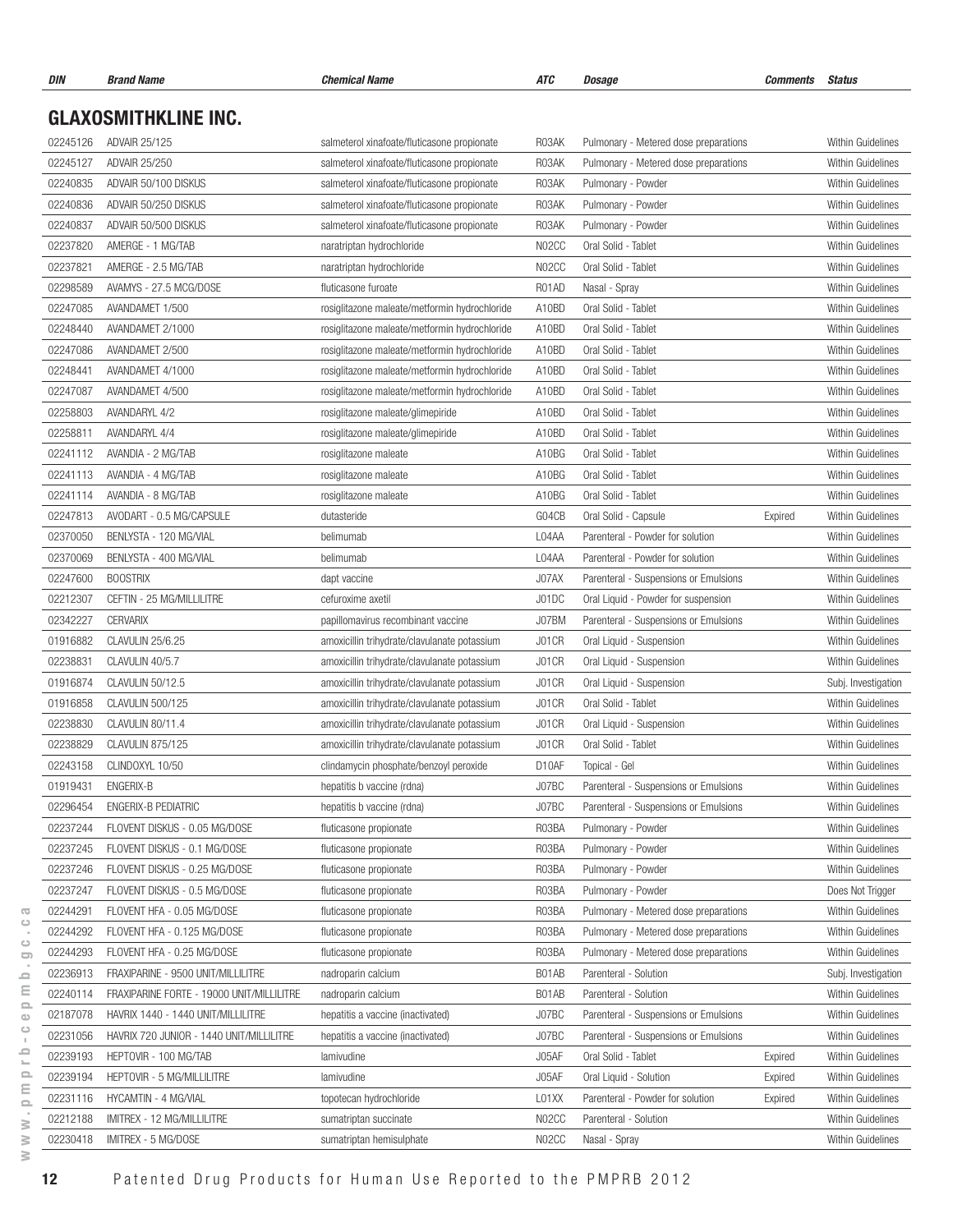| DIN | Brand Name | Chemical Name | ATC | Dosage | Comments | Status |
|---|---|---|---|---|---|---|

## GLAXOSMITHKLINE INC.

| DIN | Brand Name | Chemical Name | ATC | Dosage | Comments | Status |
|---|---|---|---|---|---|---|
| 02245126 | ADVAIR 25/125 | salmeterol xinafoate/fluticasone propionate | R03AK | Pulmonary - Metered dose preparations | | Within Guidelines |
| 02245127 | ADVAIR 25/250 | salmeterol xinafoate/fluticasone propionate | R03AK | Pulmonary - Metered dose preparations | | Within Guidelines |
| 02240835 | ADVAIR 50/100 DISKUS | salmeterol xinafoate/fluticasone propionate | R03AK | Pulmonary - Powder | | Within Guidelines |
| 02240836 | ADVAIR 50/250 DISKUS | salmeterol xinafoate/fluticasone propionate | R03AK | Pulmonary - Powder | | Within Guidelines |
| 02240837 | ADVAIR 50/500 DISKUS | salmeterol xinafoate/fluticasone propionate | R03AK | Pulmonary - Powder | | Within Guidelines |
| 02237820 | AMERGE - 1 MG/TAB | naratriptan hydrochloride | N02CC | Oral Solid - Tablet | | Within Guidelines |
| 02237821 | AMERGE - 2.5 MG/TAB | naratriptan hydrochloride | N02CC | Oral Solid - Tablet | | Within Guidelines |
| 02298589 | AVAMYS - 27.5 MCG/DOSE | fluticasone furoate | R01AD | Nasal - Spray | | Within Guidelines |
| 02247085 | AVANDAMET 1/500 | rosiglitazone maleate/metformin hydrochloride | A10BD | Oral Solid - Tablet | | Within Guidelines |
| 02248440 | AVANDAMET 2/1000 | rosiglitazone maleate/metformin hydrochloride | A10BD | Oral Solid - Tablet | | Within Guidelines |
| 02247086 | AVANDAMET 2/500 | rosiglitazone maleate/metformin hydrochloride | A10BD | Oral Solid - Tablet | | Within Guidelines |
| 02248441 | AVANDAMET 4/1000 | rosiglitazone maleate/metformin hydrochloride | A10BD | Oral Solid - Tablet | | Within Guidelines |
| 02247087 | AVANDAMET 4/500 | rosiglitazone maleate/metformin hydrochloride | A10BD | Oral Solid - Tablet | | Within Guidelines |
| 02258803 | AVANDARYL 4/2 | rosiglitazone maleate/glimepiride | A10BD | Oral Solid - Tablet | | Within Guidelines |
| 02258811 | AVANDARYL 4/4 | rosiglitazone maleate/glimepiride | A10BD | Oral Solid - Tablet | | Within Guidelines |
| 02241112 | AVANDIA - 2 MG/TAB | rosiglitazone maleate | A10BG | Oral Solid - Tablet | | Within Guidelines |
| 02241113 | AVANDIA - 4 MG/TAB | rosiglitazone maleate | A10BG | Oral Solid - Tablet | | Within Guidelines |
| 02241114 | AVANDIA - 8 MG/TAB | rosiglitazone maleate | A10BG | Oral Solid - Tablet | | Within Guidelines |
| 02247813 | AVODART - 0.5 MG/CAPSULE | dutasteride | G04CB | Oral Solid - Capsule | Expired | Within Guidelines |
| 02370050 | BENLYSTA - 120 MG/VIAL | belimumab | L04AA | Parenteral - Powder for solution | | Within Guidelines |
| 02370069 | BENLYSTA - 400 MG/VIAL | belimumab | L04AA | Parenteral - Powder for solution | | Within Guidelines |
| 02247600 | BOOSTRIX | dapt vaccine | J07AX | Parenteral - Suspensions or Emulsions | | Within Guidelines |
| 02212307 | CEFTIN - 25 MG/MILLILITRE | cefuroxime axetil | J01DC | Oral Liquid - Powder for suspension | | Within Guidelines |
| 02342227 | CERVARIX | papillomavirus recombinant vaccine | J07BM | Parenteral - Suspensions or Emulsions | | Within Guidelines |
| 01916882 | CLAVULIN 25/6.25 | amoxicillin trihydrate/clavulanate potassium | J01CR | Oral Liquid - Suspension | | Within Guidelines |
| 02238831 | CLAVULIN 40/5.7 | amoxicillin trihydrate/clavulanate potassium | J01CR | Oral Liquid - Suspension | | Within Guidelines |
| 01916874 | CLAVULIN 50/12.5 | amoxicillin trihydrate/clavulanate potassium | J01CR | Oral Liquid - Suspension | | Subj. Investigation |
| 01916858 | CLAVULIN 500/125 | amoxicillin trihydrate/clavulanate potassium | J01CR | Oral Solid - Tablet | | Within Guidelines |
| 02238830 | CLAVULIN 80/11.4 | amoxicillin trihydrate/clavulanate potassium | J01CR | Oral Liquid - Suspension | | Within Guidelines |
| 02238829 | CLAVULIN 875/125 | amoxicillin trihydrate/clavulanate potassium | J01CR | Oral Solid - Tablet | | Within Guidelines |
| 02243158 | CLINDOXYL 10/50 | clindamycin phosphate/benzoyl peroxide | D10AF | Topical - Gel | | Within Guidelines |
| 01919431 | ENGERIX-B | hepatitis b vaccine (rdna) | J07BC | Parenteral - Suspensions or Emulsions | | Within Guidelines |
| 02296454 | ENGERIX-B PEDIATRIC | hepatitis b vaccine (rdna) | J07BC | Parenteral - Suspensions or Emulsions | | Within Guidelines |
| 02237244 | FLOVENT DISKUS - 0.05 MG/DOSE | fluticasone propionate | R03BA | Pulmonary - Powder | | Within Guidelines |
| 02237245 | FLOVENT DISKUS - 0.1 MG/DOSE | fluticasone propionate | R03BA | Pulmonary - Powder | | Within Guidelines |
| 02237246 | FLOVENT DISKUS - 0.25 MG/DOSE | fluticasone propionate | R03BA | Pulmonary - Powder | | Within Guidelines |
| 02237247 | FLOVENT DISKUS - 0.5 MG/DOSE | fluticasone propionate | R03BA | Pulmonary - Powder | | Does Not Trigger |
| 02244291 | FLOVENT HFA - 0.05 MG/DOSE | fluticasone propionate | R03BA | Pulmonary - Metered dose preparations | | Within Guidelines |
| 02244292 | FLOVENT HFA - 0.125 MG/DOSE | fluticasone propionate | R03BA | Pulmonary - Metered dose preparations | | Within Guidelines |
| 02244293 | FLOVENT HFA - 0.25 MG/DOSE | fluticasone propionate | R03BA | Pulmonary - Metered dose preparations | | Within Guidelines |
| 02236913 | FRAXIPARINE - 9500 UNIT/MILLILITRE | nadroparin calcium | B01AB | Parenteral - Solution | | Subj. Investigation |
| 02240114 | FRAXIPARINE FORTE - 19000 UNIT/MILLILITRE | nadroparin calcium | B01AB | Parenteral - Solution | | Within Guidelines |
| 02187078 | HAVRIX 1440 - 1440 UNIT/MILLILITRE | hepatitis a vaccine (inactivated) | J07BC | Parenteral - Suspensions or Emulsions | | Within Guidelines |
| 02231056 | HAVRIX 720 JUNIOR - 1440 UNIT/MILLILITRE | hepatitis a vaccine (inactivated) | J07BC | Parenteral - Suspensions or Emulsions | | Within Guidelines |
| 02239193 | HEPTOVIR - 100 MG/TAB | lamivudine | J05AF | Oral Solid - Tablet | Expired | Within Guidelines |
| 02239194 | HEPTOVIR - 5 MG/MILLILITRE | lamivudine | J05AF | Oral Liquid - Solution | Expired | Within Guidelines |
| 02231116 | HYCAMTIN - 4 MG/VIAL | topotecan hydrochloride | L01XX | Parenteral - Powder for solution | Expired | Within Guidelines |
| 02212188 | IMITREX - 12 MG/MILLILITRE | sumatriptan succinate | N02CC | Parenteral - Solution | | Within Guidelines |
| 02230418 | IMITREX - 5 MG/DOSE | sumatriptan hemisulphate | N02CC | Nasal - Spray | | Within Guidelines |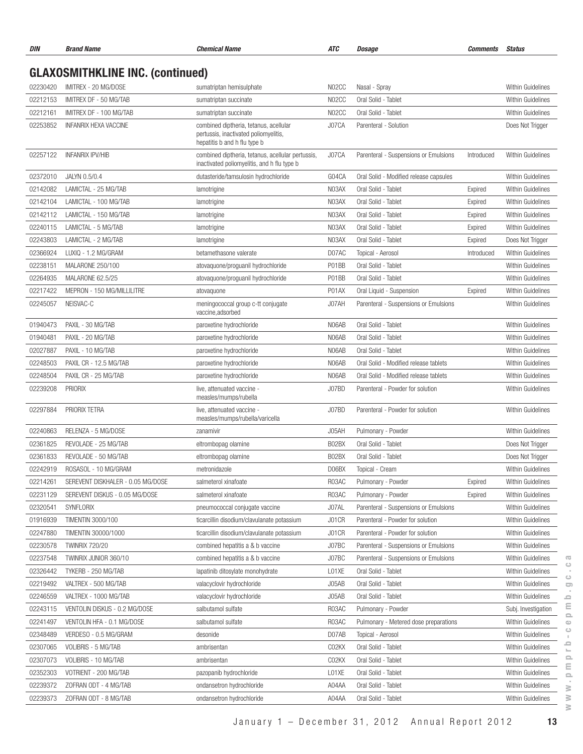## GLAXOSMITHKLINE INC. (continued)

| DIN | Brand Name | Chemical Name | ATC | Dosage | Comments | Status |
|---|---|---|---|---|---|---|
| 02230420 | IMITREX - 20 MG/DOSE | sumatriptan hemisulphate | N02CC | Nasal - Spray | | Within Guidelines |
| 02212153 | IMITREX DF - 50 MG/TAB | sumatriptan succinate | N02CC | Oral Solid - Tablet | | Within Guidelines |
| 02212161 | IMITREX DF - 100 MG/TAB | sumatriptan succinate | N02CC | Oral Solid - Tablet | | Within Guidelines |
| 02253852 | INFANRIX HEXA VACCINE | combined diptheria, tetanus, acellular pertussis, inactivated poliomyelitis, hepatitis b and h flu type b | J07CA | Parenteral - Solution | | Does Not Trigger |
| 02257122 | INFANRIX IPV/HIB | combined diptheria, tetanus, acellular pertussis, inactivated poliomyelitis, and h flu type b | J07CA | Parenteral - Suspensions or Emulsions | Introduced | Within Guidelines |
| 02372010 | JALYN 0.5/0.4 | dutasteride/tamsulosin hydrochloride | G04CA | Oral Solid - Modified release capsules | | Within Guidelines |
| 02142082 | LAMICTAL - 25 MG/TAB | lamotrigine | N03AX | Oral Solid - Tablet | Expired | Within Guidelines |
| 02142104 | LAMICTAL - 100 MG/TAB | lamotrigine | N03AX | Oral Solid - Tablet | Expired | Within Guidelines |
| 02142112 | LAMICTAL - 150 MG/TAB | lamotrigine | N03AX | Oral Solid - Tablet | Expired | Within Guidelines |
| 02240115 | LAMICTAL - 5 MG/TAB | lamotrigine | N03AX | Oral Solid - Tablet | Expired | Within Guidelines |
| 02243803 | LAMICTAL - 2 MG/TAB | lamotrigine | N03AX | Oral Solid - Tablet | Expired | Does Not Trigger |
| 02366924 | LUXIQ - 1.2 MG/GRAM | betamethasone valerate | D07AC | Topical - Aerosol | Introduced | Within Guidelines |
| 02238151 | MALARONE 250/100 | atovaquone/proguanil hydrochloride | P01BB | Oral Solid - Tablet | | Within Guidelines |
| 02264935 | MALARONE 62.5/25 | atovaquone/proguanil hydrochloride | P01BB | Oral Solid - Tablet | | Within Guidelines |
| 02217422 | MEPRON - 150 MG/MILLILITRE | atovaquone | P01AX | Oral Liquid - Suspension | Expired | Within Guidelines |
| 02245057 | NEISVAC-C | meningococcal group c-tt conjugate vaccine,adsorbed | J07AH | Parenteral - Suspensions or Emulsions | | Within Guidelines |
| 01940473 | PAXIL - 30 MG/TAB | paroxetine hydrochloride | N06AB | Oral Solid - Tablet | | Within Guidelines |
| 01940481 | PAXIL - 20 MG/TAB | paroxetine hydrochloride | N06AB | Oral Solid - Tablet | | Within Guidelines |
| 02027887 | PAXIL - 10 MG/TAB | paroxetine hydrochloride | N06AB | Oral Solid - Tablet | | Within Guidelines |
| 02248503 | PAXIL CR - 12.5 MG/TAB | paroxetine hydrochloride | N06AB | Oral Solid - Modified release tablets | | Within Guidelines |
| 02248504 | PAXIL CR - 25 MG/TAB | paroxetine hydrochloride | N06AB | Oral Solid - Modified release tablets | | Within Guidelines |
| 02239208 | PRIORIX | live, attenuated vaccine - measles/mumps/rubella | J07BD | Parenteral - Powder for solution | | Within Guidelines |
| 02297884 | PRIORIX TETRA | live, attenuated vaccine - measles/mumps/rubella/varicella | J07BD | Parenteral - Powder for solution | | Within Guidelines |
| 02240863 | RELENZA - 5 MG/DOSE | zanamivir | J05AH | Pulmonary - Powder | | Within Guidelines |
| 02361825 | REVOLADE - 25 MG/TAB | eltrombopag olamine | B02BX | Oral Solid - Tablet | | Does Not Trigger |
| 02361833 | REVOLADE - 50 MG/TAB | eltrombopag olamine | B02BX | Oral Solid - Tablet | | Does Not Trigger |
| 02242919 | ROSASOL - 10 MG/GRAM | metronidazole | D06BX | Topical - Cream | | Within Guidelines |
| 02214261 | SEREVENT DISKHALER - 0.05 MG/DOSE | salmeterol xinafoate | R03AC | Pulmonary - Powder | Expired | Within Guidelines |
| 02231129 | SEREVENT DISKUS - 0.05 MG/DOSE | salmeterol xinafoate | R03AC | Pulmonary - Powder | Expired | Within Guidelines |
| 02320541 | SYNFLORIX | pneumococcal conjugate vaccine | J07AL | Parenteral - Suspensions or Emulsions | | Within Guidelines |
| 01916939 | TIMENTIN 3000/100 | ticarcillin disodium/clavulanate potassium | J01CR | Parenteral - Powder for solution | | Within Guidelines |
| 02247880 | TIMENTIN 30000/1000 | ticarcillin disodium/clavulanate potassium | J01CR | Parenteral - Powder for solution | | Within Guidelines |
| 02230578 | TWINRIX 720/20 | combined hepatitis a & b vaccine | J07BC | Parenteral - Suspensions or Emulsions | | Within Guidelines |
| 02237548 | TWINRIX JUNIOR 360/10 | combined hepatitis a & b vaccine | J07BC | Parenteral - Suspensions or Emulsions | | Within Guidelines |
| 02326442 | TYKERB - 250 MG/TAB | lapatinib ditosylate monohydrate | L01XE | Oral Solid - Tablet | | Within Guidelines |
| 02219492 | VALTREX - 500 MG/TAB | valacyclovir hydrochloride | J05AB | Oral Solid - Tablet | | Within Guidelines |
| 02246559 | VALTREX - 1000 MG/TAB | valacyclovir hydrochloride | J05AB | Oral Solid - Tablet | | Within Guidelines |
| 02243115 | VENTOLIN DISKUS - 0.2 MG/DOSE | salbutamol sulfate | R03AC | Pulmonary - Powder | | Subj. Investigation |
| 02241497 | VENTOLIN HFA - 0.1 MG/DOSE | salbutamol sulfate | R03AC | Pulmonary - Metered dose preparations | | Within Guidelines |
| 02348489 | VERDESO - 0.5 MG/GRAM | desonide | D07AB | Topical - Aerosol | | Within Guidelines |
| 02307065 | VOLIBRIS - 5 MG/TAB | ambrisentan | C02KX | Oral Solid - Tablet | | Within Guidelines |
| 02307073 | VOLIBRIS - 10 MG/TAB | ambrisentan | C02KX | Oral Solid - Tablet | | Within Guidelines |
| 02352303 | VOTRIENT - 200 MG/TAB | pazopanib hydrochloride | L01XE | Oral Solid - Tablet | | Within Guidelines |
| 02239372 | ZOFRAN ODT - 4 MG/TAB | ondansetron hydrochloride | A04AA | Oral Solid - Tablet | | Within Guidelines |
| 02239373 | ZOFRAN ODT - 8 MG/TAB | ondansetron hydrochloride | A04AA | Oral Solid - Tablet | | Within Guidelines |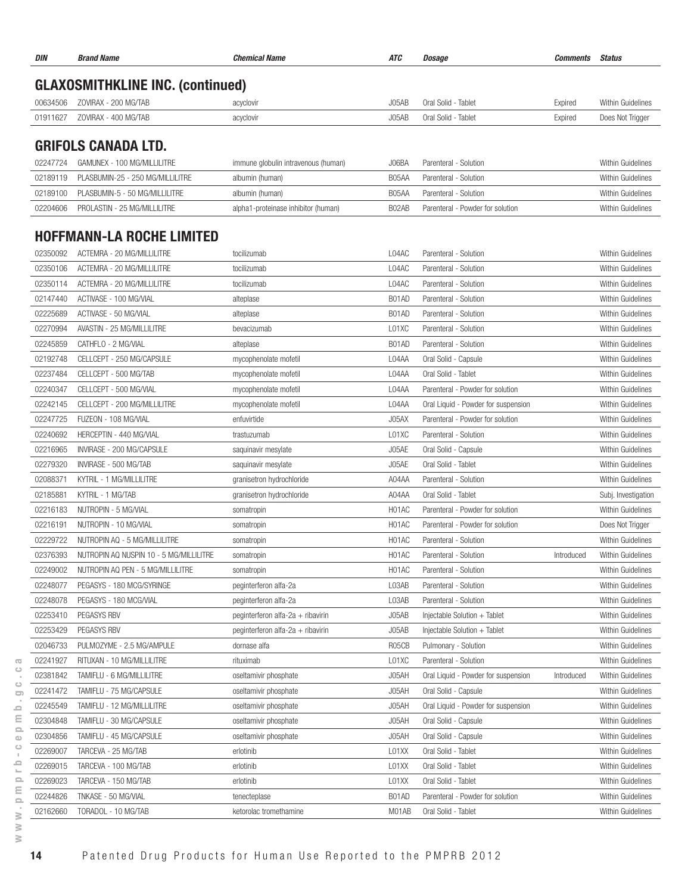| DIN | Brand Name | Chemical Name | ATC | Dosage | Comments | Status |
|---|---|---|---|---|---|---|

## GLAXOSMITHKLINE INC. (continued)

| DIN | Brand Name | Chemical Name | ATC | Dosage | Comments | Status |
|---|---|---|---|---|---|---|
| 00634506 | ZOVIRAX - 200 MG/TAB | acyclovir | J05AB | Oral Solid - Tablet | Expired | Within Guidelines |
| 01911627 | ZOVIRAX - 400 MG/TAB | acyclovir | J05AB | Oral Solid - Tablet | Expired | Does Not Trigger |

## GRIFOLS CANADA LTD.

| DIN | Brand Name | Chemical Name | ATC | Dosage | Comments | Status |
|---|---|---|---|---|---|---|
| 02247724 | GAMUNEX - 100 MG/MILLILITRE | immune globulin intravenous (human) | J06BA | Parenteral - Solution | | Within Guidelines |
| 02189119 | PLASBUMIN-25 - 250 MG/MILLILITRE | albumin (human) | B05AA | Parenteral - Solution | | Within Guidelines |
| 02189100 | PLASBUMIN-5 - 50 MG/MILLILITRE | albumin (human) | B05AA | Parenteral - Solution | | Within Guidelines |
| 02204606 | PROLASTIN - 25 MG/MILLILITRE | alpha1-proteinase inhibitor (human) | B02AB | Parenteral - Powder for solution | | Within Guidelines |

## HOFFMANN-LA ROCHE LIMITED

| DIN | Brand Name | Chemical Name | ATC | Dosage | Comments | Status |
|---|---|---|---|---|---|---|
| 02350092 | ACTEMRA - 20 MG/MILLILITRE | tocilizumab | L04AC | Parenteral - Solution | | Within Guidelines |
| 02350106 | ACTEMRA - 20 MG/MILLILITRE | tocilizumab | L04AC | Parenteral - Solution | | Within Guidelines |
| 02350114 | ACTEMRA - 20 MG/MILLILITRE | tocilizumab | L04AC | Parenteral - Solution | | Within Guidelines |
| 02147440 | ACTIVASE - 100 MG/VIAL | alteplase | B01AD | Parenteral - Solution | | Within Guidelines |
| 02225689 | ACTIVASE - 50 MG/VIAL | alteplase | B01AD | Parenteral - Solution | | Within Guidelines |
| 02270994 | AVASTIN - 25 MG/MILLILITRE | bevacizumab | L01XC | Parenteral - Solution | | Within Guidelines |
| 02245859 | CATHFLO - 2 MG/VIAL | alteplase | B01AD | Parenteral - Solution | | Within Guidelines |
| 02192748 | CELLCEPT - 250 MG/CAPSULE | mycophenolate mofetil | L04AA | Oral Solid - Capsule | | Within Guidelines |
| 02237484 | CELLCEPT - 500 MG/TAB | mycophenolate mofetil | L04AA | Oral Solid - Tablet | | Within Guidelines |
| 02240347 | CELLCEPT - 500 MG/VIAL | mycophenolate mofetil | L04AA | Parenteral - Powder for solution | | Within Guidelines |
| 02242145 | CELLCEPT - 200 MG/MILLILITRE | mycophenolate mofetil | L04AA | Oral Liquid - Powder for suspension | | Within Guidelines |
| 02247725 | FUZEON - 108 MG/VIAL | enfuvirtide | J05AX | Parenteral - Powder for solution | | Within Guidelines |
| 02240692 | HERCEPTIN - 440 MG/VIAL | trastuzumab | L01XC | Parenteral - Solution | | Within Guidelines |
| 02216965 | INVIRASE - 200 MG/CAPSULE | saquinavir mesylate | J05AE | Oral Solid - Capsule | | Within Guidelines |
| 02279320 | INVIRASE - 500 MG/TAB | saquinavir mesylate | J05AE | Oral Solid - Tablet | | Within Guidelines |
| 02088371 | KYTRIL - 1 MG/MILLILITRE | granisetron hydrochloride | A04AA | Parenteral - Solution | | Within Guidelines |
| 02185881 | KYTRIL - 1 MG/TAB | granisetron hydrochloride | A04AA | Oral Solid - Tablet | | Subj. Investigation |
| 02216183 | NUTROPIN - 5 MG/VIAL | somatropin | H01AC | Parenteral - Powder for solution | | Within Guidelines |
| 02216191 | NUTROPIN - 10 MG/VIAL | somatropin | H01AC | Parenteral - Powder for solution | | Does Not Trigger |
| 02229722 | NUTROPIN AQ - 5 MG/MILLILITRE | somatropin | H01AC | Parenteral - Solution | | Within Guidelines |
| 02376393 | NUTROPIN AQ NUSPIN 10 - 5 MG/MILLILITRE | somatropin | H01AC | Parenteral - Solution | Introduced | Within Guidelines |
| 02249002 | NUTROPIN AQ PEN - 5 MG/MILLILITRE | somatropin | H01AC | Parenteral - Solution | | Within Guidelines |
| 02248077 | PEGASYS - 180 MCG/SYRINGE | peginterferon alfa-2a | L03AB | Parenteral - Solution | | Within Guidelines |
| 02248078 | PEGASYS - 180 MCG/VIAL | peginterferon alfa-2a | L03AB | Parenteral - Solution | | Within Guidelines |
| 02253410 | PEGASYS RBV | peginterferon alfa-2a + ribavirin | J05AB | Injectable Solution + Tablet | | Within Guidelines |
| 02253429 | PEGASYS RBV | peginterferon alfa-2a + ribavirin | J05AB | Injectable Solution + Tablet | | Within Guidelines |
| 02046733 | PULMOZYME - 2.5 MG/AMPULE | dornase alfa | R05CB | Pulmonary - Solution | | Within Guidelines |
| 02241927 | RITUXAN - 10 MG/MILLILITRE | rituximab | L01XC | Parenteral - Solution | | Within Guidelines |
| 02381842 | TAMIFLU - 6 MG/MILLILITRE | oseltamivir phosphate | J05AH | Oral Liquid - Powder for suspension | Introduced | Within Guidelines |
| 02241472 | TAMIFLU - 75 MG/CAPSULE | oseltamivir phosphate | J05AH | Oral Solid - Capsule | | Within Guidelines |
| 02245549 | TAMIFLU - 12 MG/MILLILITRE | oseltamivir phosphate | J05AH | Oral Liquid - Powder for suspension | | Within Guidelines |
| 02304848 | TAMIFLU - 30 MG/CAPSULE | oseltamivir phosphate | J05AH | Oral Solid - Capsule | | Within Guidelines |
| 02304856 | TAMIFLU - 45 MG/CAPSULE | oseltamivir phosphate | J05AH | Oral Solid - Capsule | | Within Guidelines |
| 02269007 | TARCEVA - 25 MG/TAB | erlotinib | L01XX | Oral Solid - Tablet | | Within Guidelines |
| 02269015 | TARCEVA - 100 MG/TAB | erlotinib | L01XX | Oral Solid - Tablet | | Within Guidelines |
| 02269023 | TARCEVA - 150 MG/TAB | erlotinib | L01XX | Oral Solid - Tablet | | Within Guidelines |
| 02244826 | TNKASE - 50 MG/VIAL | tenecteplase | B01AD | Parenteral - Powder for solution | | Within Guidelines |
| 02162660 | TORADOL - 10 MG/TAB | ketorolac tromethamine | M01AB | Oral Solid - Tablet | | Within Guidelines |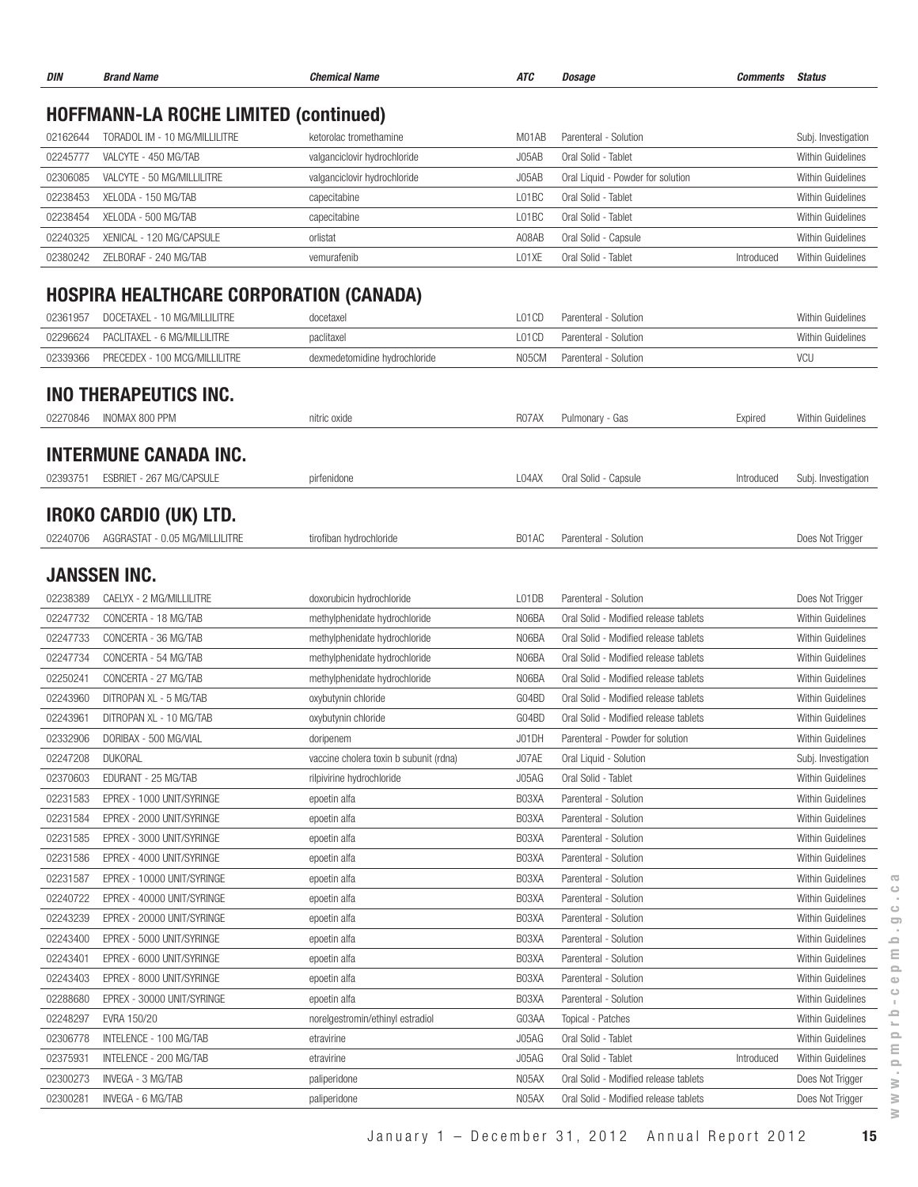| DIN | Brand Name | Chemical Name | ATC | Dosage | Comments | Status |
|---|---|---|---|---|---|---|

## HOFFMANN-LA ROCHE LIMITED (continued)

| DIN | Brand Name | Chemical Name | ATC | Dosage | Comments | Status |
|---|---|---|---|---|---|---|
| 02162644 | TORADOL IM - 10 MG/MILLILITRE | ketorolac tromethamine | M01AB | Parenteral - Solution | | Subj. Investigation |
| 02245777 | VALCYTE - 450 MG/TAB | valganciclovir hydrochloride | J05AB | Oral Solid - Tablet | | Within Guidelines |
| 02306085 | VALCYTE - 50 MG/MILLILITRE | valganciclovir hydrochloride | J05AB | Oral Liquid - Powder for solution | | Within Guidelines |
| 02238453 | XELODA - 150 MG/TAB | capecitabine | L01BC | Oral Solid - Tablet | | Within Guidelines |
| 02238454 | XELODA - 500 MG/TAB | capecitabine | L01BC | Oral Solid - Tablet | | Within Guidelines |
| 02240325 | XENICAL - 120 MG/CAPSULE | orlistat | A08AB | Oral Solid - Capsule | | Within Guidelines |
| 02380242 | ZELBORAF - 240 MG/TAB | vemurafenib | L01XE | Oral Solid - Tablet | Introduced | Within Guidelines |

## HOSPIRA HEALTHCARE CORPORATION (CANADA)

| DIN | Brand Name | Chemical Name | ATC | Dosage | Comments | Status |
|---|---|---|---|---|---|---|
| 02361957 | DOCETAXEL - 10 MG/MILLILITRE | docetaxel | L01CD | Parenteral - Solution | | Within Guidelines |
| 02296624 | PACLITAXEL - 6 MG/MILLILITRE | paclitaxel | L01CD | Parenteral - Solution | | Within Guidelines |
| 02339366 | PRECEDEX - 100 MCG/MILLILITRE | dexmedetomidine hydrochloride | N05CM | Parenteral - Solution | | VCU |

## INO THERAPEUTICS INC.

| DIN | Brand Name | Chemical Name | ATC | Dosage | Comments | Status |
|---|---|---|---|---|---|---|
| 02270846 | INOMAX 800 PPM | nitric oxide | R07AX | Pulmonary - Gas | Expired | Within Guidelines |

## INTERMUNE CANADA INC.

| DIN | Brand Name | Chemical Name | ATC | Dosage | Comments | Status |
|---|---|---|---|---|---|---|
| 02393751 | ESBRIET - 267 MG/CAPSULE | pirfenidone | L04AX | Oral Solid - Capsule | Introduced | Subj. Investigation |

## IROKO CARDIO (UK) LTD.

| DIN | Brand Name | Chemical Name | ATC | Dosage | Comments | Status |
|---|---|---|---|---|---|---|
| 02240706 | AGGRASTAT - 0.05 MG/MILLILITRE | tirofiban hydrochloride | B01AC | Parenteral - Solution | | Does Not Trigger |

## JANSSEN INC.

| DIN | Brand Name | Chemical Name | ATC | Dosage | Comments | Status |
|---|---|---|---|---|---|---|
| 02238389 | CAELYX - 2 MG/MILLILITRE | doxorubicin hydrochloride | L01DB | Parenteral - Solution | | Does Not Trigger |
| 02247732 | CONCERTA - 18 MG/TAB | methylphenidate hydrochloride | N06BA | Oral Solid - Modified release tablets | | Within Guidelines |
| 02247733 | CONCERTA - 36 MG/TAB | methylphenidate hydrochloride | N06BA | Oral Solid - Modified release tablets | | Within Guidelines |
| 02247734 | CONCERTA - 54 MG/TAB | methylphenidate hydrochloride | N06BA | Oral Solid - Modified release tablets | | Within Guidelines |
| 02250241 | CONCERTA - 27 MG/TAB | methylphenidate hydrochloride | N06BA | Oral Solid - Modified release tablets | | Within Guidelines |
| 02243960 | DITROPAN XL - 5 MG/TAB | oxybutynin chloride | G04BD | Oral Solid - Modified release tablets | | Within Guidelines |
| 02243961 | DITROPAN XL - 10 MG/TAB | oxybutynin chloride | G04BD | Oral Solid - Modified release tablets | | Within Guidelines |
| 02332906 | DORIBAX - 500 MG/VIAL | doripenem | J01DH | Parenteral - Powder for solution | | Within Guidelines |
| 02247208 | DUKORAL | vaccine cholera toxin b subunit (rdna) | J07AE | Oral Liquid - Solution | | Subj. Investigation |
| 02370603 | EDURANT - 25 MG/TAB | rilpivirine hydrochloride | J05AG | Oral Solid - Tablet | | Within Guidelines |
| 02231583 | EPREX - 1000 UNIT/SYRINGE | epoetin alfa | B03XA | Parenteral - Solution | | Within Guidelines |
| 02231584 | EPREX - 2000 UNIT/SYRINGE | epoetin alfa | B03XA | Parenteral - Solution | | Within Guidelines |
| 02231585 | EPREX - 3000 UNIT/SYRINGE | epoetin alfa | B03XA | Parenteral - Solution | | Within Guidelines |
| 02231586 | EPREX - 4000 UNIT/SYRINGE | epoetin alfa | B03XA | Parenteral - Solution | | Within Guidelines |
| 02231587 | EPREX - 10000 UNIT/SYRINGE | epoetin alfa | B03XA | Parenteral - Solution | | Within Guidelines |
| 02240722 | EPREX - 40000 UNIT/SYRINGE | epoetin alfa | B03XA | Parenteral - Solution | | Within Guidelines |
| 02243239 | EPREX - 20000 UNIT/SYRINGE | epoetin alfa | B03XA | Parenteral - Solution | | Within Guidelines |
| 02243400 | EPREX - 5000 UNIT/SYRINGE | epoetin alfa | B03XA | Parenteral - Solution | | Within Guidelines |
| 02243401 | EPREX - 6000 UNIT/SYRINGE | epoetin alfa | B03XA | Parenteral - Solution | | Within Guidelines |
| 02243403 | EPREX - 8000 UNIT/SYRINGE | epoetin alfa | B03XA | Parenteral - Solution | | Within Guidelines |
| 02288680 | EPREX - 30000 UNIT/SYRINGE | epoetin alfa | B03XA | Parenteral - Solution | | Within Guidelines |
| 02248297 | EVRA 150/20 | norelgestromin/ethinyl estradiol | G03AA | Topical - Patches | | Within Guidelines |
| 02306778 | INTELENCE - 100 MG/TAB | etravirine | J05AG | Oral Solid - Tablet | | Within Guidelines |
| 02375931 | INTELENCE - 200 MG/TAB | etravirine | J05AG | Oral Solid - Tablet | Introduced | Within Guidelines |
| 02300273 | INVEGA - 3 MG/TAB | paliperidone | N05AX | Oral Solid - Modified release tablets | | Does Not Trigger |
| 02300281 | INVEGA - 6 MG/TAB | paliperidone | N05AX | Oral Solid - Modified release tablets | | Does Not Trigger |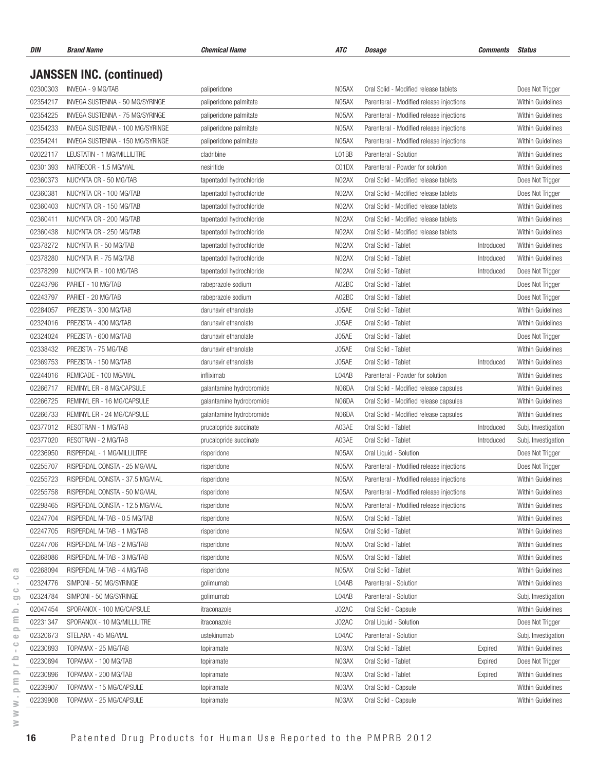| DIN | Brand Name | Chemical Name | ATC | Dosage | Comments | Status |
|---|---|---|---|---|---|---|

## JANSSEN INC. (continued)

| DIN | Brand Name | Chemical Name | ATC | Dosage | Comments | Status |
|---|---|---|---|---|---|---|
| 02300303 | INVEGA - 9 MG/TAB | paliperidone | N05AX | Oral Solid - Modified release tablets | | Does Not Trigger |
| 02354217 | INVEGA SUSTENNA - 50 MG/SYRINGE | paliperidone palmitate | N05AX | Parenteral - Modified release injections | | Within Guidelines |
| 02354225 | INVEGA SUSTENNA - 75 MG/SYRINGE | paliperidone palmitate | N05AX | Parenteral - Modified release injections | | Within Guidelines |
| 02354233 | INVEGA SUSTENNA - 100 MG/SYRINGE | paliperidone palmitate | N05AX | Parenteral - Modified release injections | | Within Guidelines |
| 02354241 | INVEGA SUSTENNA - 150 MG/SYRINGE | paliperidone palmitate | N05AX | Parenteral - Modified release injections | | Within Guidelines |
| 02022117 | LEUSTATIN - 1 MG/MILLILITRE | cladribine | L01BB | Parenteral - Solution | | Within Guidelines |
| 02301393 | NATRECOR - 1.5 MG/VIAL | nesiritide | C01DX | Parenteral - Powder for solution | | Within Guidelines |
| 02360373 | NUCYNTA CR - 50 MG/TAB | tapentadol hydrochloride | N02AX | Oral Solid - Modified release tablets | | Does Not Trigger |
| 02360381 | NUCYNTA CR - 100 MG/TAB | tapentadol hydrochloride | N02AX | Oral Solid - Modified release tablets | | Does Not Trigger |
| 02360403 | NUCYNTA CR - 150 MG/TAB | tapentadol hydrochloride | N02AX | Oral Solid - Modified release tablets | | Within Guidelines |
| 02360411 | NUCYNTA CR - 200 MG/TAB | tapentadol hydrochloride | N02AX | Oral Solid - Modified release tablets | | Within Guidelines |
| 02360438 | NUCYNTA CR - 250 MG/TAB | tapentadol hydrochloride | N02AX | Oral Solid - Modified release tablets | | Within Guidelines |
| 02378272 | NUCYNTA IR - 50 MG/TAB | tapentadol hydrochloride | N02AX | Oral Solid - Tablet | Introduced | Within Guidelines |
| 02378280 | NUCYNTA IR - 75 MG/TAB | tapentadol hydrochloride | N02AX | Oral Solid - Tablet | Introduced | Within Guidelines |
| 02378299 | NUCYNTA IR - 100 MG/TAB | tapentadol hydrochloride | N02AX | Oral Solid - Tablet | Introduced | Does Not Trigger |
| 02243796 | PARIET - 10 MG/TAB | rabeprazole sodium | A02BC | Oral Solid - Tablet | | Does Not Trigger |
| 02243797 | PARIET - 20 MG/TAB | rabeprazole sodium | A02BC | Oral Solid - Tablet | | Does Not Trigger |
| 02284057 | PREZISTA - 300 MG/TAB | darunavir ethanolate | J05AE | Oral Solid - Tablet | | Within Guidelines |
| 02324016 | PREZISTA - 400 MG/TAB | darunavir ethanolate | J05AE | Oral Solid - Tablet | | Within Guidelines |
| 02324024 | PREZISTA - 600 MG/TAB | darunavir ethanolate | J05AE | Oral Solid - Tablet | | Does Not Trigger |
| 02338432 | PREZISTA - 75 MG/TAB | darunavir ethanolate | J05AE | Oral Solid - Tablet | | Within Guidelines |
| 02369753 | PREZISTA - 150 MG/TAB | darunavir ethanolate | J05AE | Oral Solid - Tablet | Introduced | Within Guidelines |
| 02244016 | REMICADE - 100 MG/VIAL | infliximab | L04AB | Parenteral - Powder for solution | | Within Guidelines |
| 02266717 | REMINYL ER - 8 MG/CAPSULE | galantamine hydrobromide | N06DA | Oral Solid - Modified release capsules | | Within Guidelines |
| 02266725 | REMINYL ER - 16 MG/CAPSULE | galantamine hydrobromide | N06DA | Oral Solid - Modified release capsules | | Within Guidelines |
| 02266733 | REMINYL ER - 24 MG/CAPSULE | galantamine hydrobromide | N06DA | Oral Solid - Modified release capsules | | Within Guidelines |
| 02377012 | RESOTRAN - 1 MG/TAB | prucalopride succinate | A03AE | Oral Solid - Tablet | Introduced | Subj. Investigation |
| 02377020 | RESOTRAN - 2 MG/TAB | prucalopride succinate | A03AE | Oral Solid - Tablet | Introduced | Subj. Investigation |
| 02236950 | RISPERDAL - 1 MG/MILLILITRE | risperidone | N05AX | Oral Liquid - Solution | | Does Not Trigger |
| 02255707 | RISPERDAL CONSTA - 25 MG/VIAL | risperidone | N05AX | Parenteral - Modified release injections | | Does Not Trigger |
| 02255723 | RISPERDAL CONSTA - 37.5 MG/VIAL | risperidone | N05AX | Parenteral - Modified release injections | | Within Guidelines |
| 02255758 | RISPERDAL CONSTA - 50 MG/VIAL | risperidone | N05AX | Parenteral - Modified release injections | | Within Guidelines |
| 02298465 | RISPERDAL CONSTA - 12.5 MG/VIAL | risperidone | N05AX | Parenteral - Modified release injections | | Within Guidelines |
| 02247704 | RISPERDAL M-TAB - 0.5 MG/TAB | risperidone | N05AX | Oral Solid - Tablet | | Within Guidelines |
| 02247705 | RISPERDAL M-TAB - 1 MG/TAB | risperidone | N05AX | Oral Solid - Tablet | | Within Guidelines |
| 02247706 | RISPERDAL M-TAB - 2 MG/TAB | risperidone | N05AX | Oral Solid - Tablet | | Within Guidelines |
| 02268086 | RISPERDAL M-TAB - 3 MG/TAB | risperidone | N05AX | Oral Solid - Tablet | | Within Guidelines |
| 02268094 | RISPERDAL M-TAB - 4 MG/TAB | risperidone | N05AX | Oral Solid - Tablet | | Within Guidelines |
| 02324776 | SIMPONI - 50 MG/SYRINGE | golimumab | L04AB | Parenteral - Solution | | Within Guidelines |
| 02324784 | SIMPONI - 50 MG/SYRINGE | golimumab | L04AB | Parenteral - Solution | | Subj. Investigation |
| 02047454 | SPORANOX - 100 MG/CAPSULE | itraconazole | J02AC | Oral Solid - Capsule | | Within Guidelines |
| 02231347 | SPORANOX - 10 MG/MILLILITRE | itraconazole | J02AC | Oral Liquid - Solution | | Does Not Trigger |
| 02320673 | STELARA - 45 MG/VIAL | ustekinumab | L04AC | Parenteral - Solution | | Subj. Investigation |
| 02230893 | TOPAMAX - 25 MG/TAB | topiramate | N03AX | Oral Solid - Tablet | Expired | Within Guidelines |
| 02230894 | TOPAMAX - 100 MG/TAB | topiramate | N03AX | Oral Solid - Tablet | Expired | Does Not Trigger |
| 02230896 | TOPAMAX - 200 MG/TAB | topiramate | N03AX | Oral Solid - Tablet | Expired | Within Guidelines |
| 02239907 | TOPAMAX - 15 MG/CAPSULE | topiramate | N03AX | Oral Solid - Capsule | | Within Guidelines |
| 02239908 | TOPAMAX - 25 MG/CAPSULE | topiramate | N03AX | Oral Solid - Capsule | | Within Guidelines |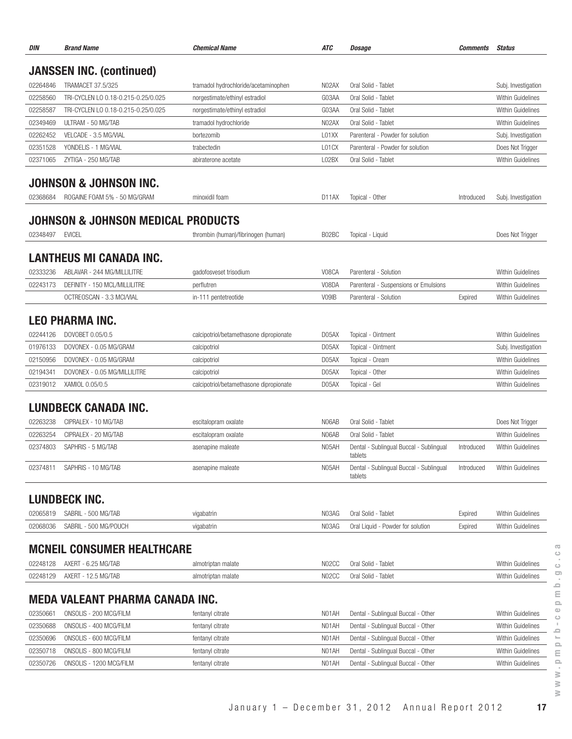| DIN | Brand Name | Chemical Name | ATC | Dosage | Comments | Status |
|---|---|---|---|---|---|---|

## JANSSEN INC. (continued)

| DIN | Brand Name | Chemical Name | ATC | Dosage | Comments | Status |
|---|---|---|---|---|---|---|
| 02264846 | TRAMACET 37.5/325 | tramadol hydrochloride/acetaminophen | N02AX | Oral Solid - Tablet | | Subj. Investigation |
| 02258560 | TRI-CYCLEN LO 0.18-0.215-0.25/0.025 | norgestimate/ethinyl estradiol | G03AA | Oral Solid - Tablet | | Within Guidelines |
| 02258587 | TRI-CYCLEN LO 0.18-0.215-0.25/0.025 | norgestimate/ethinyl estradiol | G03AA | Oral Solid - Tablet | | Within Guidelines |
| 02349469 | ULTRAM - 50 MG/TAB | tramadol hydrochloride | N02AX | Oral Solid - Tablet | | Within Guidelines |
| 02262452 | VELCADE - 3.5 MG/VIAL | bortezomib | L01XX | Parenteral - Powder for solution | | Subj. Investigation |
| 02351528 | YONDELIS - 1 MG/VIAL | trabectedin | L01CX | Parenteral - Powder for solution | | Does Not Trigger |
| 02371065 | ZYTIGA - 250 MG/TAB | abiraterone acetate | L02BX | Oral Solid - Tablet | | Within Guidelines |

## JOHNSON & JOHNSON INC.

| DIN | Brand Name | Chemical Name | ATC | Dosage | Comments | Status |
|---|---|---|---|---|---|---|
| 02368684 | ROGAINE FOAM 5% - 50 MG/GRAM | minoxidil foam | D11AX | Topical - Other | Introduced | Subj. Investigation |

## JOHNSON & JOHNSON MEDICAL PRODUCTS

| DIN | Brand Name | Chemical Name | ATC | Dosage | Comments | Status |
|---|---|---|---|---|---|---|
| 02348497 | EVICEL | thrombin (human)/fibrinogen (human) | B02BC | Topical - Liquid | | Does Not Trigger |

## LANTHEUS MI CANADA INC.

| DIN | Brand Name | Chemical Name | ATC | Dosage | Comments | Status |
|---|---|---|---|---|---|---|
| 02333236 | ABLAVAR - 244 MG/MILLILITRE | gadofosveset trisodium | V08CA | Parenteral - Solution | | Within Guidelines |
| 02243173 | DEFINITY - 150 MCL/MILLILITRE | perflutren | V08DA | Parenteral - Suspensions or Emulsions | | Within Guidelines |
| | OCTREOSCAN - 3.3 MCI/VIAL | in-111 pentetreotide | V09IB | Parenteral - Solution | Expired | Within Guidelines |

## LEO PHARMA INC.

| DIN | Brand Name | Chemical Name | ATC | Dosage | Comments | Status |
|---|---|---|---|---|---|---|
| 02244126 | DOVOBET 0.05/0.5 | calcipotriol/betamethasone dipropionate | D05AX | Topical - Ointment | | Within Guidelines |
| 01976133 | DOVONEX - 0.05 MG/GRAM | calcipotriol | D05AX | Topical - Ointment | | Subj. Investigation |
| 02150956 | DOVONEX - 0.05 MG/GRAM | calcipotriol | D05AX | Topical - Cream | | Within Guidelines |
| 02194341 | DOVONEX - 0.05 MG/MILLILITRE | calcipotriol | D05AX | Topical - Other | | Within Guidelines |
| 02319012 | XAMIOL 0.05/0.5 | calcipotriol/betamethasone dipropionate | D05AX | Topical - Gel | | Within Guidelines |

## LUNDBECK CANADA INC.

| DIN | Brand Name | Chemical Name | ATC | Dosage | Comments | Status |
|---|---|---|---|---|---|---|
| 02263238 | CIPRALEX - 10 MG/TAB | escitalopram oxalate | N06AB | Oral Solid - Tablet | | Does Not Trigger |
| 02263254 | CIPRALEX - 20 MG/TAB | escitalopram oxalate | N06AB | Oral Solid - Tablet | | Within Guidelines |
| 02374803 | SAPHRIS - 5 MG/TAB | asenapine maleate | N05AH | Dental - Sublingual Buccal - Sublingual tablets | Introduced | Within Guidelines |
| 02374811 | SAPHRIS - 10 MG/TAB | asenapine maleate | N05AH | Dental - Sublingual Buccal - Sublingual tablets | Introduced | Within Guidelines |

## LUNDBECK INC.

| DIN | Brand Name | Chemical Name | ATC | Dosage | Comments | Status |
|---|---|---|---|---|---|---|
| 02065819 | SABRIL - 500 MG/TAB | vigabatrin | N03AG | Oral Solid - Tablet | Expired | Within Guidelines |
| 02068036 | SABRIL - 500 MG/POUCH | vigabatrin | N03AG | Oral Liquid - Powder for solution | Expired | Within Guidelines |

## MCNEIL CONSUMER HEALTHCARE

| DIN | Brand Name | Chemical Name | ATC | Dosage | Comments | Status |
|---|---|---|---|---|---|---|
| 02248128 | AXERT - 6.25 MG/TAB | almotriptan malate | N02CC | Oral Solid - Tablet | | Within Guidelines |
| 02248129 | AXERT - 12.5 MG/TAB | almotriptan malate | N02CC | Oral Solid - Tablet | | Within Guidelines |

## MEDA VALEANT PHARMA CANADA INC.

| DIN | Brand Name | Chemical Name | ATC | Dosage | Comments | Status |
|---|---|---|---|---|---|---|
| 02350661 | ONSOLIS - 200 MCG/FILM | fentanyl citrate | N01AH | Dental - Sublingual Buccal - Other | | Within Guidelines |
| 02350688 | ONSOLIS - 400 MCG/FILM | fentanyl citrate | N01AH | Dental - Sublingual Buccal - Other | | Within Guidelines |
| 02350696 | ONSOLIS - 600 MCG/FILM | fentanyl citrate | N01AH | Dental - Sublingual Buccal - Other | | Within Guidelines |
| 02350718 | ONSOLIS - 800 MCG/FILM | fentanyl citrate | N01AH | Dental - Sublingual Buccal - Other | | Within Guidelines |
| 02350726 | ONSOLIS - 1200 MCG/FILM | fentanyl citrate | N01AH | Dental - Sublingual Buccal - Other | | Within Guidelines |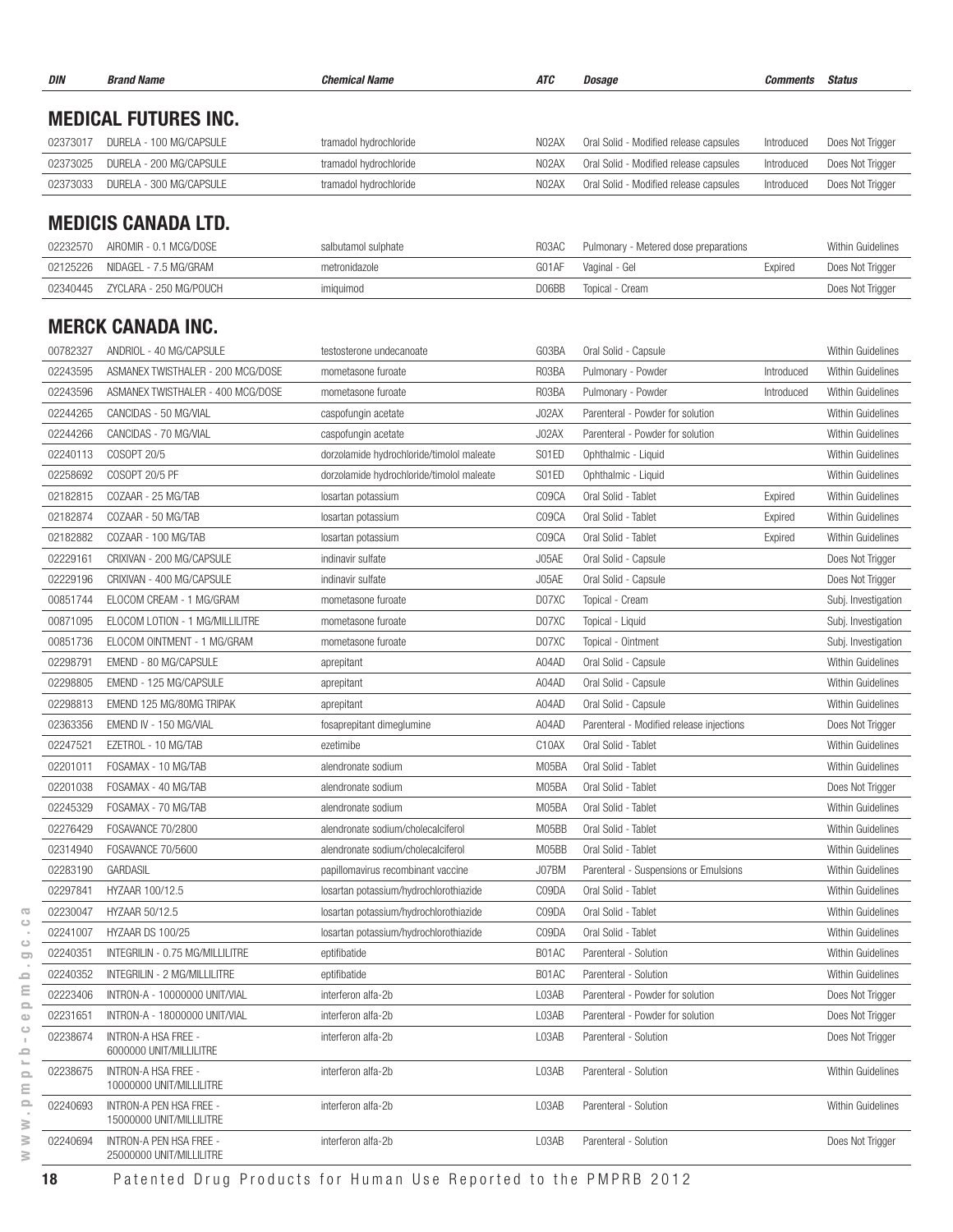| DIN | Brand Name | Chemical Name | ATC | Dosage | Comments | Status |
|---|---|---|---|---|---|---|

## MEDICAL FUTURES INC.

| DIN | Brand Name | Chemical Name | ATC | Dosage | Comments | Status |
|---|---|---|---|---|---|---|
| 02373017 | DURELA - 100 MG/CAPSULE | tramadol hydrochloride | N02AX | Oral Solid - Modified release capsules | Introduced | Does Not Trigger |
| 02373025 | DURELA - 200 MG/CAPSULE | tramadol hydrochloride | N02AX | Oral Solid - Modified release capsules | Introduced | Does Not Trigger |
| 02373033 | DURELA - 300 MG/CAPSULE | tramadol hydrochloride | N02AX | Oral Solid - Modified release capsules | Introduced | Does Not Trigger |

## MEDICIS CANADA LTD.

| DIN | Brand Name | Chemical Name | ATC | Dosage | Comments | Status |
|---|---|---|---|---|---|---|
| 02232570 | AIROMIR - 0.1 MCG/DOSE | salbutamol sulphate | R03AC | Pulmonary - Metered dose preparations | | Within Guidelines |
| 02125226 | NIDAGEL - 7.5 MG/GRAM | metronidazole | G01AF | Vaginal - Gel | Expired | Does Not Trigger |
| 02340445 | ZYCLARA - 250 MG/POUCH | imiquimod | D06BB | Topical - Cream | | Does Not Trigger |

## MERCK CANADA INC.

| DIN | Brand Name | Chemical Name | ATC | Dosage | Comments | Status |
|---|---|---|---|---|---|---|
| 00782327 | ANDRIOL - 40 MG/CAPSULE | testosterone undecanoate | G03BA | Oral Solid - Capsule | | Within Guidelines |
| 02243595 | ASMANEX TWISTHALER - 200 MCG/DOSE | mometasone furoate | R03BA | Pulmonary - Powder | Introduced | Within Guidelines |
| 02243596 | ASMANEX TWISTHALER - 400 MCG/DOSE | mometasone furoate | R03BA | Pulmonary - Powder | Introduced | Within Guidelines |
| 02244265 | CANCIDAS - 50 MG/VIAL | caspofungin acetate | J02AX | Parenteral - Powder for solution | | Within Guidelines |
| 02244266 | CANCIDAS - 70 MG/VIAL | caspofungin acetate | J02AX | Parenteral - Powder for solution | | Within Guidelines |
| 02240113 | COSOPT 20/5 | dorzolamide hydrochloride/timolol maleate | S01ED | Ophthalmic - Liquid | | Within Guidelines |
| 02258692 | COSOPT 20/5 PF | dorzolamide hydrochloride/timolol maleate | S01ED | Ophthalmic - Liquid | | Within Guidelines |
| 02182815 | COZAAR - 25 MG/TAB | losartan potassium | C09CA | Oral Solid - Tablet | Expired | Within Guidelines |
| 02182874 | COZAAR - 50 MG/TAB | losartan potassium | C09CA | Oral Solid - Tablet | Expired | Within Guidelines |
| 02182882 | COZAAR - 100 MG/TAB | losartan potassium | C09CA | Oral Solid - Tablet | Expired | Within Guidelines |
| 02229161 | CRIXIVAN - 200 MG/CAPSULE | indinavir sulfate | J05AE | Oral Solid - Capsule | | Does Not Trigger |
| 02229196 | CRIXIVAN - 400 MG/CAPSULE | indinavir sulfate | J05AE | Oral Solid - Capsule | | Does Not Trigger |
| 00851744 | ELOCOM CREAM - 1 MG/GRAM | mometasone furoate | D07XC | Topical - Cream | | Subj. Investigation |
| 00871095 | ELOCOM LOTION - 1 MG/MILLILITRE | mometasone furoate | D07XC | Topical - Liquid | | Subj. Investigation |
| 00851736 | ELOCOM OINTMENT - 1 MG/GRAM | mometasone furoate | D07XC | Topical - Ointment | | Subj. Investigation |
| 02298791 | EMEND - 80 MG/CAPSULE | aprepitant | A04AD | Oral Solid - Capsule | | Within Guidelines |
| 02298805 | EMEND - 125 MG/CAPSULE | aprepitant | A04AD | Oral Solid - Capsule | | Within Guidelines |
| 02298813 | EMEND 125 MG/80MG TRIPAK | aprepitant | A04AD | Oral Solid - Capsule | | Within Guidelines |
| 02363356 | EMEND IV - 150 MG/VIAL | fosaprepitant dimeglumine | A04AD | Parenteral - Modified release injections | | Does Not Trigger |
| 02247521 | EZETROL - 10 MG/TAB | ezetimibe | C10AX | Oral Solid - Tablet | | Within Guidelines |
| 02201011 | FOSAMAX - 10 MG/TAB | alendronate sodium | M05BA | Oral Solid - Tablet | | Within Guidelines |
| 02201038 | FOSAMAX - 40 MG/TAB | alendronate sodium | M05BA | Oral Solid - Tablet | | Does Not Trigger |
| 02245329 | FOSAMAX - 70 MG/TAB | alendronate sodium | M05BA | Oral Solid - Tablet | | Within Guidelines |
| 02276429 | FOSAVANCE 70/2800 | alendronate sodium/cholecalciferol | M05BB | Oral Solid - Tablet | | Within Guidelines |
| 02314940 | FOSAVANCE 70/5600 | alendronate sodium/cholecalciferol | M05BB | Oral Solid - Tablet | | Within Guidelines |
| 02283190 | GARDASIL | papillomavirus recombinant vaccine | J07BM | Parenteral - Suspensions or Emulsions | | Within Guidelines |
| 02297841 | HYZAAR 100/12.5 | losartan potassium/hydrochlorothiazide | C09DA | Oral Solid - Tablet | | Within Guidelines |
| 02230047 | HYZAAR 50/12.5 | losartan potassium/hydrochlorothiazide | C09DA | Oral Solid - Tablet | | Within Guidelines |
| 02241007 | HYZAAR DS 100/25 | losartan potassium/hydrochlorothiazide | C09DA | Oral Solid - Tablet | | Within Guidelines |
| 02240351 | INTEGRILIN - 0.75 MG/MILLILITRE | eptifibatide | B01AC | Parenteral - Solution | | Within Guidelines |
| 02240352 | INTEGRILIN - 2 MG/MILLILITRE | eptifibatide | B01AC | Parenteral - Solution | | Within Guidelines |
| 02223406 | INTRON-A - 10000000 UNIT/VIAL | interferon alfa-2b | L03AB | Parenteral - Powder for solution | | Does Not Trigger |
| 02231651 | INTRON-A - 18000000 UNIT/VIAL | interferon alfa-2b | L03AB | Parenteral - Powder for solution | | Does Not Trigger |
| 02238674 | INTRON-A HSA FREE - 6000000 UNIT/MILLILITRE | interferon alfa-2b | L03AB | Parenteral - Solution | | Does Not Trigger |
| 02238675 | INTRON-A HSA FREE - 10000000 UNIT/MILLILITRE | interferon alfa-2b | L03AB | Parenteral - Solution | | Within Guidelines |
| 02240693 | INTRON-A PEN HSA FREE - 15000000 UNIT/MILLILITRE | interferon alfa-2b | L03AB | Parenteral - Solution | | Within Guidelines |
| 02240694 | INTRON-A PEN HSA FREE - 25000000 UNIT/MILLILITRE | interferon alfa-2b | L03AB | Parenteral - Solution | | Does Not Trigger |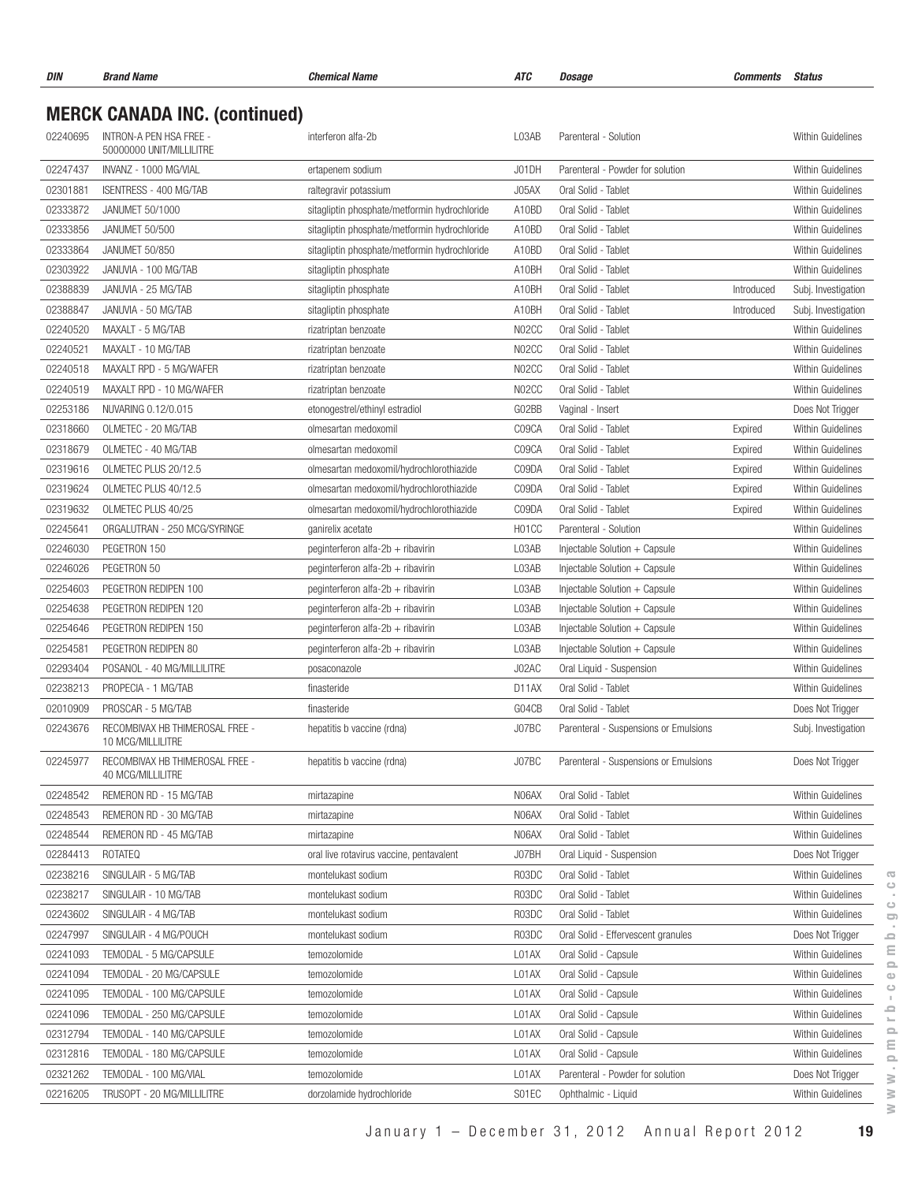## MERCK CANADA INC. (continued)

| DIN | Brand Name | Chemical Name | ATC | Dosage | Comments | Status |
|---|---|---|---|---|---|---|
| 02240695 | INTRON-A PEN HSA FREE - 50000000 UNIT/MILLILITRE | interferon alfa-2b | L03AB | Parenteral - Solution | | Within Guidelines |
| 02247437 | INVANZ - 1000 MG/VIAL | ertapenem sodium | J01DH | Parenteral - Powder for solution | | Within Guidelines |
| 02301881 | ISENTRESS - 400 MG/TAB | raltegravir potassium | J05AX | Oral Solid - Tablet | | Within Guidelines |
| 02333872 | JANUMET 50/1000 | sitagliptin phosphate/metformin hydrochloride | A10BD | Oral Solid - Tablet | | Within Guidelines |
| 02333856 | JANUMET 50/500 | sitagliptin phosphate/metformin hydrochloride | A10BD | Oral Solid - Tablet | | Within Guidelines |
| 02333864 | JANUMET 50/850 | sitagliptin phosphate/metformin hydrochloride | A10BD | Oral Solid - Tablet | | Within Guidelines |
| 02303922 | JANUVIA - 100 MG/TAB | sitagliptin phosphate | A10BH | Oral Solid - Tablet | | Within Guidelines |
| 02388839 | JANUVIA - 25 MG/TAB | sitagliptin phosphate | A10BH | Oral Solid - Tablet | Introduced | Subj. Investigation |
| 02388847 | JANUVIA - 50 MG/TAB | sitagliptin phosphate | A10BH | Oral Solid - Tablet | Introduced | Subj. Investigation |
| 02240520 | MAXALT - 5 MG/TAB | rizatriptan benzoate | N02CC | Oral Solid - Tablet | | Within Guidelines |
| 02240521 | MAXALT - 10 MG/TAB | rizatriptan benzoate | N02CC | Oral Solid - Tablet | | Within Guidelines |
| 02240518 | MAXALT RPD - 5 MG/WAFER | rizatriptan benzoate | N02CC | Oral Solid - Tablet | | Within Guidelines |
| 02240519 | MAXALT RPD - 10 MG/WAFER | rizatriptan benzoate | N02CC | Oral Solid - Tablet | | Within Guidelines |
| 02253186 | NUVARING 0.12/0.015 | etonogestrel/ethinyl estradiol | G02BB | Vaginal - Insert | | Does Not Trigger |
| 02318660 | OLMETEC - 20 MG/TAB | olmesartan medoxomil | C09CA | Oral Solid - Tablet | Expired | Within Guidelines |
| 02318679 | OLMETEC - 40 MG/TAB | olmesartan medoxomil | C09CA | Oral Solid - Tablet | Expired | Within Guidelines |
| 02319616 | OLMETEC PLUS 20/12.5 | olmesartan medoxomil/hydrochlorothiazide | C09DA | Oral Solid - Tablet | Expired | Within Guidelines |
| 02319624 | OLMETEC PLUS 40/12.5 | olmesartan medoxomil/hydrochlorothiazide | C09DA | Oral Solid - Tablet | Expired | Within Guidelines |
| 02319632 | OLMETEC PLUS 40/25 | olmesartan medoxomil/hydrochlorothiazide | C09DA | Oral Solid - Tablet | Expired | Within Guidelines |
| 02245641 | ORGALUTRAN - 250 MCG/SYRINGE | ganirelix acetate | H01CC | Parenteral - Solution | | Within Guidelines |
| 02246030 | PEGETRON 150 | peginterferon alfa-2b + ribavirin | L03AB | Injectable Solution + Capsule | | Within Guidelines |
| 02246026 | PEGETRON 50 | peginterferon alfa-2b + ribavirin | L03AB | Injectable Solution + Capsule | | Within Guidelines |
| 02254603 | PEGETRON REDIPEN 100 | peginterferon alfa-2b + ribavirin | L03AB | Injectable Solution + Capsule | | Within Guidelines |
| 02254638 | PEGETRON REDIPEN 120 | peginterferon alfa-2b + ribavirin | L03AB | Injectable Solution + Capsule | | Within Guidelines |
| 02254646 | PEGETRON REDIPEN 150 | peginterferon alfa-2b + ribavirin | L03AB | Injectable Solution + Capsule | | Within Guidelines |
| 02254581 | PEGETRON REDIPEN 80 | peginterferon alfa-2b + ribavirin | L03AB | Injectable Solution + Capsule | | Within Guidelines |
| 02293404 | POSANOL - 40 MG/MILLILITRE | posaconazole | J02AC | Oral Liquid - Suspension | | Within Guidelines |
| 02238213 | PROPECIA - 1 MG/TAB | finasteride | D11AX | Oral Solid - Tablet | | Within Guidelines |
| 02010909 | PROSCAR - 5 MG/TAB | finasteride | G04CB | Oral Solid - Tablet | | Does Not Trigger |
| 02243676 | RECOMBIVAX HB THIMEROSAL FREE - 10 MCG/MILLILITRE | hepatitis b vaccine (rdna) | J07BC | Parenteral - Suspensions or Emulsions | | Subj. Investigation |
| 02245977 | RECOMBIVAX HB THIMEROSAL FREE - 40 MCG/MILLILITRE | hepatitis b vaccine (rdna) | J07BC | Parenteral - Suspensions or Emulsions | | Does Not Trigger |
| 02248542 | REMERON RD - 15 MG/TAB | mirtazapine | N06AX | Oral Solid - Tablet | | Within Guidelines |
| 02248543 | REMERON RD - 30 MG/TAB | mirtazapine | N06AX | Oral Solid - Tablet | | Within Guidelines |
| 02248544 | REMERON RD - 45 MG/TAB | mirtazapine | N06AX | Oral Solid - Tablet | | Within Guidelines |
| 02284413 | ROTATEQ | oral live rotavirus vaccine, pentavalent | J07BH | Oral Liquid - Suspension | | Does Not Trigger |
| 02238216 | SINGULAIR - 5 MG/TAB | montelukast sodium | R03DC | Oral Solid - Tablet | | Within Guidelines |
| 02238217 | SINGULAIR - 10 MG/TAB | montelukast sodium | R03DC | Oral Solid - Tablet | | Within Guidelines |
| 02243602 | SINGULAIR - 4 MG/TAB | montelukast sodium | R03DC | Oral Solid - Tablet | | Within Guidelines |
| 02247997 | SINGULAIR - 4 MG/POUCH | montelukast sodium | R03DC | Oral Solid - Effervescent granules | | Does Not Trigger |
| 02241093 | TEMODAL - 5 MG/CAPSULE | temozolomide | L01AX | Oral Solid - Capsule | | Within Guidelines |
| 02241094 | TEMODAL - 20 MG/CAPSULE | temozolomide | L01AX | Oral Solid - Capsule | | Within Guidelines |
| 02241095 | TEMODAL - 100 MG/CAPSULE | temozolomide | L01AX | Oral Solid - Capsule | | Within Guidelines |
| 02241096 | TEMODAL - 250 MG/CAPSULE | temozolomide | L01AX | Oral Solid - Capsule | | Within Guidelines |
| 02312794 | TEMODAL - 140 MG/CAPSULE | temozolomide | L01AX | Oral Solid - Capsule | | Within Guidelines |
| 02312816 | TEMODAL - 180 MG/CAPSULE | temozolomide | L01AX | Oral Solid - Capsule | | Within Guidelines |
| 02321262 | TEMODAL - 100 MG/VIAL | temozolomide | L01AX | Parenteral - Powder for solution | | Does Not Trigger |
| 02216205 | TRUSOPT - 20 MG/MILLILITRE | dorzolamide hydrochloride | S01EC | Ophthalmic - Liquid | | Within Guidelines |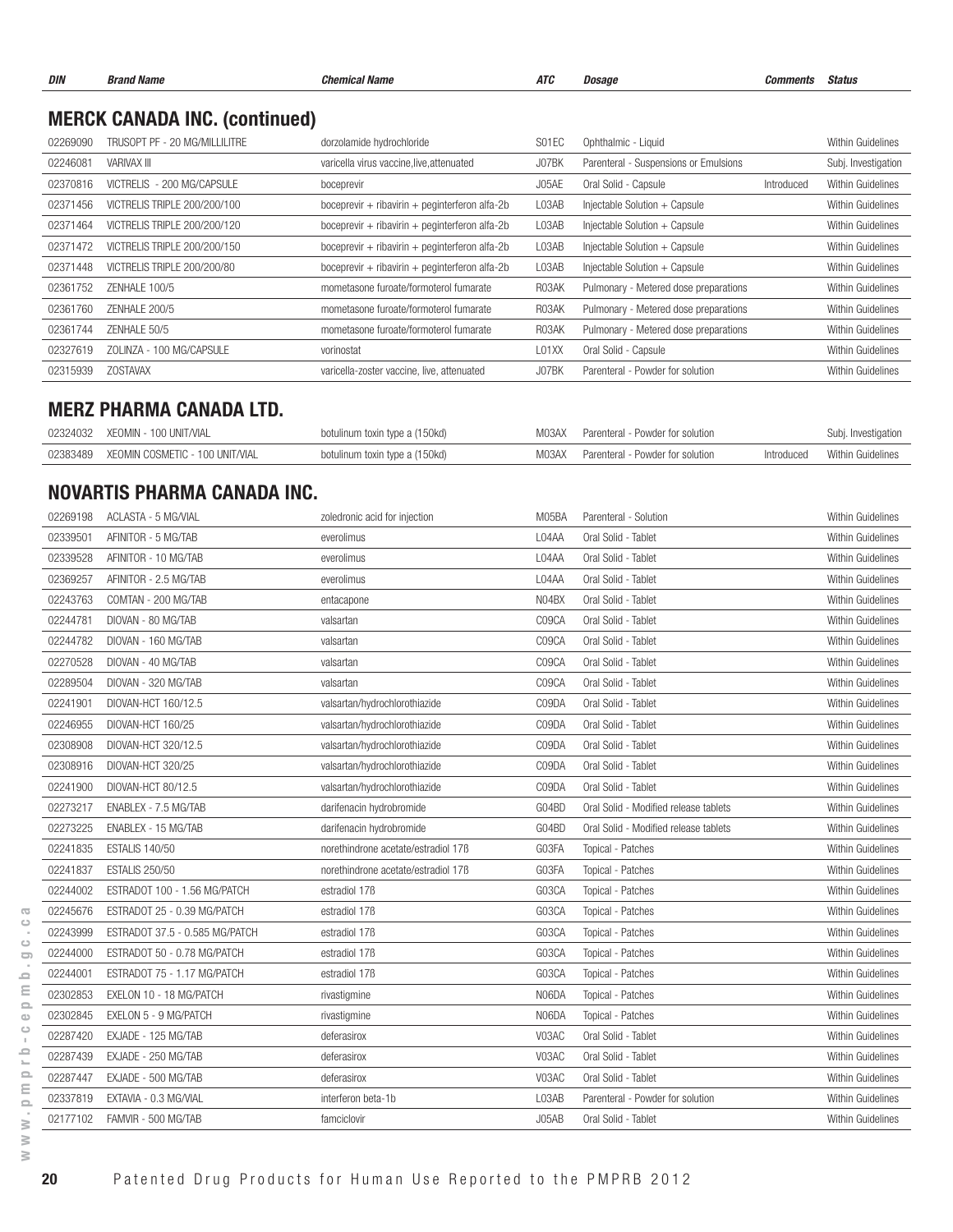| DIN | Brand Name | Chemical Name | ATC | Dosage | Comments | Status |
|---|---|---|---|---|---|---|

## MERCK CANADA INC. (continued)

| DIN | Brand Name | Chemical Name | ATC | Dosage | Comments | Status |
|---|---|---|---|---|---|---|
| 02269090 | TRUSOPT PF - 20 MG/MILLILITRE | dorzolamide hydrochloride | S01EC | Ophthalmic - Liquid | | Within Guidelines |
| 02246081 | VARIVAX III | varicella virus vaccine,live,attenuated | J07BK | Parenteral - Suspensions or Emulsions | | Subj. Investigation |
| 02370816 | VICTRELIS - 200 MG/CAPSULE | boceprevir | J05AE | Oral Solid - Capsule | Introduced | Within Guidelines |
| 02371456 | VICTRELIS TRIPLE 200/200/100 | boceprevir + ribavirin + peginterferon alfa-2b | L03AB | Injectable Solution + Capsule | | Within Guidelines |
| 02371464 | VICTRELIS TRIPLE 200/200/120 | boceprevir + ribavirin + peginterferon alfa-2b | L03AB | Injectable Solution + Capsule | | Within Guidelines |
| 02371472 | VICTRELIS TRIPLE 200/200/150 | boceprevir + ribavirin + peginterferon alfa-2b | L03AB | Injectable Solution + Capsule | | Within Guidelines |
| 02371448 | VICTRELIS TRIPLE 200/200/80 | boceprevir + ribavirin + peginterferon alfa-2b | L03AB | Injectable Solution + Capsule | | Within Guidelines |
| 02361752 | ZENHALE 100/5 | mometasone furoate/formoterol fumarate | R03AK | Pulmonary - Metered dose preparations | | Within Guidelines |
| 02361760 | ZENHALE 200/5 | mometasone furoate/formoterol fumarate | R03AK | Pulmonary - Metered dose preparations | | Within Guidelines |
| 02361744 | ZENHALE 50/5 | mometasone furoate/formoterol fumarate | R03AK | Pulmonary - Metered dose preparations | | Within Guidelines |
| 02327619 | ZOLINZA - 100 MG/CAPSULE | vorinostat | L01XX | Oral Solid - Capsule | | Within Guidelines |
| 02315939 | ZOSTAVAX | varicella-zoster vaccine, live, attenuated | J07BK | Parenteral - Powder for solution | | Within Guidelines |

## MERZ PHARMA CANADA LTD.

| DIN | Brand Name | Chemical Name | ATC | Dosage | Comments | Status |
|---|---|---|---|---|---|---|
| 02324032 | XEOMIN - 100 UNIT/VIAL | botulinum toxin type a (150kd) | M03AX | Parenteral - Powder for solution | | Subj. Investigation |
| 02383489 | XEOMIN COSMETIC - 100 UNIT/VIAL | botulinum toxin type a (150kd) | M03AX | Parenteral - Powder for solution | Introduced | Within Guidelines |

## NOVARTIS PHARMA CANADA INC.

| DIN | Brand Name | Chemical Name | ATC | Dosage | Comments | Status |
|---|---|---|---|---|---|---|
| 02269198 | ACLASTA - 5 MG/VIAL | zoledronic acid for injection | M05BA | Parenteral - Solution | | Within Guidelines |
| 02339501 | AFINITOR - 5 MG/TAB | everolimus | L04AA | Oral Solid - Tablet | | Within Guidelines |
| 02339528 | AFINITOR - 10 MG/TAB | everolimus | L04AA | Oral Solid - Tablet | | Within Guidelines |
| 02369257 | AFINITOR - 2.5 MG/TAB | everolimus | L04AA | Oral Solid - Tablet | | Within Guidelines |
| 02243763 | COMTAN - 200 MG/TAB | entacapone | N04BX | Oral Solid - Tablet | | Within Guidelines |
| 02244781 | DIOVAN - 80 MG/TAB | valsartan | C09CA | Oral Solid - Tablet | | Within Guidelines |
| 02244782 | DIOVAN - 160 MG/TAB | valsartan | C09CA | Oral Solid - Tablet | | Within Guidelines |
| 02270528 | DIOVAN - 40 MG/TAB | valsartan | C09CA | Oral Solid - Tablet | | Within Guidelines |
| 02289504 | DIOVAN - 320 MG/TAB | valsartan | C09CA | Oral Solid - Tablet | | Within Guidelines |
| 02241901 | DIOVAN-HCT 160/12.5 | valsartan/hydrochlorothiazide | C09DA | Oral Solid - Tablet | | Within Guidelines |
| 02246955 | DIOVAN-HCT 160/25 | valsartan/hydrochlorothiazide | C09DA | Oral Solid - Tablet | | Within Guidelines |
| 02308908 | DIOVAN-HCT 320/12.5 | valsartan/hydrochlorothiazide | C09DA | Oral Solid - Tablet | | Within Guidelines |
| 02308916 | DIOVAN-HCT 320/25 | valsartan/hydrochlorothiazide | C09DA | Oral Solid - Tablet | | Within Guidelines |
| 02241900 | DIOVAN-HCT 80/12.5 | valsartan/hydrochlorothiazide | C09DA | Oral Solid - Tablet | | Within Guidelines |
| 02273217 | ENABLEX - 7.5 MG/TAB | darifenacin hydrobromide | G04BD | Oral Solid - Modified release tablets | | Within Guidelines |
| 02273225 | ENABLEX - 15 MG/TAB | darifenacin hydrobromide | G04BD | Oral Solid - Modified release tablets | | Within Guidelines |
| 02241835 | ESTALIS 140/50 | norethindrone acetate/estradiol 17ß | G03FA | Topical - Patches | | Within Guidelines |
| 02241837 | ESTALIS 250/50 | norethindrone acetate/estradiol 17ß | G03FA | Topical - Patches | | Within Guidelines |
| 02244002 | ESTRADOT 100 - 1.56 MG/PATCH | estradiol 17ß | G03CA | Topical - Patches | | Within Guidelines |
| 02245676 | ESTRADOT 25 - 0.39 MG/PATCH | estradiol 17ß | G03CA | Topical - Patches | | Within Guidelines |
| 02243999 | ESTRADOT 37.5 - 0.585 MG/PATCH | estradiol 17ß | G03CA | Topical - Patches | | Within Guidelines |
| 02244000 | ESTRADOT 50 - 0.78 MG/PATCH | estradiol 17ß | G03CA | Topical - Patches | | Within Guidelines |
| 02244001 | ESTRADOT 75 - 1.17 MG/PATCH | estradiol 17ß | G03CA | Topical - Patches | | Within Guidelines |
| 02302853 | EXELON 10 - 18 MG/PATCH | rivastigmine | N06DA | Topical - Patches | | Within Guidelines |
| 02302845 | EXELON 5 - 9 MG/PATCH | rivastigmine | N06DA | Topical - Patches | | Within Guidelines |
| 02287420 | EXJADE - 125 MG/TAB | deferasirox | V03AC | Oral Solid - Tablet | | Within Guidelines |
| 02287439 | EXJADE - 250 MG/TAB | deferasirox | V03AC | Oral Solid - Tablet | | Within Guidelines |
| 02287447 | EXJADE - 500 MG/TAB | deferasirox | V03AC | Oral Solid - Tablet | | Within Guidelines |
| 02337819 | EXTAVIA - 0.3 MG/VIAL | interferon beta-1b | L03AB | Parenteral - Powder for solution | | Within Guidelines |
| 02177102 | FAMVIR - 500 MG/TAB | famciclovir | J05AB | Oral Solid - Tablet | | Within Guidelines |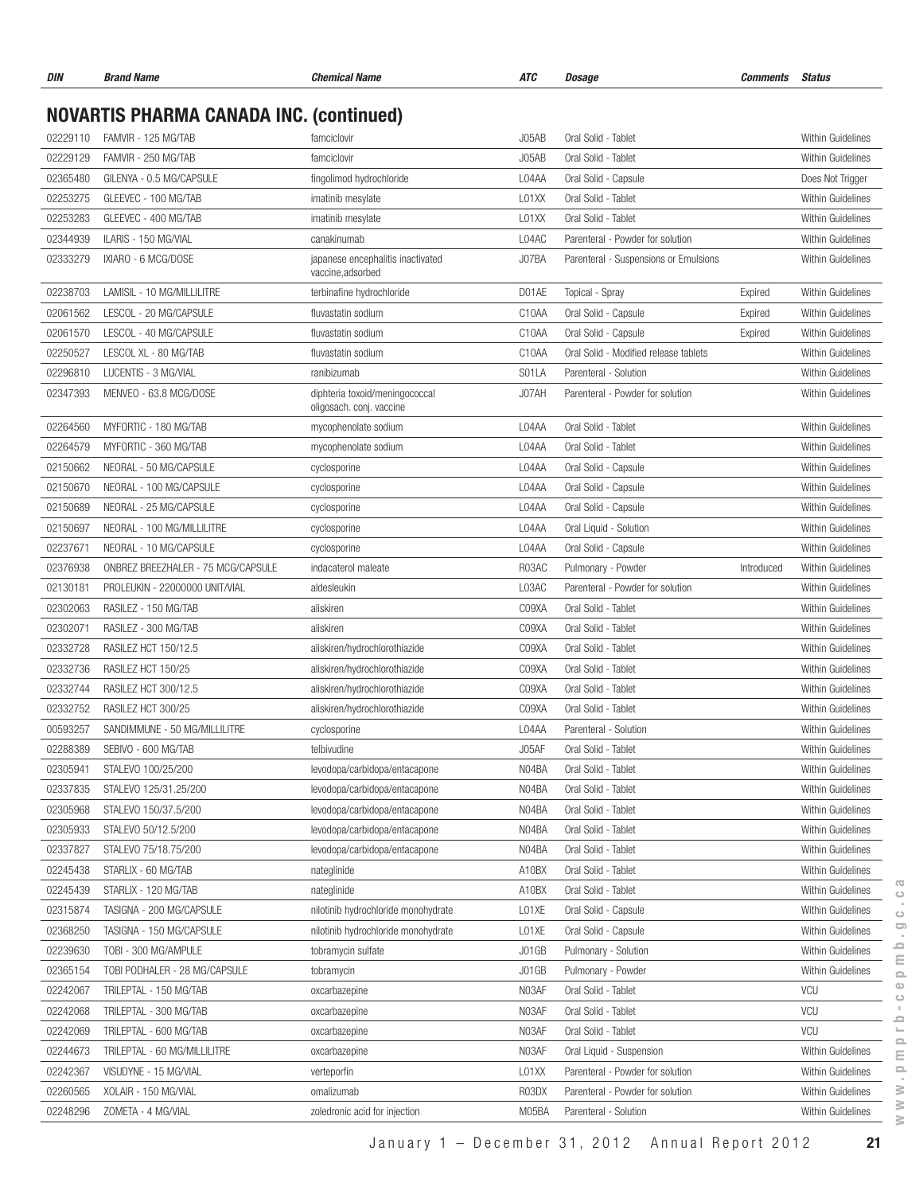## NOVARTIS PHARMA CANADA INC. (continued)

| DIN | Brand Name | Chemical Name | ATC | Dosage | Comments | Status |
|---|---|---|---|---|---|---|
| 02229110 | FAMVIR - 125 MG/TAB | famciclovir | J05AB | Oral Solid - Tablet | | Within Guidelines |
| 02229129 | FAMVIR - 250 MG/TAB | famciclovir | J05AB | Oral Solid - Tablet | | Within Guidelines |
| 02365480 | GILENYA - 0.5 MG/CAPSULE | fingolimod hydrochloride | L04AA | Oral Solid - Capsule | | Does Not Trigger |
| 02253275 | GLEEVEC - 100 MG/TAB | imatinib mesylate | L01XX | Oral Solid - Tablet | | Within Guidelines |
| 02253283 | GLEEVEC - 400 MG/TAB | imatinib mesylate | L01XX | Oral Solid - Tablet | | Within Guidelines |
| 02344939 | ILARIS - 150 MG/VIAL | canakinumab | L04AC | Parenteral - Powder for solution | | Within Guidelines |
| 02333279 | IXIARO - 6 MCG/DOSE | japanese encephalitis inactivated vaccine,adsorbed | J07BA | Parenteral - Suspensions or Emulsions | | Within Guidelines |
| 02238703 | LAMISIL - 10 MG/MILLILITRE | terbinafine hydrochloride | D01AE | Topical - Spray | Expired | Within Guidelines |
| 02061562 | LESCOL - 20 MG/CAPSULE | fluvastatin sodium | C10AA | Oral Solid - Capsule | Expired | Within Guidelines |
| 02061570 | LESCOL - 40 MG/CAPSULE | fluvastatin sodium | C10AA | Oral Solid - Capsule | Expired | Within Guidelines |
| 02250527 | LESCOL XL - 80 MG/TAB | fluvastatin sodium | C10AA | Oral Solid - Modified release tablets | | Within Guidelines |
| 02296810 | LUCENTIS - 3 MG/VIAL | ranibizumab | S01LA | Parenteral - Solution | | Within Guidelines |
| 02347393 | MENVEO - 63.8 MCG/DOSE | diphteria toxoid/meningococcal oligosach. conj. vaccine | J07AH | Parenteral - Powder for solution | | Within Guidelines |
| 02264560 | MYFORTIC - 180 MG/TAB | mycophenolate sodium | L04AA | Oral Solid - Tablet | | Within Guidelines |
| 02264579 | MYFORTIC - 360 MG/TAB | mycophenolate sodium | L04AA | Oral Solid - Tablet | | Within Guidelines |
| 02150662 | NEORAL - 50 MG/CAPSULE | cyclosporine | L04AA | Oral Solid - Capsule | | Within Guidelines |
| 02150670 | NEORAL - 100 MG/CAPSULE | cyclosporine | L04AA | Oral Solid - Capsule | | Within Guidelines |
| 02150689 | NEORAL - 25 MG/CAPSULE | cyclosporine | L04AA | Oral Solid - Capsule | | Within Guidelines |
| 02150697 | NEORAL - 100 MG/MILLILITRE | cyclosporine | L04AA | Oral Liquid - Solution | | Within Guidelines |
| 02237671 | NEORAL - 10 MG/CAPSULE | cyclosporine | L04AA | Oral Solid - Capsule | | Within Guidelines |
| 02376938 | ONBREZ BREEZHALER - 75 MCG/CAPSULE | indacaterol maleate | R03AC | Pulmonary - Powder | Introduced | Within Guidelines |
| 02130181 | PROLEUKIN - 22000000 UNIT/VIAL | aldesleukin | L03AC | Parenteral - Powder for solution | | Within Guidelines |
| 02302063 | RASILEZ - 150 MG/TAB | aliskiren | C09XA | Oral Solid - Tablet | | Within Guidelines |
| 02302071 | RASILEZ - 300 MG/TAB | aliskiren | C09XA | Oral Solid - Tablet | | Within Guidelines |
| 02332728 | RASILEZ HCT 150/12.5 | aliskiren/hydrochlorothiazide | C09XA | Oral Solid - Tablet | | Within Guidelines |
| 02332736 | RASILEZ HCT 150/25 | aliskiren/hydrochlorothiazide | C09XA | Oral Solid - Tablet | | Within Guidelines |
| 02332744 | RASILEZ HCT 300/12.5 | aliskiren/hydrochlorothiazide | C09XA | Oral Solid - Tablet | | Within Guidelines |
| 02332752 | RASILEZ HCT 300/25 | aliskiren/hydrochlorothiazide | C09XA | Oral Solid - Tablet | | Within Guidelines |
| 00593257 | SANDIMMUNE - 50 MG/MILLILITRE | cyclosporine | L04AA | Parenteral - Solution | | Within Guidelines |
| 02288389 | SEBIVO - 600 MG/TAB | telbivudine | J05AF | Oral Solid - Tablet | | Within Guidelines |
| 02305941 | STALEVO 100/25/200 | levodopa/carbidopa/entacapone | N04BA | Oral Solid - Tablet | | Within Guidelines |
| 02337835 | STALEVO 125/31.25/200 | levodopa/carbidopa/entacapone | N04BA | Oral Solid - Tablet | | Within Guidelines |
| 02305968 | STALEVO 150/37.5/200 | levodopa/carbidopa/entacapone | N04BA | Oral Solid - Tablet | | Within Guidelines |
| 02305933 | STALEVO 50/12.5/200 | levodopa/carbidopa/entacapone | N04BA | Oral Solid - Tablet | | Within Guidelines |
| 02337827 | STALEVO 75/18.75/200 | levodopa/carbidopa/entacapone | N04BA | Oral Solid - Tablet | | Within Guidelines |
| 02245438 | STARLIX - 60 MG/TAB | nateglinide | A10BX | Oral Solid - Tablet | | Within Guidelines |
| 02245439 | STARLIX - 120 MG/TAB | nateglinide | A10BX | Oral Solid - Tablet | | Within Guidelines |
| 02315874 | TASIGNA - 200 MG/CAPSULE | nilotinib hydrochloride monohydrate | L01XE | Oral Solid - Capsule | | Within Guidelines |
| 02368250 | TASIGNA - 150 MG/CAPSULE | nilotinib hydrochloride monohydrate | L01XE | Oral Solid - Capsule | | Within Guidelines |
| 02239630 | TOBI - 300 MG/AMPULE | tobramycin sulfate | J01GB | Pulmonary - Solution | | Within Guidelines |
| 02365154 | TOBI PODHALER - 28 MG/CAPSULE | tobramycin | J01GB | Pulmonary - Powder | | Within Guidelines |
| 02242067 | TRILEPTAL - 150 MG/TAB | oxcarbazepine | N03AF | Oral Solid - Tablet | | VCU |
| 02242068 | TRILEPTAL - 300 MG/TAB | oxcarbazepine | N03AF | Oral Solid - Tablet | | VCU |
| 02242069 | TRILEPTAL - 600 MG/TAB | oxcarbazepine | N03AF | Oral Solid - Tablet | | VCU |
| 02244673 | TRILEPTAL - 60 MG/MILLILITRE | oxcarbazepine | N03AF | Oral Liquid - Suspension | | Within Guidelines |
| 02242367 | VISUDYNE - 15 MG/VIAL | verteporfin | L01XX | Parenteral - Powder for solution | | Within Guidelines |
| 02260565 | XOLAIR - 150 MG/VIAL | omalizumab | R03DX | Parenteral - Powder for solution | | Within Guidelines |
| 02248296 | ZOMETA - 4 MG/VIAL | zoledronic acid for injection | M05BA | Parenteral - Solution | | Within Guidelines |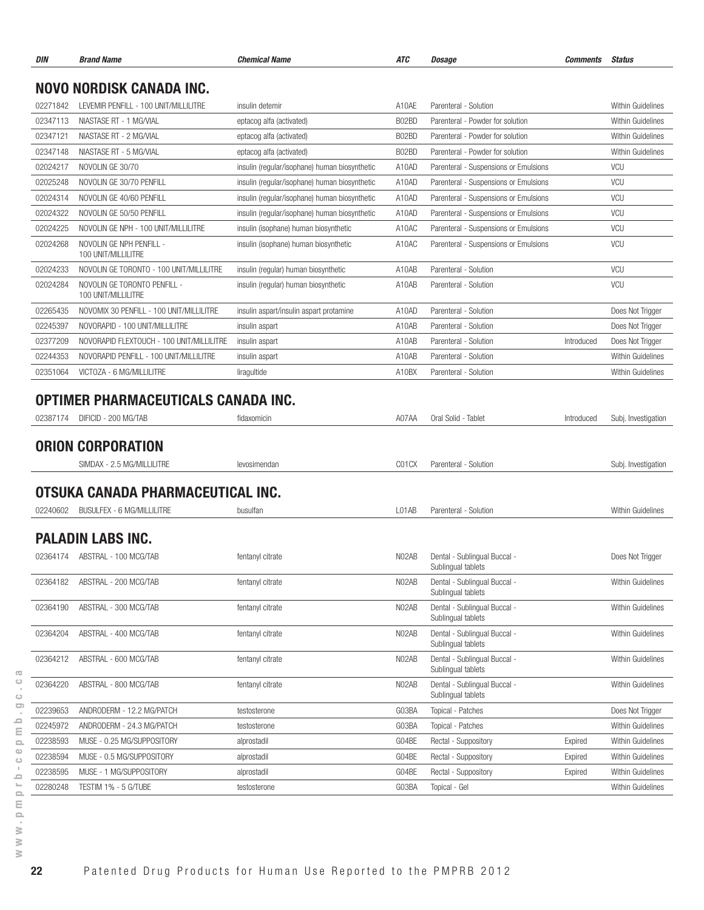| DIN | Brand Name | Chemical Name | ATC | Dosage | Comments | Status |
|---|---|---|---|---|---|---|

## NOVO NORDISK CANADA INC.

| DIN | Brand Name | Chemical Name | ATC | Dosage | Comments | Status |
|---|---|---|---|---|---|---|
| 02271842 | LEVEMIR PENFILL - 100 UNIT/MILLILITRE | insulin detemir | A10AE | Parenteral - Solution | | Within Guidelines |
| 02347113 | NIASTASE RT - 1 MG/VIAL | eptacog alfa (activated) | B02BD | Parenteral - Powder for solution | | Within Guidelines |
| 02347121 | NIASTASE RT - 2 MG/VIAL | eptacog alfa (activated) | B02BD | Parenteral - Powder for solution | | Within Guidelines |
| 02347148 | NIASTASE RT - 5 MG/VIAL | eptacog alfa (activated) | B02BD | Parenteral - Powder for solution | | Within Guidelines |
| 02024217 | NOVOLIN GE 30/70 | insulin (regular/isophane) human biosynthetic | A10AD | Parenteral - Suspensions or Emulsions | | VCU |
| 02025248 | NOVOLIN GE 30/70 PENFILL | insulin (regular/isophane) human biosynthetic | A10AD | Parenteral - Suspensions or Emulsions | | VCU |
| 02024314 | NOVOLIN GE 40/60 PENFILL | insulin (regular/isophane) human biosynthetic | A10AD | Parenteral - Suspensions or Emulsions | | VCU |
| 02024322 | NOVOLIN GE 50/50 PENFILL | insulin (regular/isophane) human biosynthetic | A10AD | Parenteral - Suspensions or Emulsions | | VCU |
| 02024225 | NOVOLIN GE NPH - 100 UNIT/MILLILITRE | insulin (isophane) human biosynthetic | A10AC | Parenteral - Suspensions or Emulsions | | VCU |
| 02024268 | NOVOLIN GE NPH PENFILL - 100 UNIT/MILLILITRE | insulin (isophane) human biosynthetic | A10AC | Parenteral - Suspensions or Emulsions | | VCU |
| 02024233 | NOVOLIN GE TORONTO - 100 UNIT/MILLILITRE | insulin (regular) human biosynthetic | A10AB | Parenteral - Solution | | VCU |
| 02024284 | NOVOLIN GE TORONTO PENFILL - 100 UNIT/MILLILITRE | insulin (regular) human biosynthetic | A10AB | Parenteral - Solution | | VCU |
| 02265435 | NOVOMIX 30 PENFILL - 100 UNIT/MILLILITRE | insulin aspart/insulin aspart protamine | A10AD | Parenteral - Solution | | Does Not Trigger |
| 02245397 | NOVORAPID - 100 UNIT/MILLILITRE | insulin aspart | A10AB | Parenteral - Solution | | Does Not Trigger |
| 02377209 | NOVORAPID FLEXTOUCH - 100 UNIT/MILLILITRE | insulin aspart | A10AB | Parenteral - Solution | Introduced | Does Not Trigger |
| 02244353 | NOVORAPID PENFILL - 100 UNIT/MILLILITRE | insulin aspart | A10AB | Parenteral - Solution | | Within Guidelines |
| 02351064 | VICTOZA - 6 MG/MILLILITRE | liragultide | A10BX | Parenteral - Solution | | Within Guidelines |

## OPTIMER PHARMACEUTICALS CANADA INC.

| DIN | Brand Name | Chemical Name | ATC | Dosage | Comments | Status |
|---|---|---|---|---|---|---|
| 02387174 | DIFICID - 200 MG/TAB | fidaxomicin | A07AA | Oral Solid - Tablet | Introduced | Subj. Investigation |

## ORION CORPORATION

| DIN | Brand Name | Chemical Name | ATC | Dosage | Comments | Status |
|---|---|---|---|---|---|---|
| | SIMDAX - 2.5 MG/MILLILITRE | levosimendan | C01CX | Parenteral - Solution | | Subj. Investigation |

## OTSUKA CANADA PHARMACEUTICAL INC.

| DIN | Brand Name | Chemical Name | ATC | Dosage | Comments | Status |
|---|---|---|---|---|---|---|
| 02240602 | BUSULFEX - 6 MG/MILLILITRE | busulfan | L01AB | Parenteral - Solution | | Within Guidelines |

## PALADIN LABS INC.

| DIN | Brand Name | Chemical Name | ATC | Dosage | Comments | Status |
|---|---|---|---|---|---|---|
| 02364174 | ABSTRAL - 100 MCG/TAB | fentanyl citrate | N02AB | Dental - Sublingual Buccal - Sublingual tablets | | Does Not Trigger |
| 02364182 | ABSTRAL - 200 MCG/TAB | fentanyl citrate | N02AB | Dental - Sublingual Buccal - Sublingual tablets | | Within Guidelines |
| 02364190 | ABSTRAL - 300 MCG/TAB | fentanyl citrate | N02AB | Dental - Sublingual Buccal - Sublingual tablets | | Within Guidelines |
| 02364204 | ABSTRAL - 400 MCG/TAB | fentanyl citrate | N02AB | Dental - Sublingual Buccal - Sublingual tablets | | Within Guidelines |
| 02364212 | ABSTRAL - 600 MCG/TAB | fentanyl citrate | N02AB | Dental - Sublingual Buccal - Sublingual tablets | | Within Guidelines |
| 02364220 | ABSTRAL - 800 MCG/TAB | fentanyl citrate | N02AB | Dental - Sublingual Buccal - Sublingual tablets | | Within Guidelines |
| 02239653 | ANDRODERM - 12.2 MG/PATCH | testosterone | G03BA | Topical - Patches | | Does Not Trigger |
| 02245972 | ANDRODERM - 24.3 MG/PATCH | testosterone | G03BA | Topical - Patches | | Within Guidelines |
| 02238593 | MUSE - 0.25 MG/SUPPOSITORY | alprostadil | G04BE | Rectal - Suppository | Expired | Within Guidelines |
| 02238594 | MUSE - 0.5 MG/SUPPOSITORY | alprostadil | G04BE | Rectal - Suppository | Expired | Within Guidelines |
| 02238595 | MUSE - 1 MG/SUPPOSITORY | alprostadil | G04BE | Rectal - Suppository | Expired | Within Guidelines |
| 02280248 | TESTIM 1% - 5 G/TUBE | testosterone | G03BA | Topical - Gel | | Within Guidelines |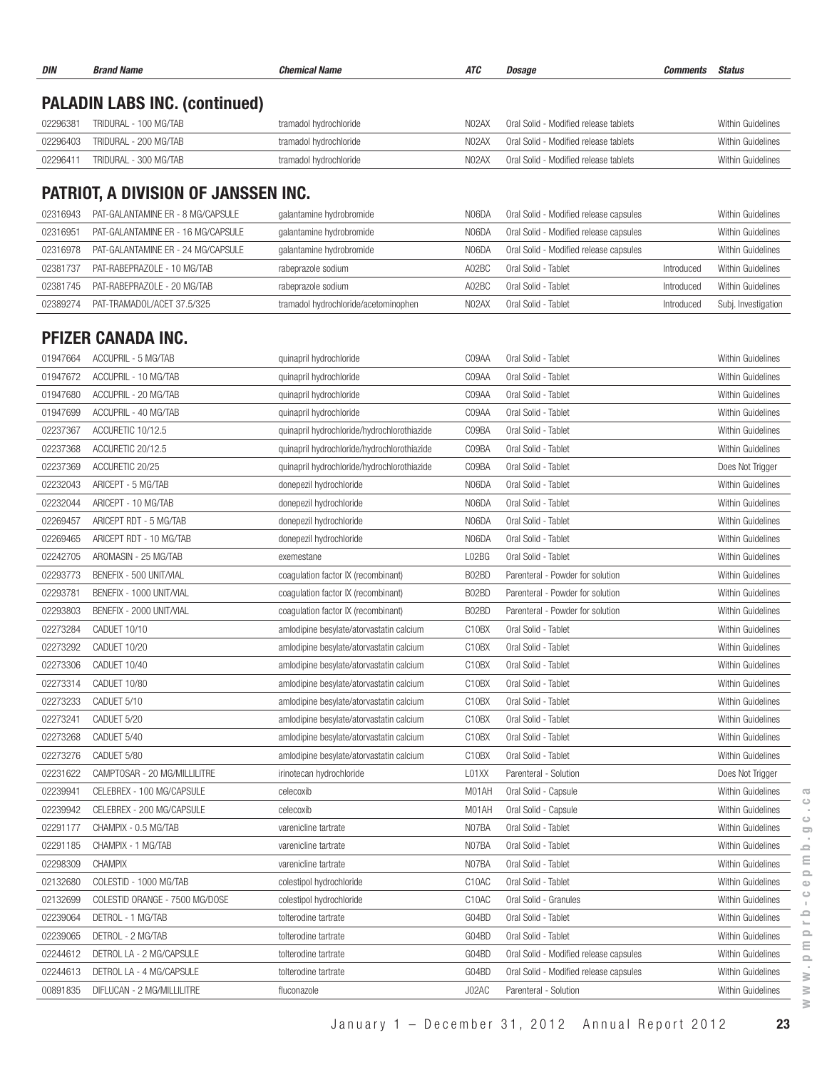| DIN | Brand Name | Chemical Name | ATC | Dosage | Comments | Status |
|---|---|---|---|---|---|---|

## PALADIN LABS INC. (continued)

| DIN | Brand Name | Chemical Name | ATC | Dosage | Comments | Status |
|---|---|---|---|---|---|---|
| 02296381 | TRIDURAL - 100 MG/TAB | tramadol hydrochloride | N02AX | Oral Solid - Modified release tablets | | Within Guidelines |
| 02296403 | TRIDURAL - 200 MG/TAB | tramadol hydrochloride | N02AX | Oral Solid - Modified release tablets | | Within Guidelines |
| 02296411 | TRIDURAL - 300 MG/TAB | tramadol hydrochloride | N02AX | Oral Solid - Modified release tablets | | Within Guidelines |

## PATRIOT, A DIVISION OF JANSSEN INC.

| DIN | Brand Name | Chemical Name | ATC | Dosage | Comments | Status |
|---|---|---|---|---|---|---|
| 02316943 | PAT-GALANTAMINE ER - 8 MG/CAPSULE | galantamine hydrobromide | N06DA | Oral Solid - Modified release capsules | | Within Guidelines |
| 02316951 | PAT-GALANTAMINE ER - 16 MG/CAPSULE | galantamine hydrobromide | N06DA | Oral Solid - Modified release capsules | | Within Guidelines |
| 02316978 | PAT-GALANTAMINE ER - 24 MG/CAPSULE | galantamine hydrobromide | N06DA | Oral Solid - Modified release capsules | | Within Guidelines |
| 02381737 | PAT-RABEPRAZOLE - 10 MG/TAB | rabeprazole sodium | A02BC | Oral Solid - Tablet | Introduced | Within Guidelines |
| 02381745 | PAT-RABEPRAZOLE - 20 MG/TAB | rabeprazole sodium | A02BC | Oral Solid - Tablet | Introduced | Within Guidelines |
| 02389274 | PAT-TRAMADOL/ACET 37.5/325 | tramadol hydrochloride/acetominophen | N02AX | Oral Solid - Tablet | Introduced | Subj. Investigation |

## PFIZER CANADA INC.

| DIN | Brand Name | Chemical Name | ATC | Dosage | Comments | Status |
|---|---|---|---|---|---|---|
| 01947664 | ACCUPRIL - 5 MG/TAB | quinapril hydrochloride | C09AA | Oral Solid - Tablet | | Within Guidelines |
| 01947672 | ACCUPRIL - 10 MG/TAB | quinapril hydrochloride | C09AA | Oral Solid - Tablet | | Within Guidelines |
| 01947680 | ACCUPRIL - 20 MG/TAB | quinapril hydrochloride | C09AA | Oral Solid - Tablet | | Within Guidelines |
| 01947699 | ACCUPRIL - 40 MG/TAB | quinapril hydrochloride | C09AA | Oral Solid - Tablet | | Within Guidelines |
| 02237367 | ACCURETIC 10/12.5 | quinapril hydrochloride/hydrochlorothiazide | C09BA | Oral Solid - Tablet | | Within Guidelines |
| 02237368 | ACCURETIC 20/12.5 | quinapril hydrochloride/hydrochlorothiazide | C09BA | Oral Solid - Tablet | | Within Guidelines |
| 02237369 | ACCURETIC 20/25 | quinapril hydrochloride/hydrochlorothiazide | C09BA | Oral Solid - Tablet | | Does Not Trigger |
| 02232043 | ARICEPT - 5 MG/TAB | donepezil hydrochloride | N06DA | Oral Solid - Tablet | | Within Guidelines |
| 02232044 | ARICEPT - 10 MG/TAB | donepezil hydrochloride | N06DA | Oral Solid - Tablet | | Within Guidelines |
| 02269457 | ARICEPT RDT - 5 MG/TAB | donepezil hydrochloride | N06DA | Oral Solid - Tablet | | Within Guidelines |
| 02269465 | ARICEPT RDT - 10 MG/TAB | donepezil hydrochloride | N06DA | Oral Solid - Tablet | | Within Guidelines |
| 02242705 | AROMASIN - 25 MG/TAB | exemestane | L02BG | Oral Solid - Tablet | | Within Guidelines |
| 02293773 | BENEFIX - 500 UNIT/VIAL | coagulation factor IX (recombinant) | B02BD | Parenteral - Powder for solution | | Within Guidelines |
| 02293781 | BENEFIX - 1000 UNIT/VIAL | coagulation factor IX (recombinant) | B02BD | Parenteral - Powder for solution | | Within Guidelines |
| 02293803 | BENEFIX - 2000 UNIT/VIAL | coagulation factor IX (recombinant) | B02BD | Parenteral - Powder for solution | | Within Guidelines |
| 02273284 | CADUET 10/10 | amlodipine besylate/atorvastatin calcium | C10BX | Oral Solid - Tablet | | Within Guidelines |
| 02273292 | CADUET 10/20 | amlodipine besylate/atorvastatin calcium | C10BX | Oral Solid - Tablet | | Within Guidelines |
| 02273306 | CADUET 10/40 | amlodipine besylate/atorvastatin calcium | C10BX | Oral Solid - Tablet | | Within Guidelines |
| 02273314 | CADUET 10/80 | amlodipine besylate/atorvastatin calcium | C10BX | Oral Solid - Tablet | | Within Guidelines |
| 02273233 | CADUET 5/10 | amlodipine besylate/atorvastatin calcium | C10BX | Oral Solid - Tablet | | Within Guidelines |
| 02273241 | CADUET 5/20 | amlodipine besylate/atorvastatin calcium | C10BX | Oral Solid - Tablet | | Within Guidelines |
| 02273268 | CADUET 5/40 | amlodipine besylate/atorvastatin calcium | C10BX | Oral Solid - Tablet | | Within Guidelines |
| 02273276 | CADUET 5/80 | amlodipine besylate/atorvastatin calcium | C10BX | Oral Solid - Tablet | | Within Guidelines |
| 02231622 | CAMPTOSAR - 20 MG/MILLILITRE | irinotecan hydrochloride | L01XX | Parenteral - Solution | | Does Not Trigger |
| 02239941 | CELEBREX - 100 MG/CAPSULE | celecoxib | M01AH | Oral Solid - Capsule | | Within Guidelines |
| 02239942 | CELEBREX - 200 MG/CAPSULE | celecoxib | M01AH | Oral Solid - Capsule | | Within Guidelines |
| 02291177 | CHAMPIX - 0.5 MG/TAB | varenicline tartrate | N07BA | Oral Solid - Tablet | | Within Guidelines |
| 02291185 | CHAMPIX - 1 MG/TAB | varenicline tartrate | N07BA | Oral Solid - Tablet | | Within Guidelines |
| 02298309 | CHAMPIX | varenicline tartrate | N07BA | Oral Solid - Tablet | | Within Guidelines |
| 02132680 | COLESTID - 1000 MG/TAB | colestipol hydrochloride | C10AC | Oral Solid - Tablet | | Within Guidelines |
| 02132699 | COLESTID ORANGE - 7500 MG/DOSE | colestipol hydrochloride | C10AC | Oral Solid - Granules | | Within Guidelines |
| 02239064 | DETROL - 1 MG/TAB | tolterodine tartrate | G04BD | Oral Solid - Tablet | | Within Guidelines |
| 02239065 | DETROL - 2 MG/TAB | tolterodine tartrate | G04BD | Oral Solid - Tablet | | Within Guidelines |
| 02244612 | DETROL LA - 2 MG/CAPSULE | tolterodine tartrate | G04BD | Oral Solid - Modified release capsules | | Within Guidelines |
| 02244613 | DETROL LA - 4 MG/CAPSULE | tolterodine tartrate | G04BD | Oral Solid - Modified release capsules | | Within Guidelines |
| 00891835 | DIFLUCAN - 2 MG/MILLILITRE | fluconazole | J02AC | Parenteral - Solution | | Within Guidelines |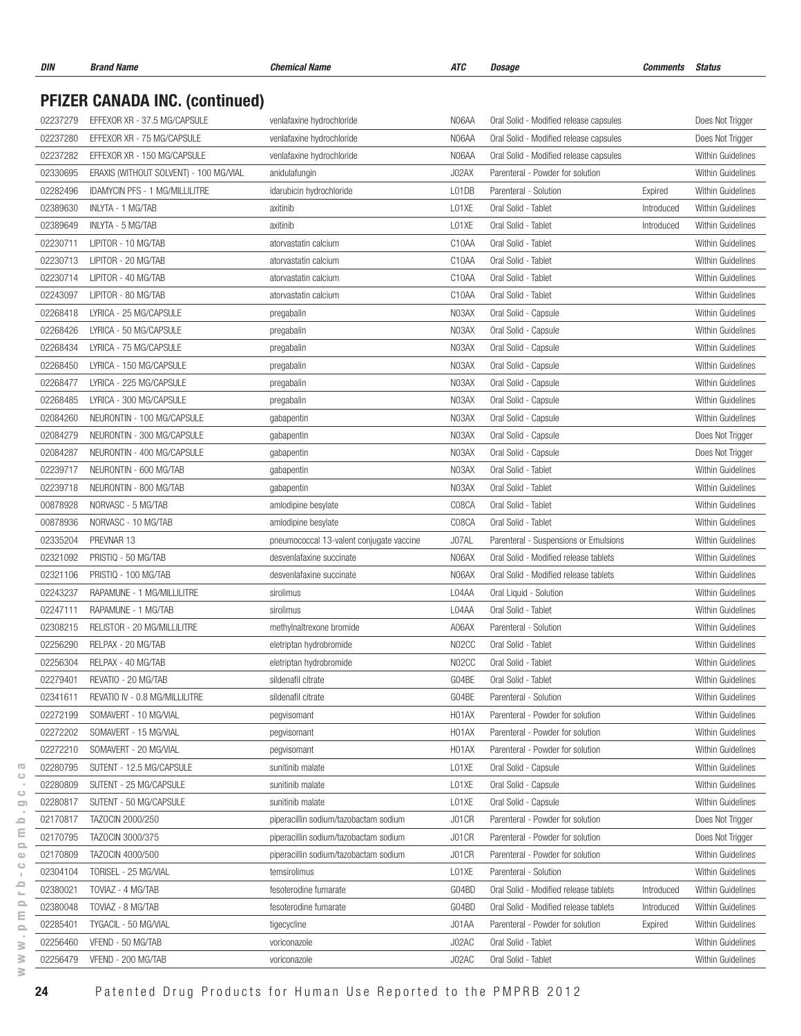## PFIZER CANADA INC. (continued)

| DIN | Brand Name | Chemical Name | ATC | Dosage | Comments | Status |
|---|---|---|---|---|---|---|
| 02237279 | EFFEXOR XR - 37.5 MG/CAPSULE | venlafaxine hydrochloride | N06AA | Oral Solid - Modified release capsules | | Does Not Trigger |
| 02237280 | EFFEXOR XR - 75 MG/CAPSULE | venlafaxine hydrochloride | N06AA | Oral Solid - Modified release capsules | | Does Not Trigger |
| 02237282 | EFFEXOR XR - 150 MG/CAPSULE | venlafaxine hydrochloride | N06AA | Oral Solid - Modified release capsules | | Within Guidelines |
| 02330695 | ERAXIS (WITHOUT SOLVENT) - 100 MG/VIAL | anidulafungin | J02AX | Parenteral - Powder for solution | | Within Guidelines |
| 02282496 | IDAMYCIN PFS - 1 MG/MILLILITRE | idarubicin hydrochloride | L01DB | Parenteral - Solution | Expired | Within Guidelines |
| 02389630 | INLYTA - 1 MG/TAB | axitinib | L01XE | Oral Solid - Tablet | Introduced | Within Guidelines |
| 02389649 | INLYTA - 5 MG/TAB | axitinib | L01XE | Oral Solid - Tablet | Introduced | Within Guidelines |
| 02230711 | LIPITOR - 10 MG/TAB | atorvastatin calcium | C10AA | Oral Solid - Tablet | | Within Guidelines |
| 02230713 | LIPITOR - 20 MG/TAB | atorvastatin calcium | C10AA | Oral Solid - Tablet | | Within Guidelines |
| 02230714 | LIPITOR - 40 MG/TAB | atorvastatin calcium | C10AA | Oral Solid - Tablet | | Within Guidelines |
| 02243097 | LIPITOR - 80 MG/TAB | atorvastatin calcium | C10AA | Oral Solid - Tablet | | Within Guidelines |
| 02268418 | LYRICA - 25 MG/CAPSULE | pregabalin | N03AX | Oral Solid - Capsule | | Within Guidelines |
| 02268426 | LYRICA - 50 MG/CAPSULE | pregabalin | N03AX | Oral Solid - Capsule | | Within Guidelines |
| 02268434 | LYRICA - 75 MG/CAPSULE | pregabalin | N03AX | Oral Solid - Capsule | | Within Guidelines |
| 02268450 | LYRICA - 150 MG/CAPSULE | pregabalin | N03AX | Oral Solid - Capsule | | Within Guidelines |
| 02268477 | LYRICA - 225 MG/CAPSULE | pregabalin | N03AX | Oral Solid - Capsule | | Within Guidelines |
| 02268485 | LYRICA - 300 MG/CAPSULE | pregabalin | N03AX | Oral Solid - Capsule | | Within Guidelines |
| 02084260 | NEURONTIN - 100 MG/CAPSULE | gabapentin | N03AX | Oral Solid - Capsule | | Within Guidelines |
| 02084279 | NEURONTIN - 300 MG/CAPSULE | gabapentin | N03AX | Oral Solid - Capsule | | Does Not Trigger |
| 02084287 | NEURONTIN - 400 MG/CAPSULE | gabapentin | N03AX | Oral Solid - Capsule | | Does Not Trigger |
| 02239717 | NEURONTIN - 600 MG/TAB | gabapentin | N03AX | Oral Solid - Tablet | | Within Guidelines |
| 02239718 | NEURONTIN - 800 MG/TAB | gabapentin | N03AX | Oral Solid - Tablet | | Within Guidelines |
| 00878928 | NORVASC - 5 MG/TAB | amlodipine besylate | C08CA | Oral Solid - Tablet | | Within Guidelines |
| 00878936 | NORVASC - 10 MG/TAB | amlodipine besylate | C08CA | Oral Solid - Tablet | | Within Guidelines |
| 02335204 | PREVNAR 13 | pneumococcal 13-valent conjugate vaccine | J07AL | Parenteral - Suspensions or Emulsions | | Within Guidelines |
| 02321092 | PRISTIQ - 50 MG/TAB | desvenlafaxine succinate | N06AX | Oral Solid - Modified release tablets | | Within Guidelines |
| 02321106 | PRISTIQ - 100 MG/TAB | desvenlafaxine succinate | N06AX | Oral Solid - Modified release tablets | | Within Guidelines |
| 02243237 | RAPAMUNE - 1 MG/MILLILITRE | sirolimus | L04AA | Oral Liquid - Solution | | Within Guidelines |
| 02247111 | RAPAMUNE - 1 MG/TAB | sirolimus | L04AA | Oral Solid - Tablet | | Within Guidelines |
| 02308215 | RELISTOR - 20 MG/MILLILITRE | methylnaltrexone bromide | A06AX | Parenteral - Solution | | Within Guidelines |
| 02256290 | RELPAX - 20 MG/TAB | eletriptan hydrobromide | N02CC | Oral Solid - Tablet | | Within Guidelines |
| 02256304 | RELPAX - 40 MG/TAB | eletriptan hydrobromide | N02CC | Oral Solid - Tablet | | Within Guidelines |
| 02279401 | REVATIO - 20 MG/TAB | sildenafil citrate | G04BE | Oral Solid - Tablet | | Within Guidelines |
| 02341611 | REVATIO IV - 0.8 MG/MILLILITRE | sildenafil citrate | G04BE | Parenteral - Solution | | Within Guidelines |
| 02272199 | SOMAVERT - 10 MG/VIAL | pegvisomant | H01AX | Parenteral - Powder for solution | | Within Guidelines |
| 02272202 | SOMAVERT - 15 MG/VIAL | pegvisomant | H01AX | Parenteral - Powder for solution | | Within Guidelines |
| 02272210 | SOMAVERT - 20 MG/VIAL | pegvisomant | H01AX | Parenteral - Powder for solution | | Within Guidelines |
| 02280795 | SUTENT - 12.5 MG/CAPSULE | sunitinib malate | L01XE | Oral Solid - Capsule | | Within Guidelines |
| 02280809 | SUTENT - 25 MG/CAPSULE | sunitinib malate | L01XE | Oral Solid - Capsule | | Within Guidelines |
| 02280817 | SUTENT - 50 MG/CAPSULE | sunitinib malate | L01XE | Oral Solid - Capsule | | Within Guidelines |
| 02170817 | TAZOCIN 2000/250 | piperacillin sodium/tazobactam sodium | J01CR | Parenteral - Powder for solution | | Does Not Trigger |
| 02170795 | TAZOCIN 3000/375 | piperacillin sodium/tazobactam sodium | J01CR | Parenteral - Powder for solution | | Does Not Trigger |
| 02170809 | TAZOCIN 4000/500 | piperacillin sodium/tazobactam sodium | J01CR | Parenteral - Powder for solution | | Within Guidelines |
| 02304104 | TORISEL - 25 MG/VIAL | temsirolimus | L01XE | Parenteral - Solution | | Within Guidelines |
| 02380021 | TOVIAZ - 4 MG/TAB | fesoterodine fumarate | G04BD | Oral Solid - Modified release tablets | Introduced | Within Guidelines |
| 02380048 | TOVIAZ - 8 MG/TAB | fesoterodine fumarate | G04BD | Oral Solid - Modified release tablets | Introduced | Within Guidelines |
| 02285401 | TYGACIL - 50 MG/VIAL | tigecycline | J01AA | Parenteral - Powder for solution | Expired | Within Guidelines |
| 02256460 | VFEND - 50 MG/TAB | voriconazole | J02AC | Oral Solid - Tablet | | Within Guidelines |
| 02256479 | VFEND - 200 MG/TAB | voriconazole | J02AC | Oral Solid - Tablet | | Within Guidelines |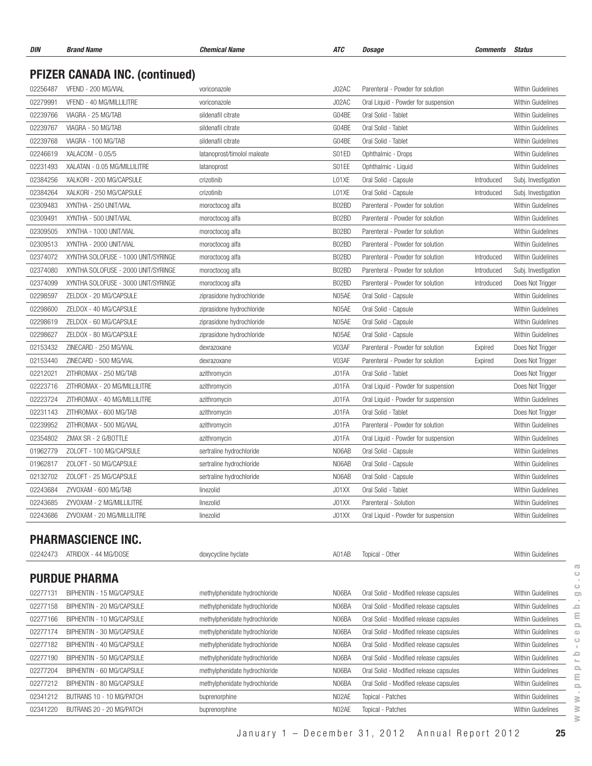| DIN | Brand Name | Chemical Name | ATC | Dosage | Comments | Status |
|---|---|---|---|---|---|---|

## PFIZER CANADA INC. (continued)

| DIN | Brand Name | Chemical Name | ATC | Dosage | Comments | Status |
|---|---|---|---|---|---|---|
| 02256487 | VFEND - 200 MG/VIAL | voriconazole | J02AC | Parenteral - Powder for solution | | Within Guidelines |
| 02279991 | VFEND - 40 MG/MILLILITRE | voriconazole | J02AC | Oral Liquid - Powder for suspension | | Within Guidelines |
| 02239766 | VIAGRA - 25 MG/TAB | sildenafil citrate | G04BE | Oral Solid - Tablet | | Within Guidelines |
| 02239767 | VIAGRA - 50 MG/TAB | sildenafil citrate | G04BE | Oral Solid - Tablet | | Within Guidelines |
| 02239768 | VIAGRA - 100 MG/TAB | sildenafil citrate | G04BE | Oral Solid - Tablet | | Within Guidelines |
| 02246619 | XALACOM - 0.05/5 | latanoprost/timolol maleate | S01ED | Ophthalmic - Drops | | Within Guidelines |
| 02231493 | XALATAN - 0.05 MG/MILLILITRE | latanoprost | S01EE | Ophthalmic - Liquid | | Within Guidelines |
| 02384256 | XALKORI - 200 MG/CAPSULE | crizotinib | L01XE | Oral Solid - Capsule | Introduced | Subj. Investigation |
| 02384264 | XALKORI - 250 MG/CAPSULE | crizotinib | L01XE | Oral Solid - Capsule | Introduced | Subj. Investigation |
| 02309483 | XYNTHA - 250 UNIT/VIAL | moroctocog alfa | B02BD | Parenteral - Powder for solution | | Within Guidelines |
| 02309491 | XYNTHA - 500 UNIT/VIAL | moroctocog alfa | B02BD | Parenteral - Powder for solution | | Within Guidelines |
| 02309505 | XYNTHA - 1000 UNIT/VIAL | moroctocog alfa | B02BD | Parenteral - Powder for solution | | Within Guidelines |
| 02309513 | XYNTHA - 2000 UNIT/VIAL | moroctocog alfa | B02BD | Parenteral - Powder for solution | | Within Guidelines |
| 02374072 | XYNTHA SOLOFUSE - 1000 UNIT/SYRINGE | moroctocog alfa | B02BD | Parenteral - Powder for solution | Introduced | Within Guidelines |
| 02374080 | XYNTHA SOLOFUSE - 2000 UNIT/SYRINGE | moroctocog alfa | B02BD | Parenteral - Powder for solution | Introduced | Subj. Investigation |
| 02374099 | XYNTHA SOLOFUSE - 3000 UNIT/SYRINGE | moroctocog alfa | B02BD | Parenteral - Powder for solution | Introduced | Does Not Trigger |
| 02298597 | ZELDOX - 20 MG/CAPSULE | ziprasidone hydrochloride | N05AE | Oral Solid - Capsule | | Within Guidelines |
| 02298600 | ZELDOX - 40 MG/CAPSULE | ziprasidone hydrochloride | N05AE | Oral Solid - Capsule | | Within Guidelines |
| 02298619 | ZELDOX - 60 MG/CAPSULE | ziprasidone hydrochloride | N05AE | Oral Solid - Capsule | | Within Guidelines |
| 02298627 | ZELDOX - 80 MG/CAPSULE | ziprasidone hydrochloride | N05AE | Oral Solid - Capsule | | Within Guidelines |
| 02153432 | ZINECARD - 250 MG/VIAL | dexrazoxane | V03AF | Parenteral - Powder for solution | Expired | Does Not Trigger |
| 02153440 | ZINECARD - 500 MG/VIAL | dexrazoxane | V03AF | Parenteral - Powder for solution | Expired | Does Not Trigger |
| 02212021 | ZITHROMAX - 250 MG/TAB | azithromycin | J01FA | Oral Solid - Tablet | | Does Not Trigger |
| 02223716 | ZITHROMAX - 20 MG/MILLILITRE | azithromycin | J01FA | Oral Liquid - Powder for suspension | | Does Not Trigger |
| 02223724 | ZITHROMAX - 40 MG/MILLILITRE | azithromycin | J01FA | Oral Liquid - Powder for suspension | | Within Guidelines |
| 02231143 | ZITHROMAX - 600 MG/TAB | azithromycin | J01FA | Oral Solid - Tablet | | Does Not Trigger |
| 02239952 | ZITHROMAX - 500 MG/VIAL | azithromycin | J01FA | Parenteral - Powder for solution | | Within Guidelines |
| 02354802 | ZMAX SR - 2 G/BOTTLE | azithromycin | J01FA | Oral Liquid - Powder for suspension | | Within Guidelines |
| 01962779 | ZOLOFT - 100 MG/CAPSULE | sertraline hydrochloride | N06AB | Oral Solid - Capsule | | Within Guidelines |
| 01962817 | ZOLOFT - 50 MG/CAPSULE | sertraline hydrochloride | N06AB | Oral Solid - Capsule | | Within Guidelines |
| 02132702 | ZOLOFT - 25 MG/CAPSULE | sertraline hydrochloride | N06AB | Oral Solid - Capsule | | Within Guidelines |
| 02243684 | ZYVOXAM - 600 MG/TAB | linezolid | J01XX | Oral Solid - Tablet | | Within Guidelines |
| 02243685 | ZYVOXAM - 2 MG/MILLILITRE | linezolid | J01XX | Parenteral - Solution | | Within Guidelines |
| 02243686 | ZYVOXAM - 20 MG/MILLILITRE | linezolid | J01XX | Oral Liquid - Powder for suspension | | Within Guidelines |

## PHARMASCIENCE INC.

| DIN | Brand Name | Chemical Name | ATC | Dosage | Comments | Status |
|---|---|---|---|---|---|---|
| 02242473 | ATRIDOX - 44 MG/DOSE | doxycycline hyclate | A01AB | Topical - Other | | Within Guidelines |

## PURDUE PHARMA

| DIN | Brand Name | Chemical Name | ATC | Dosage | Comments | Status |
|---|---|---|---|---|---|---|
| 02277131 | BIPHENTIN - 15 MG/CAPSULE | methylphenidate hydrochloride | N06BA | Oral Solid - Modified release capsules | | Within Guidelines |
| 02277158 | BIPHENTIN - 20 MG/CAPSULE | methylphenidate hydrochloride | N06BA | Oral Solid - Modified release capsules | | Within Guidelines |
| 02277166 | BIPHENTIN - 10 MG/CAPSULE | methylphenidate hydrochloride | N06BA | Oral Solid - Modified release capsules | | Within Guidelines |
| 02277174 | BIPHENTIN - 30 MG/CAPSULE | methylphenidate hydrochloride | N06BA | Oral Solid - Modified release capsules | | Within Guidelines |
| 02277182 | BIPHENTIN - 40 MG/CAPSULE | methylphenidate hydrochloride | N06BA | Oral Solid - Modified release capsules | | Within Guidelines |
| 02277190 | BIPHENTIN - 50 MG/CAPSULE | methylphenidate hydrochloride | N06BA | Oral Solid - Modified release capsules | | Within Guidelines |
| 02277204 | BIPHENTIN - 60 MG/CAPSULE | methylphenidate hydrochloride | N06BA | Oral Solid - Modified release capsules | | Within Guidelines |
| 02277212 | BIPHENTIN - 80 MG/CAPSULE | methylphenidate hydrochloride | N06BA | Oral Solid - Modified release capsules | | Within Guidelines |
| 02341212 | BUTRANS 10 - 10 MG/PATCH | buprenorphine | N02AE | Topical - Patches | | Within Guidelines |
| 02341220 | BUTRANS 20 - 20 MG/PATCH | buprenorphine | N02AE | Topical - Patches | | Within Guidelines |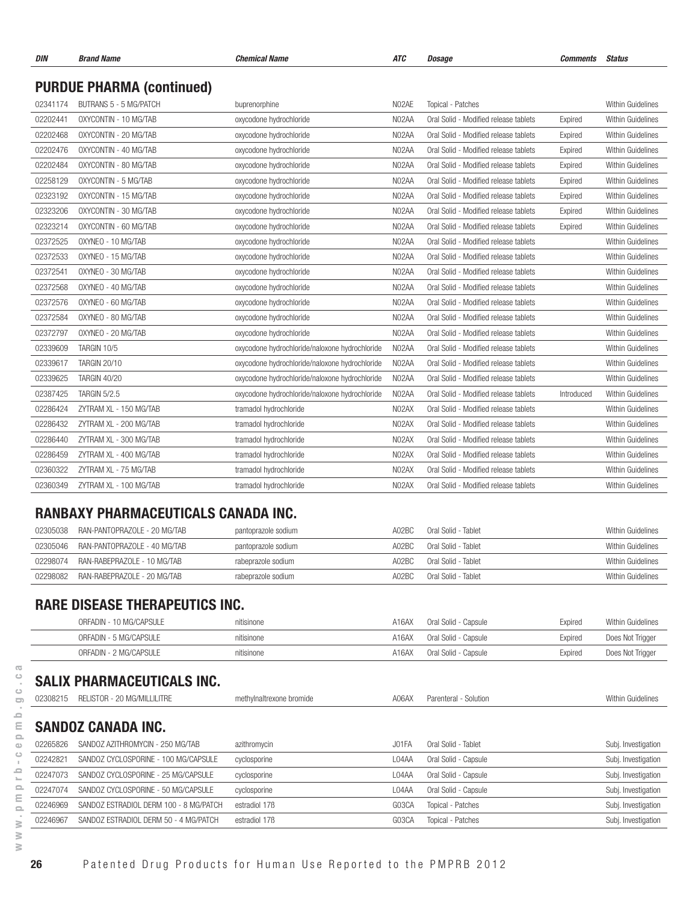| DIN | Brand Name | Chemical Name | ATC | Dosage | Comments | Status |
|---|---|---|---|---|---|---|

## PURDUE PHARMA (continued)

| DIN | Brand Name | Chemical Name | ATC | Dosage | Comments | Status |
|---|---|---|---|---|---|---|
| 02341174 | BUTRANS 5 - 5 MG/PATCH | buprenorphine | N02AE | Topical - Patches | | Within Guidelines |
| 02202441 | OXYCONTIN - 10 MG/TAB | oxycodone hydrochloride | N02AA | Oral Solid - Modified release tablets | Expired | Within Guidelines |
| 02202468 | OXYCONTIN - 20 MG/TAB | oxycodone hydrochloride | N02AA | Oral Solid - Modified release tablets | Expired | Within Guidelines |
| 02202476 | OXYCONTIN - 40 MG/TAB | oxycodone hydrochloride | N02AA | Oral Solid - Modified release tablets | Expired | Within Guidelines |
| 02202484 | OXYCONTIN - 80 MG/TAB | oxycodone hydrochloride | N02AA | Oral Solid - Modified release tablets | Expired | Within Guidelines |
| 02258129 | OXYCONTIN - 5 MG/TAB | oxycodone hydrochloride | N02AA | Oral Solid - Modified release tablets | Expired | Within Guidelines |
| 02323192 | OXYCONTIN - 15 MG/TAB | oxycodone hydrochloride | N02AA | Oral Solid - Modified release tablets | Expired | Within Guidelines |
| 02323206 | OXYCONTIN - 30 MG/TAB | oxycodone hydrochloride | N02AA | Oral Solid - Modified release tablets | Expired | Within Guidelines |
| 02323214 | OXYCONTIN - 60 MG/TAB | oxycodone hydrochloride | N02AA | Oral Solid - Modified release tablets | Expired | Within Guidelines |
| 02372525 | OXYNEO - 10 MG/TAB | oxycodone hydrochloride | N02AA | Oral Solid - Modified release tablets | | Within Guidelines |
| 02372533 | OXYNEO - 15 MG/TAB | oxycodone hydrochloride | N02AA | Oral Solid - Modified release tablets | | Within Guidelines |
| 02372541 | OXYNEO - 30 MG/TAB | oxycodone hydrochloride | N02AA | Oral Solid - Modified release tablets | | Within Guidelines |
| 02372568 | OXYNEO - 40 MG/TAB | oxycodone hydrochloride | N02AA | Oral Solid - Modified release tablets | | Within Guidelines |
| 02372576 | OXYNEO - 60 MG/TAB | oxycodone hydrochloride | N02AA | Oral Solid - Modified release tablets | | Within Guidelines |
| 02372584 | OXYNEO - 80 MG/TAB | oxycodone hydrochloride | N02AA | Oral Solid - Modified release tablets | | Within Guidelines |
| 02372797 | OXYNEO - 20 MG/TAB | oxycodone hydrochloride | N02AA | Oral Solid - Modified release tablets | | Within Guidelines |
| 02339609 | TARGIN 10/5 | oxycodone hydrochloride/naloxone hydrochloride | N02AA | Oral Solid - Modified release tablets | | Within Guidelines |
| 02339617 | TARGIN 20/10 | oxycodone hydrochloride/naloxone hydrochloride | N02AA | Oral Solid - Modified release tablets | | Within Guidelines |
| 02339625 | TARGIN 40/20 | oxycodone hydrochloride/naloxone hydrochloride | N02AA | Oral Solid - Modified release tablets | | Within Guidelines |
| 02387425 | TARGIN 5/2.5 | oxycodone hydrochloride/naloxone hydrochloride | N02AA | Oral Solid - Modified release tablets | Introduced | Within Guidelines |
| 02286424 | ZYTRAM XL - 150 MG/TAB | tramadol hydrochloride | N02AX | Oral Solid - Modified release tablets | | Within Guidelines |
| 02286432 | ZYTRAM XL - 200 MG/TAB | tramadol hydrochloride | N02AX | Oral Solid - Modified release tablets | | Within Guidelines |
| 02286440 | ZYTRAM XL - 300 MG/TAB | tramadol hydrochloride | N02AX | Oral Solid - Modified release tablets | | Within Guidelines |
| 02286459 | ZYTRAM XL - 400 MG/TAB | tramadol hydrochloride | N02AX | Oral Solid - Modified release tablets | | Within Guidelines |
| 02360322 | ZYTRAM XL - 75 MG/TAB | tramadol hydrochloride | N02AX | Oral Solid - Modified release tablets | | Within Guidelines |
| 02360349 | ZYTRAM XL - 100 MG/TAB | tramadol hydrochloride | N02AX | Oral Solid - Modified release tablets | | Within Guidelines |

## RANBAXY PHARMACEUTICALS CANADA INC.

| DIN | Brand Name | Chemical Name | ATC | Dosage | Comments | Status |
|---|---|---|---|---|---|---|
| 02305038 | RAN-PANTOPRAZOLE - 20 MG/TAB | pantoprazole sodium | A02BC | Oral Solid - Tablet | | Within Guidelines |
| 02305046 | RAN-PANTOPRAZOLE - 40 MG/TAB | pantoprazole sodium | A02BC | Oral Solid - Tablet | | Within Guidelines |
| 02298074 | RAN-RABEPRAZOLE - 10 MG/TAB | rabeprazole sodium | A02BC | Oral Solid - Tablet | | Within Guidelines |
| 02298082 | RAN-RABEPRAZOLE - 20 MG/TAB | rabeprazole sodium | A02BC | Oral Solid - Tablet | | Within Guidelines |

## RARE DISEASE THERAPEUTICS INC.

| DIN | Brand Name | Chemical Name | ATC | Dosage | Comments | Status |
|---|---|---|---|---|---|---|
| | ORFADIN - 10 MG/CAPSULE | nitisinone | A16AX | Oral Solid - Capsule | Expired | Within Guidelines |
| | ORFADIN - 5 MG/CAPSULE | nitisinone | A16AX | Oral Solid - Capsule | Expired | Does Not Trigger |
| | ORFADIN - 2 MG/CAPSULE | nitisinone | A16AX | Oral Solid - Capsule | Expired | Does Not Trigger |

## SALIX PHARMACEUTICALS INC.

| DIN | Brand Name | Chemical Name | ATC | Dosage | Comments | Status |
|---|---|---|---|---|---|---|
| 02308215 | RELISTOR - 20 MG/MILLILITRE | methylnaltrexone bromide | A06AX | Parenteral - Solution | | Within Guidelines |

## SANDOZ CANADA INC.

| DIN | Brand Name | Chemical Name | ATC | Dosage | Comments | Status |
|---|---|---|---|---|---|---|
| 02265826 | SANDOZ AZITHROMYCIN - 250 MG/TAB | azithromycin | J01FA | Oral Solid - Tablet | | Subj. Investigation |
| 02242821 | SANDOZ CYCLOSPORINE - 100 MG/CAPSULE | cyclosporine | L04AA | Oral Solid - Capsule | | Subj. Investigation |
| 02247073 | SANDOZ CYCLOSPORINE - 25 MG/CAPSULE | cyclosporine | L04AA | Oral Solid - Capsule | | Subj. Investigation |
| 02247074 | SANDOZ CYCLOSPORINE - 50 MG/CAPSULE | cyclosporine | L04AA | Oral Solid - Capsule | | Subj. Investigation |
| 02246969 | SANDOZ ESTRADIOL DERM 100 - 8 MG/PATCH | estradiol 17ß | G03CA | Topical - Patches | | Subj. Investigation |
| 02246967 | SANDOZ ESTRADIOL DERM 50 - 4 MG/PATCH | estradiol 17ß | G03CA | Topical - Patches | | Subj. Investigation |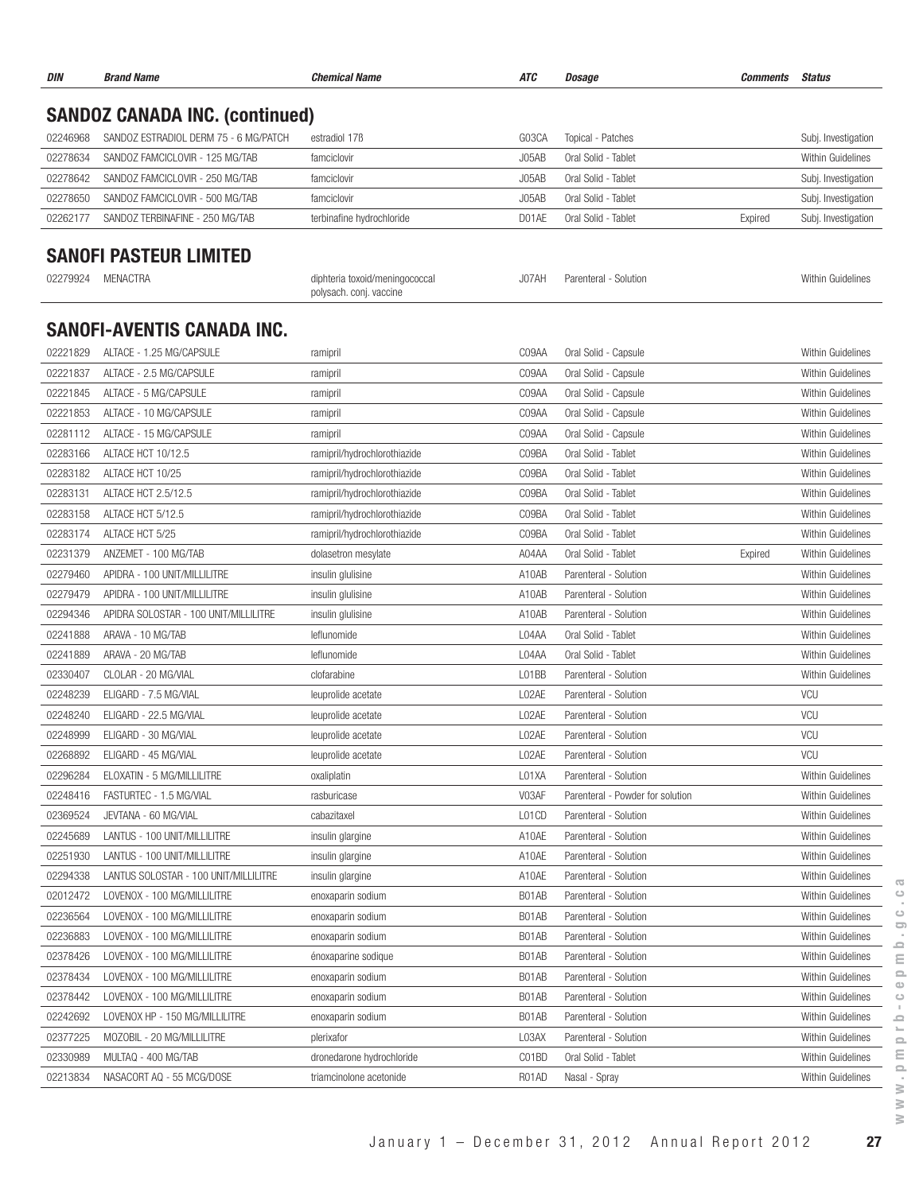| DIN | Brand Name | Chemical Name | ATC | Dosage | Comments | Status |
|---|---|---|---|---|---|---|

## SANDOZ CANADA INC. (continued)

| DIN | Brand Name | Chemical Name | ATC | Dosage | Comments | Status |
|---|---|---|---|---|---|---|
| 02246968 | SANDOZ ESTRADIOL DERM 75 - 6 MG/PATCH | estradiol 17ß | G03CA | Topical - Patches | | Subj. Investigation |
| 02278634 | SANDOZ FAMCICLOVIR - 125 MG/TAB | famciclovir | J05AB | Oral Solid - Tablet | | Within Guidelines |
| 02278642 | SANDOZ FAMCICLOVIR - 250 MG/TAB | famciclovir | J05AB | Oral Solid - Tablet | | Subj. Investigation |
| 02278650 | SANDOZ FAMCICLOVIR - 500 MG/TAB | famciclovir | J05AB | Oral Solid - Tablet | | Subj. Investigation |
| 02262177 | SANDOZ TERBINAFINE - 250 MG/TAB | terbinafine hydrochloride | D01AE | Oral Solid - Tablet | Expired | Subj. Investigation |

## SANOFI PASTEUR LIMITED

| DIN | Brand Name | Chemical Name | ATC | Dosage | Comments | Status |
|---|---|---|---|---|---|---|
| 02279924 | MENACTRA | diphteria toxoid/meningococcal polysach. conj. vaccine | J07AH | Parenteral - Solution | | Within Guidelines |

## SANOFI-AVENTIS CANADA INC.

| DIN | Brand Name | Chemical Name | ATC | Dosage | Comments | Status |
|---|---|---|---|---|---|---|
| 02221829 | ALTACE - 1.25 MG/CAPSULE | ramipril | C09AA | Oral Solid - Capsule | | Within Guidelines |
| 02221837 | ALTACE - 2.5 MG/CAPSULE | ramipril | C09AA | Oral Solid - Capsule | | Within Guidelines |
| 02221845 | ALTACE - 5 MG/CAPSULE | ramipril | C09AA | Oral Solid - Capsule | | Within Guidelines |
| 02221853 | ALTACE - 10 MG/CAPSULE | ramipril | C09AA | Oral Solid - Capsule | | Within Guidelines |
| 02281112 | ALTACE - 15 MG/CAPSULE | ramipril | C09AA | Oral Solid - Capsule | | Within Guidelines |
| 02283166 | ALTACE HCT 10/12.5 | ramipril/hydrochlorothiazide | C09BA | Oral Solid - Tablet | | Within Guidelines |
| 02283182 | ALTACE HCT 10/25 | ramipril/hydrochlorothiazide | C09BA | Oral Solid - Tablet | | Within Guidelines |
| 02283131 | ALTACE HCT 2.5/12.5 | ramipril/hydrochlorothiazide | C09BA | Oral Solid - Tablet | | Within Guidelines |
| 02283158 | ALTACE HCT 5/12.5 | ramipril/hydrochlorothiazide | C09BA | Oral Solid - Tablet | | Within Guidelines |
| 02283174 | ALTACE HCT 5/25 | ramipril/hydrochlorothiazide | C09BA | Oral Solid - Tablet | | Within Guidelines |
| 02231379 | ANZEMET - 100 MG/TAB | dolasetron mesylate | A04AA | Oral Solid - Tablet | Expired | Within Guidelines |
| 02279460 | APIDRA - 100 UNIT/MILLILITRE | insulin glulisine | A10AB | Parenteral - Solution | | Within Guidelines |
| 02279479 | APIDRA - 100 UNIT/MILLILITRE | insulin glulisine | A10AB | Parenteral - Solution | | Within Guidelines |
| 02294346 | APIDRA SOLOSTAR - 100 UNIT/MILLILITRE | insulin glulisine | A10AB | Parenteral - Solution | | Within Guidelines |
| 02241888 | ARAVA - 10 MG/TAB | leflunomide | L04AA | Oral Solid - Tablet | | Within Guidelines |
| 02241889 | ARAVA - 20 MG/TAB | leflunomide | L04AA | Oral Solid - Tablet | | Within Guidelines |
| 02330407 | CLOLAR - 20 MG/VIAL | clofarabine | L01BB | Parenteral - Solution | | Within Guidelines |
| 02248239 | ELIGARD - 7.5 MG/VIAL | leuprolide acetate | L02AE | Parenteral - Solution | | VCU |
| 02248240 | ELIGARD - 22.5 MG/VIAL | leuprolide acetate | L02AE | Parenteral - Solution | | VCU |
| 02248999 | ELIGARD - 30 MG/VIAL | leuprolide acetate | L02AE | Parenteral - Solution | | VCU |
| 02268892 | ELIGARD - 45 MG/VIAL | leuprolide acetate | L02AE | Parenteral - Solution | | VCU |
| 02296284 | ELOXATIN - 5 MG/MILLILITRE | oxaliplatin | L01XA | Parenteral - Solution | | Within Guidelines |
| 02248416 | FASTURTEC - 1.5 MG/VIAL | rasburicase | V03AF | Parenteral - Powder for solution | | Within Guidelines |
| 02369524 | JEVTANA - 60 MG/VIAL | cabazitaxel | L01CD | Parenteral - Solution | | Within Guidelines |
| 02245689 | LANTUS - 100 UNIT/MILLILITRE | insulin glargine | A10AE | Parenteral - Solution | | Within Guidelines |
| 02251930 | LANTUS - 100 UNIT/MILLILITRE | insulin glargine | A10AE | Parenteral - Solution | | Within Guidelines |
| 02294338 | LANTUS SOLOSTAR - 100 UNIT/MILLILITRE | insulin glargine | A10AE | Parenteral - Solution | | Within Guidelines |
| 02012472 | LOVENOX - 100 MG/MILLILITRE | enoxaparin sodium | B01AB | Parenteral - Solution | | Within Guidelines |
| 02236564 | LOVENOX - 100 MG/MILLILITRE | enoxaparin sodium | B01AB | Parenteral - Solution | | Within Guidelines |
| 02236883 | LOVENOX - 100 MG/MILLILITRE | enoxaparin sodium | B01AB | Parenteral - Solution | | Within Guidelines |
| 02378426 | LOVENOX - 100 MG/MILLILITRE | énoxaparine sodique | B01AB | Parenteral - Solution | | Within Guidelines |
| 02378434 | LOVENOX - 100 MG/MILLILITRE | enoxaparin sodium | B01AB | Parenteral - Solution | | Within Guidelines |
| 02378442 | LOVENOX - 100 MG/MILLILITRE | enoxaparin sodium | B01AB | Parenteral - Solution | | Within Guidelines |
| 02242692 | LOVENOX HP - 150 MG/MILLILITRE | enoxaparin sodium | B01AB | Parenteral - Solution | | Within Guidelines |
| 02377225 | MOZOBIL - 20 MG/MILLILITRE | plerixafor | L03AX | Parenteral - Solution | | Within Guidelines |
| 02330989 | MULTAQ - 400 MG/TAB | dronedarone hydrochloride | C01BD | Oral Solid - Tablet | | Within Guidelines |
| 02213834 | NASACORT AQ - 55 MCG/DOSE | triamcinolone acetonide | R01AD | Nasal - Spray | | Within Guidelines |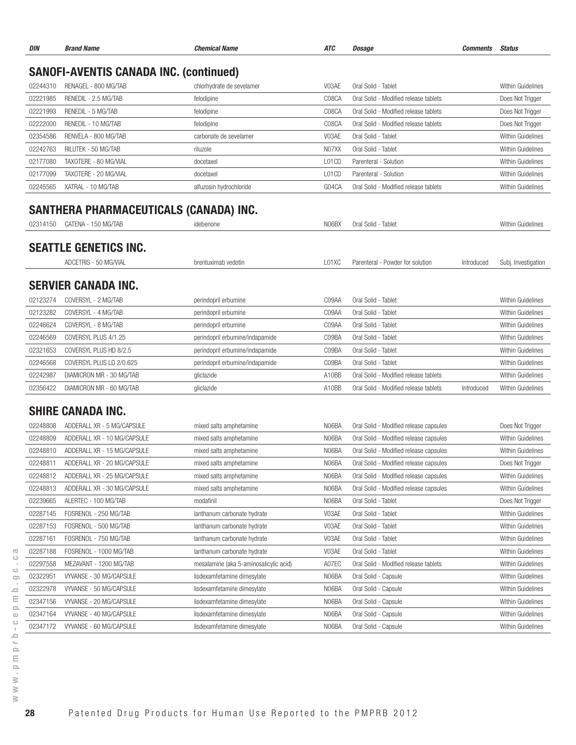| DIN | Brand Name | Chemical Name | ATC | Dosage | Comments | Status |
|---|---|---|---|---|---|---|

## SANOFI-AVENTIS CANADA INC. (continued)

| DIN | Brand Name | Chemical Name | ATC | Dosage | Comments | Status |
|---|---|---|---|---|---|---|
| 02244310 | RENAGEL - 800 MG/TAB | chlorhydrate de sevelamer | V03AE | Oral Solid - Tablet | | Within Guidelines |
| 02221985 | RENEDIL - 2.5 MG/TAB | felodipine | C08CA | Oral Solid - Modified release tablets | | Does Not Trigger |
| 02221993 | RENEDIL - 5 MG/TAB | felodipine | C08CA | Oral Solid - Modified release tablets | | Does Not Trigger |
| 02222000 | RENEDIL - 10 MG/TAB | felodipine | C08CA | Oral Solid - Modified release tablets | | Does Not Trigger |
| 02354586 | RENVELA - 800 MG/TAB | carbonate de sevelamer | V03AE | Oral Solid - Tablet | | Within Guidelines |
| 02242763 | RILUTEK - 50 MG/TAB | riluzole | N07XX | Oral Solid - Tablet | | Within Guidelines |
| 02177080 | TAXOTERE - 80 MG/VIAL | docetaxel | L01CD | Parenteral - Solution | | Within Guidelines |
| 02177099 | TAXOTERE - 20 MG/VIAL | docetaxel | L01CD | Parenteral - Solution | | Within Guidelines |
| 02245565 | XATRAL - 10 MG/TAB | alfuzosin hydrochloride | G04CA | Oral Solid - Modified release tablets | | Within Guidelines |

## SANTHERA PHARMACEUTICALS (CANADA) INC.

| DIN | Brand Name | Chemical Name | ATC | Dosage | Comments | Status |
|---|---|---|---|---|---|---|
| 02314150 | CATENA - 150 MG/TAB | idebenone | N06BX | Oral Solid - Tablet | | Within Guidelines |

## SEATTLE GENETICS INC.

| DIN | Brand Name | Chemical Name | ATC | Dosage | Comments | Status |
|---|---|---|---|---|---|---|
| | ADCETRIS - 50 MG/VIAL | brentuximab vedotin | L01XC | Parenteral - Powder for solution | Introduced | Subj. Investigation |

## SERVIER CANADA INC.

| DIN | Brand Name | Chemical Name | ATC | Dosage | Comments | Status |
|---|---|---|---|---|---|---|
| 02123274 | COVERSYL - 2 MG/TAB | perindopril erbumine | C09AA | Oral Solid - Tablet | | Within Guidelines |
| 02123282 | COVERSYL - 4 MG/TAB | perindopril erbumine | C09AA | Oral Solid - Tablet | | Within Guidelines |
| 02246624 | COVERSYL - 8 MG/TAB | perindopril erbumine | C09AA | Oral Solid - Tablet | | Within Guidelines |
| 02246569 | COVERSYL PLUS 4/1.25 | perindopril erbumine/indapamide | C09BA | Oral Solid - Tablet | | Within Guidelines |
| 02321653 | COVERSYL PLUS HD 8/2.5 | perindopril erbumine/indapamide | C09BA | Oral Solid - Tablet | | Within Guidelines |
| 02246568 | COVERSYL PLUS LD 2/0.625 | perindopril erbumine/indapamide | C09BA | Oral Solid - Tablet | | Within Guidelines |
| 02242987 | DIAMICRON MR - 30 MG/TAB | gliclazide | A10BB | Oral Solid - Modified release tablets | | Within Guidelines |
| 02356422 | DIAMICRON MR - 60 MG/TAB | gliclazide | A10BB | Oral Solid - Modified release tablets | Introduced | Within Guidelines |

## SHIRE CANADA INC.

| DIN | Brand Name | Chemical Name | ATC | Dosage | Comments | Status |
|---|---|---|---|---|---|---|
| 02248808 | ADDERALL XR - 5 MG/CAPSULE | mixed salts amphetamine | N06BA | Oral Solid - Modified release capsules | | Does Not Trigger |
| 02248809 | ADDERALL XR - 10 MG/CAPSULE | mixed salts amphetamine | N06BA | Oral Solid - Modified release capsules | | Within Guidelines |
| 02248810 | ADDERALL XR - 15 MG/CAPSULE | mixed salts amphetamine | N06BA | Oral Solid - Modified release capsules | | Within Guidelines |
| 02248811 | ADDERALL XR - 20 MG/CAPSULE | mixed salts amphetamine | N06BA | Oral Solid - Modified release capsules | | Does Not Trigger |
| 02248812 | ADDERALL XR - 25 MG/CAPSULE | mixed salts amphetamine | N06BA | Oral Solid - Modified release capsules | | Within Guidelines |
| 02248813 | ADDERALL XR - 30 MG/CAPSULE | mixed salts amphetamine | N06BA | Oral Solid - Modified release capsules | | Within Guidelines |
| 02239665 | ALERTEC - 100 MG/TAB | modafinil | N06BA | Oral Solid - Tablet | | Does Not Trigger |
| 02287145 | FOSRENOL - 250 MG/TAB | lanthanum carbonate hydrate | V03AE | Oral Solid - Tablet | | Within Guidelines |
| 02287153 | FOSRENOL - 500 MG/TAB | lanthanum carbonate hydrate | V03AE | Oral Solid - Tablet | | Within Guidelines |
| 02287161 | FOSRENOL - 750 MG/TAB | lanthanum carbonate hydrate | V03AE | Oral Solid - Tablet | | Within Guidelines |
| 02287188 | FOSRENOL - 1000 MG/TAB | lanthanum carbonate hydrate | V03AE | Oral Solid - Tablet | | Within Guidelines |
| 02297558 | MEZAVANT - 1200 MG/TAB | mesalamine (aka 5-aminosalicylic acid) | A07EC | Oral Solid - Modified release tablets | | Within Guidelines |
| 02322951 | VYVANSE - 30 MG/CAPSULE | lisdexamfetamine dimesylate | N06BA | Oral Solid - Capsule | | Within Guidelines |
| 02322978 | VYVANSE - 50 MG/CAPSULE | lisdexamfetamine dimesylate | N06BA | Oral Solid - Capsule | | Within Guidelines |
| 02347156 | VYVANSE - 20 MG/CAPSULE | lisdexamfetamine dimesylate | N06BA | Oral Solid - Capsule | | Within Guidelines |
| 02347164 | VYVANSE - 40 MG/CAPSULE | lisdexamfetamine dimesylate | N06BA | Oral Solid - Capsule | | Within Guidelines |
| 02347172 | VYVANSE - 60 MG/CAPSULE | lisdexamfetamine dimesylate | N06BA | Oral Solid - Capsule | | Within Guidelines |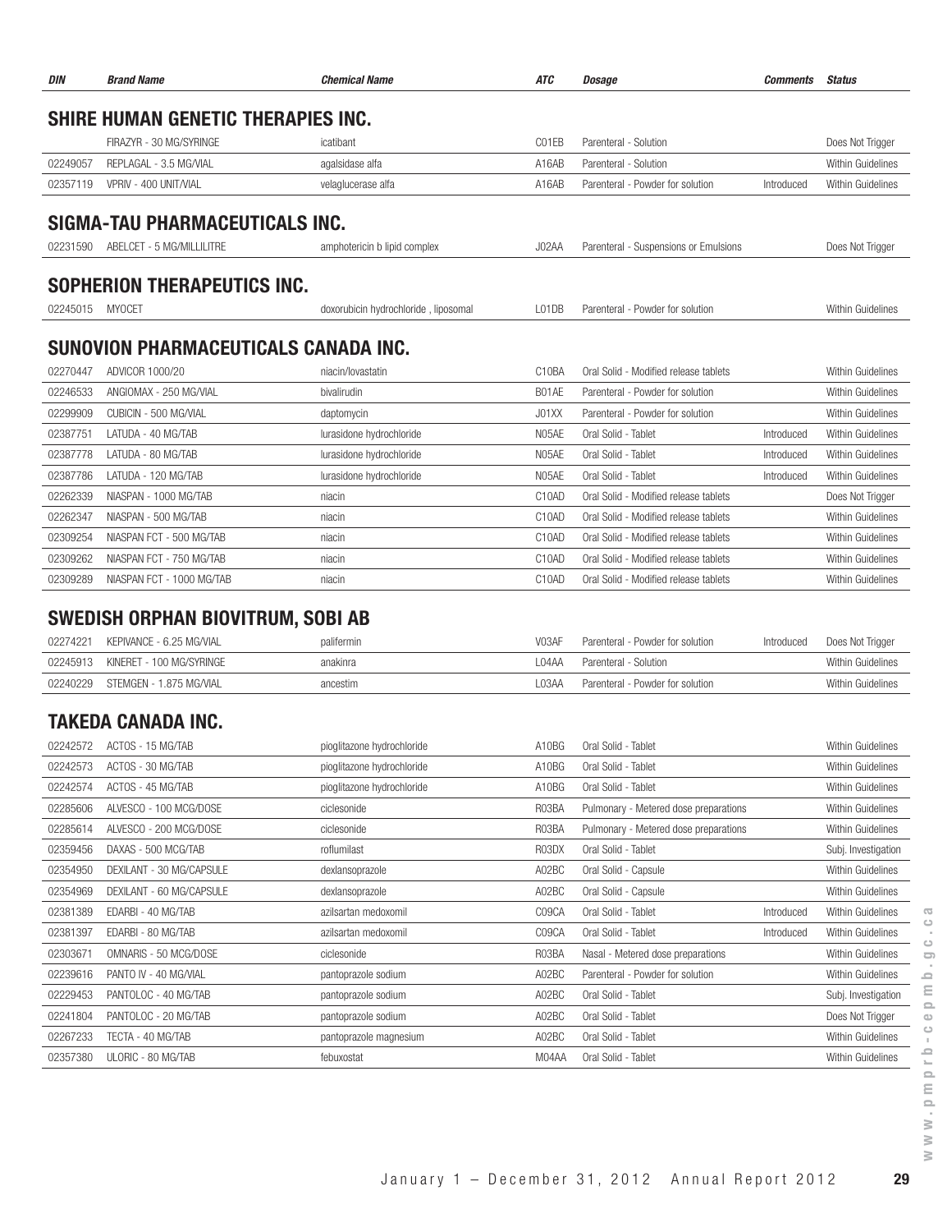| DIN | Brand Name | Chemical Name | ATC | Dosage | Comments | Status |
|---|---|---|---|---|---|---|

## SHIRE HUMAN GENETIC THERAPIES INC.

| DIN | Brand Name | Chemical Name | ATC | Dosage | Comments | Status |
|---|---|---|---|---|---|---|
| | FIRAZYR - 30 MG/SYRINGE | icatibant | C01EB | Parenteral - Solution | | Does Not Trigger |
| 02249057 | REPLAGAL - 3.5 MG/VIAL | agalsidase alfa | A16AB | Parenteral - Solution | | Within Guidelines |
| 02357119 | VPRIV - 400 UNIT/VIAL | velaglucerase alfa | A16AB | Parenteral - Powder for solution | Introduced | Within Guidelines |

## SIGMA-TAU PHARMACEUTICALS INC.

| DIN | Brand Name | Chemical Name | ATC | Dosage | Comments | Status |
|---|---|---|---|---|---|---|
| 02231590 | ABELCET - 5 MG/MILLILITRE | amphotericin b lipid complex | J02AA | Parenteral - Suspensions or Emulsions | | Does Not Trigger |

## SOPHERION THERAPEUTICS INC.

| DIN | Brand Name | Chemical Name | ATC | Dosage | Comments | Status |
|---|---|---|---|---|---|---|
| 02245015 | MYOCET | doxorubicin hydrochloride , liposomal | L01DB | Parenteral - Powder for solution | | Within Guidelines |

## SUNOVION PHARMACEUTICALS CANADA INC.

| DIN | Brand Name | Chemical Name | ATC | Dosage | Comments | Status |
|---|---|---|---|---|---|---|
| 02270447 | ADVICOR 1000/20 | niacin/lovastatin | C10BA | Oral Solid - Modified release tablets | | Within Guidelines |
| 02246533 | ANGIOMAX - 250 MG/VIAL | bivalirudin | B01AE | Parenteral - Powder for solution | | Within Guidelines |
| 02299909 | CUBICIN - 500 MG/VIAL | daptomycin | J01XX | Parenteral - Powder for solution | | Within Guidelines |
| 02387751 | LATUDA - 40 MG/TAB | lurasidone hydrochloride | N05AE | Oral Solid - Tablet | Introduced | Within Guidelines |
| 02387778 | LATUDA - 80 MG/TAB | lurasidone hydrochloride | N05AE | Oral Solid - Tablet | Introduced | Within Guidelines |
| 02387786 | LATUDA - 120 MG/TAB | lurasidone hydrochloride | N05AE | Oral Solid - Tablet | Introduced | Within Guidelines |
| 02262339 | NIASPAN - 1000 MG/TAB | niacin | C10AD | Oral Solid - Modified release tablets | | Does Not Trigger |
| 02262347 | NIASPAN - 500 MG/TAB | niacin | C10AD | Oral Solid - Modified release tablets | | Within Guidelines |
| 02309254 | NIASPAN FCT - 500 MG/TAB | niacin | C10AD | Oral Solid - Modified release tablets | | Within Guidelines |
| 02309262 | NIASPAN FCT - 750 MG/TAB | niacin | C10AD | Oral Solid - Modified release tablets | | Within Guidelines |
| 02309289 | NIASPAN FCT - 1000 MG/TAB | niacin | C10AD | Oral Solid - Modified release tablets | | Within Guidelines |

## SWEDISH ORPHAN BIOVITRUM, SOBI AB

| DIN | Brand Name | Chemical Name | ATC | Dosage | Comments | Status |
|---|---|---|---|---|---|---|
| 02274221 | KEPIVANCE - 6.25 MG/VIAL | palifermin | V03AF | Parenteral - Powder for solution | Introduced | Does Not Trigger |
| 02245913 | KINERET - 100 MG/SYRINGE | anakinra | L04AA | Parenteral - Solution | | Within Guidelines |
| 02240229 | STEMGEN - 1.875 MG/VIAL | ancestim | L03AA | Parenteral - Powder for solution | | Within Guidelines |

## TAKEDA CANADA INC.

| DIN | Brand Name | Chemical Name | ATC | Dosage | Comments | Status |
|---|---|---|---|---|---|---|
| 02242572 | ACTOS - 15 MG/TAB | pioglitazone hydrochloride | A10BG | Oral Solid - Tablet | | Within Guidelines |
| 02242573 | ACTOS - 30 MG/TAB | pioglitazone hydrochloride | A10BG | Oral Solid - Tablet | | Within Guidelines |
| 02242574 | ACTOS - 45 MG/TAB | pioglitazone hydrochloride | A10BG | Oral Solid - Tablet | | Within Guidelines |
| 02285606 | ALVESCO - 100 MCG/DOSE | ciclesonide | R03BA | Pulmonary - Metered dose preparations | | Within Guidelines |
| 02285614 | ALVESCO - 200 MCG/DOSE | ciclesonide | R03BA | Pulmonary - Metered dose preparations | | Within Guidelines |
| 02359456 | DAXAS - 500 MCG/TAB | roflumilast | R03DX | Oral Solid - Tablet | | Subj. Investigation |
| 02354950 | DEXILANT - 30 MG/CAPSULE | dexlansoprazole | A02BC | Oral Solid - Capsule | | Within Guidelines |
| 02354969 | DEXILANT - 60 MG/CAPSULE | dexlansoprazole | A02BC | Oral Solid - Capsule | | Within Guidelines |
| 02381389 | EDARBI - 40 MG/TAB | azilsartan medoxomil | C09CA | Oral Solid - Tablet | Introduced | Within Guidelines |
| 02381397 | EDARBI - 80 MG/TAB | azilsartan medoxomil | C09CA | Oral Solid - Tablet | Introduced | Within Guidelines |
| 02303671 | OMNARIS - 50 MCG/DOSE | ciclesonide | R03BA | Nasal - Metered dose preparations | | Within Guidelines |
| 02239616 | PANTO IV - 40 MG/VIAL | pantoprazole sodium | A02BC | Parenteral - Powder for solution | | Within Guidelines |
| 02229453 | PANTOLOC - 40 MG/TAB | pantoprazole sodium | A02BC | Oral Solid - Tablet | | Subj. Investigation |
| 02241804 | PANTOLOC - 20 MG/TAB | pantoprazole sodium | A02BC | Oral Solid - Tablet | | Does Not Trigger |
| 02267233 | TECTA - 40 MG/TAB | pantoprazole magnesium | A02BC | Oral Solid - Tablet | | Within Guidelines |
| 02357380 | ULORIC - 80 MG/TAB | febuxostat | M04AA | Oral Solid - Tablet | | Within Guidelines |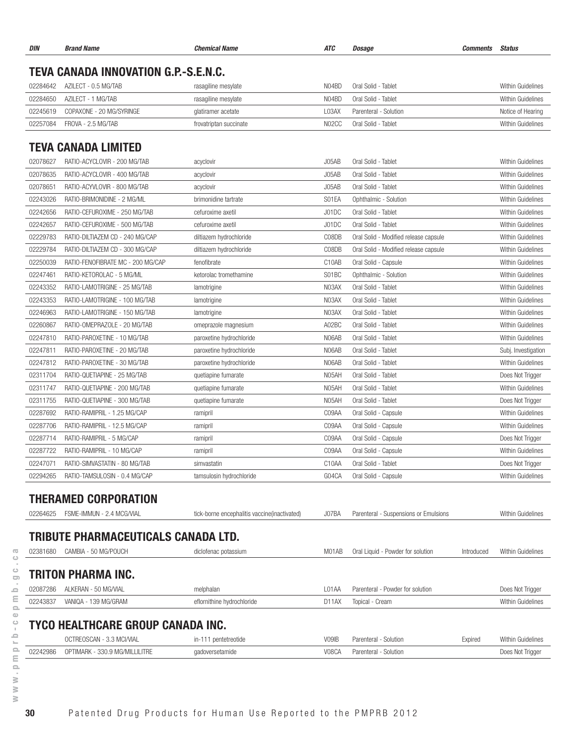| DIN | Brand Name | Chemical Name | ATC | Dosage | Comments | Status |
|---|---|---|---|---|---|---|

## TEVA CANADA INNOVATION G.P.-S.E.N.C.

| DIN | Brand Name | Chemical Name | ATC | Dosage | Comments | Status |
|---|---|---|---|---|---|---|
| 02284642 | AZILECT - 0.5 MG/TAB | rasagiline mesylate | N04BD | Oral Solid - Tablet | | Within Guidelines |
| 02284650 | AZILECT - 1 MG/TAB | rasagiline mesylate | N04BD | Oral Solid - Tablet | | Within Guidelines |
| 02245619 | COPAXONE - 20 MG/SYRINGE | glatiramer acetate | L03AX | Parenteral - Solution | | Notice of Hearing |
| 02257084 | FROVA - 2.5 MG/TAB | frovatriptan succinate | N02CC | Oral Solid - Tablet | | Within Guidelines |

## TEVA CANADA LIMITED

| DIN | Brand Name | Chemical Name | ATC | Dosage | Comments | Status |
|---|---|---|---|---|---|---|
| 02078627 | RATIO-ACYCLOVIR - 200 MG/TAB | acyclovir | J05AB | Oral Solid - Tablet | | Within Guidelines |
| 02078635 | RATIO-ACYCLOVIR - 400 MG/TAB | acyclovir | J05AB | Oral Solid - Tablet | | Within Guidelines |
| 02078651 | RATIO-ACYVLOVIR - 800 MG/TAB | acyclovir | J05AB | Oral Solid - Tablet | | Within Guidelines |
| 02243026 | RATIO-BRIMONIDINE - 2 MG/ML | brimonidine tartrate | S01EA | Ophthalmic - Solution | | Within Guidelines |
| 02242656 | RATIO-CEFUROXIME - 250 MG/TAB | cefuroxime axetil | J01DC | Oral Solid - Tablet | | Within Guidelines |
| 02242657 | RATIO-CEFUROXIME - 500 MG/TAB | cefuroxime axetil | J01DC | Oral Solid - Tablet | | Within Guidelines |
| 02229783 | RATIO-DILTIAZEM CD - 240 MG/CAP | diltiazem hydrochloride | C08DB | Oral Solid - Modified release capsule | | Within Guidelines |
| 02229784 | RATIO-DILTIAZEM CD - 300 MG/CAP | diltiazem hydrochloride | C08DB | Oral Solid - Modified release capsule | | Within Guidelines |
| 02250039 | RATIO-FENOFIBRATE MC - 200 MG/CAP | fenofibrate | C10AB | Oral Solid - Capsule | | Within Guidelines |
| 02247461 | RATIO-KETOROLAC - 5 MG/ML | ketorolac tromethamine | S01BC | Ophthalmic - Solution | | Within Guidelines |
| 02243352 | RATIO-LAMOTRIGINE - 25 MG/TAB | lamotrigine | N03AX | Oral Solid - Tablet | | Within Guidelines |
| 02243353 | RATIO-LAMOTRIGINE - 100 MG/TAB | lamotrigine | N03AX | Oral Solid - Tablet | | Within Guidelines |
| 02246963 | RATIO-LAMOTRIGINE - 150 MG/TAB | lamotrigine | N03AX | Oral Solid - Tablet | | Within Guidelines |
| 02260867 | RATIO-OMEPRAZOLE - 20 MG/TAB | omeprazole magnesium | A02BC | Oral Solid - Tablet | | Within Guidelines |
| 02247810 | RATIO-PAROXETINE - 10 MG/TAB | paroxetine hydrochloride | N06AB | Oral Solid - Tablet | | Within Guidelines |
| 02247811 | RATIO-PAROXETINE - 20 MG/TAB | paroxetine hydrochloride | N06AB | Oral Solid - Tablet | | Subj. Investigation |
| 02247812 | RATIO-PAROXETINE - 30 MG/TAB | paroxetine hydrochloride | N06AB | Oral Solid - Tablet | | Within Guidelines |
| 02311704 | RATIO-QUETIAPINE - 25 MG/TAB | quetiapine fumarate | N05AH | Oral Solid - Tablet | | Does Not Trigger |
| 02311747 | RATIO-QUETIAPINE - 200 MG/TAB | quetiapine fumarate | N05AH | Oral Solid - Tablet | | Within Guidelines |
| 02311755 | RATIO-QUETIAPINE - 300 MG/TAB | quetiapine fumarate | N05AH | Oral Solid - Tablet | | Does Not Trigger |
| 02287692 | RATIO-RAMIPRIL - 1.25 MG/CAP | ramipril | C09AA | Oral Solid - Capsule | | Within Guidelines |
| 02287706 | RATIO-RAMIPRIL - 12.5 MG/CAP | ramipril | C09AA | Oral Solid - Capsule | | Within Guidelines |
| 02287714 | RATIO-RAMIPRIL - 5 MG/CAP | ramipril | C09AA | Oral Solid - Capsule | | Does Not Trigger |
| 02287722 | RATIO-RAMIPRIL - 10 MG/CAP | ramipril | C09AA | Oral Solid - Capsule | | Within Guidelines |
| 02247071 | RATIO-SIMVASTATIN - 80 MG/TAB | simvastatin | C10AA | Oral Solid - Tablet | | Does Not Trigger |
| 02294265 | RATIO-TAMSULOSIN - 0.4 MG/CAP | tamsulosin hydrochloride | G04CA | Oral Solid - Capsule | | Within Guidelines |

## THERAMED CORPORATION

| DIN | Brand Name | Chemical Name | ATC | Dosage | Comments | Status |
|---|---|---|---|---|---|---|
| 02264625 | FSME-IMMUN - 2.4 MCG/VIAL | tick-borne encephalitis vaccine(inactivated) | J07BA | Parenteral - Suspensions or Emulsions | | Within Guidelines |

## TRIBUTE PHARMACEUTICALS CANADA LTD.

| DIN | Brand Name | Chemical Name | ATC | Dosage | Comments | Status |
|---|---|---|---|---|---|---|
| 02381680 | CAMBIA - 50 MG/POUCH | diclofenac potassium | M01AB | Oral Liquid - Powder for solution | Introduced | Within Guidelines |

## TRITON PHARMA INC.

| DIN | Brand Name | Chemical Name | ATC | Dosage | Comments | Status |
|---|---|---|---|---|---|---|
| 02087286 | ALKERAN - 50 MG/VIAL | melphalan | L01AA | Parenteral - Powder for solution | | Does Not Trigger |
| 02243837 | VANIQA - 139 MG/GRAM | eflornithine hydrochloride | D11AX | Topical - Cream | | Within Guidelines |

## TYCO HEALTHCARE GROUP CANADA INC.

| DIN | Brand Name | Chemical Name | ATC | Dosage | Comments | Status |
|---|---|---|---|---|---|---|
| | OCTREOSCAN - 3.3 MCI/VIAL | in-111 pentetreotide | V09IB | Parenteral - Solution | Expired | Within Guidelines |
| 02242986 | OPTIMARK - 330.9 MG/MILLILITRE | gadoversetamide | V08CA | Parenteral - Solution | | Does Not Trigger |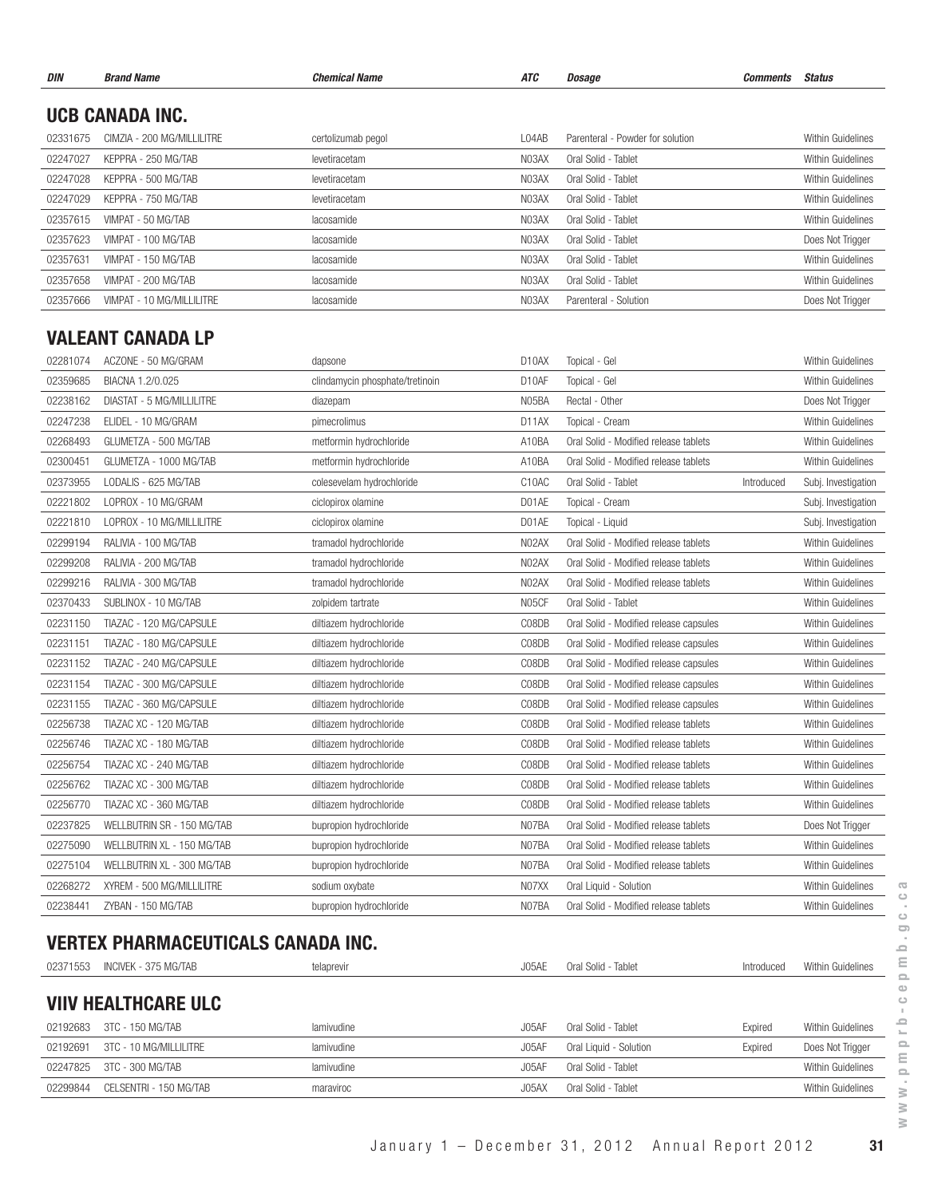| DIN | Brand Name | Chemical Name | ATC | Dosage | Comments | Status |
|---|---|---|---|---|---|---|

## UCB CANADA INC.

| DIN | Brand Name | Chemical Name | ATC | Dosage | Comments | Status |
|---|---|---|---|---|---|---|
| 02331675 | CIMZIA - 200 MG/MILLILITRE | certolizumab pegol | L04AB | Parenteral - Powder for solution | | Within Guidelines |
| 02247027 | KEPPRA - 250 MG/TAB | levetiracetam | N03AX | Oral Solid - Tablet | | Within Guidelines |
| 02247028 | KEPPRA - 500 MG/TAB | levetiracetam | N03AX | Oral Solid - Tablet | | Within Guidelines |
| 02247029 | KEPPRA - 750 MG/TAB | levetiracetam | N03AX | Oral Solid - Tablet | | Within Guidelines |
| 02357615 | VIMPAT - 50 MG/TAB | lacosamide | N03AX | Oral Solid - Tablet | | Within Guidelines |
| 02357623 | VIMPAT - 100 MG/TAB | lacosamide | N03AX | Oral Solid - Tablet | | Does Not Trigger |
| 02357631 | VIMPAT - 150 MG/TAB | lacosamide | N03AX | Oral Solid - Tablet | | Within Guidelines |
| 02357658 | VIMPAT - 200 MG/TAB | lacosamide | N03AX | Oral Solid - Tablet | | Within Guidelines |
| 02357666 | VIMPAT - 10 MG/MILLILITRE | lacosamide | N03AX | Parenteral - Solution | | Does Not Trigger |

## VALEANT CANADA LP

| DIN | Brand Name | Chemical Name | ATC | Dosage | Comments | Status |
|---|---|---|---|---|---|---|
| 02281074 | ACZONE - 50 MG/GRAM | dapsone | D10AX | Topical - Gel | | Within Guidelines |
| 02359685 | BIACNA 1.2/0.025 | clindamycin phosphate/tretinoin | D10AF | Topical - Gel | | Within Guidelines |
| 02238162 | DIASTAT - 5 MG/MILLILITRE | diazepam | N05BA | Rectal - Other | | Does Not Trigger |
| 02247238 | ELIDEL - 10 MG/GRAM | pimecrolimus | D11AX | Topical - Cream | | Within Guidelines |
| 02268493 | GLUMETZA - 500 MG/TAB | metformin hydrochloride | A10BA | Oral Solid - Modified release tablets | | Within Guidelines |
| 02300451 | GLUMETZA - 1000 MG/TAB | metformin hydrochloride | A10BA | Oral Solid - Modified release tablets | | Within Guidelines |
| 02373955 | LODALIS - 625 MG/TAB | colesevelam hydrochloride | C10AC | Oral Solid - Tablet | Introduced | Subj. Investigation |
| 02221802 | LOPROX - 10 MG/GRAM | ciclopirox olamine | D01AE | Topical - Cream | | Subj. Investigation |
| 02221810 | LOPROX - 10 MG/MILLILITRE | ciclopirox olamine | D01AE | Topical - Liquid | | Subj. Investigation |
| 02299194 | RALIVIA - 100 MG/TAB | tramadol hydrochloride | N02AX | Oral Solid - Modified release tablets | | Within Guidelines |
| 02299208 | RALIVIA - 200 MG/TAB | tramadol hydrochloride | N02AX | Oral Solid - Modified release tablets | | Within Guidelines |
| 02299216 | RALIVIA - 300 MG/TAB | tramadol hydrochloride | N02AX | Oral Solid - Modified release tablets | | Within Guidelines |
| 02370433 | SUBLINOX - 10 MG/TAB | zolpidem tartrate | N05CF | Oral Solid - Tablet | | Within Guidelines |
| 02231150 | TIAZAC - 120 MG/CAPSULE | diltiazem hydrochloride | C08DB | Oral Solid - Modified release capsules | | Within Guidelines |
| 02231151 | TIAZAC - 180 MG/CAPSULE | diltiazem hydrochloride | C08DB | Oral Solid - Modified release capsules | | Within Guidelines |
| 02231152 | TIAZAC - 240 MG/CAPSULE | diltiazem hydrochloride | C08DB | Oral Solid - Modified release capsules | | Within Guidelines |
| 02231154 | TIAZAC - 300 MG/CAPSULE | diltiazem hydrochloride | C08DB | Oral Solid - Modified release capsules | | Within Guidelines |
| 02231155 | TIAZAC - 360 MG/CAPSULE | diltiazem hydrochloride | C08DB | Oral Solid - Modified release capsules | | Within Guidelines |
| 02256738 | TIAZAC XC - 120 MG/TAB | diltiazem hydrochloride | C08DB | Oral Solid - Modified release tablets | | Within Guidelines |
| 02256746 | TIAZAC XC - 180 MG/TAB | diltiazem hydrochloride | C08DB | Oral Solid - Modified release tablets | | Within Guidelines |
| 02256754 | TIAZAC XC - 240 MG/TAB | diltiazem hydrochloride | C08DB | Oral Solid - Modified release tablets | | Within Guidelines |
| 02256762 | TIAZAC XC - 300 MG/TAB | diltiazem hydrochloride | C08DB | Oral Solid - Modified release tablets | | Within Guidelines |
| 02256770 | TIAZAC XC - 360 MG/TAB | diltiazem hydrochloride | C08DB | Oral Solid - Modified release tablets | | Within Guidelines |
| 02237825 | WELLBUTRIN SR - 150 MG/TAB | bupropion hydrochloride | N07BA | Oral Solid - Modified release tablets | | Does Not Trigger |
| 02275090 | WELLBUTRIN XL - 150 MG/TAB | bupropion hydrochloride | N07BA | Oral Solid - Modified release tablets | | Within Guidelines |
| 02275104 | WELLBUTRIN XL - 300 MG/TAB | bupropion hydrochloride | N07BA | Oral Solid - Modified release tablets | | Within Guidelines |
| 02268272 | XYREM - 500 MG/MILLILITRE | sodium oxybate | N07XX | Oral Liquid - Solution | | Within Guidelines |
| 02238441 | ZYBAN - 150 MG/TAB | bupropion hydrochloride | N07BA | Oral Solid - Modified release tablets | | Within Guidelines |

## VERTEX PHARMACEUTICALS CANADA INC.

| DIN | Brand Name | Chemical Name | ATC | Dosage | Comments | Status |
|---|---|---|---|---|---|---|
| 02371553 | INCIVEK - 375 MG/TAB | telaprevir | J05AE | Oral Solid - Tablet | Introduced | Within Guidelines |

## VIIV HEALTHCARE ULC

| DIN | Brand Name | Chemical Name | ATC | Dosage | Comments | Status |
|---|---|---|---|---|---|---|
| 02192683 | 3TC - 150 MG/TAB | lamivudine | J05AF | Oral Solid - Tablet | Expired | Within Guidelines |
| 02192691 | 3TC - 10 MG/MILLILITRE | lamivudine | J05AF | Oral Liquid - Solution | Expired | Does Not Trigger |
| 02247825 | 3TC - 300 MG/TAB | lamivudine | J05AF | Oral Solid - Tablet | | Within Guidelines |
| 02299844 | CELSENTRI - 150 MG/TAB | maraviroc | J05AX | Oral Solid - Tablet | | Within Guidelines |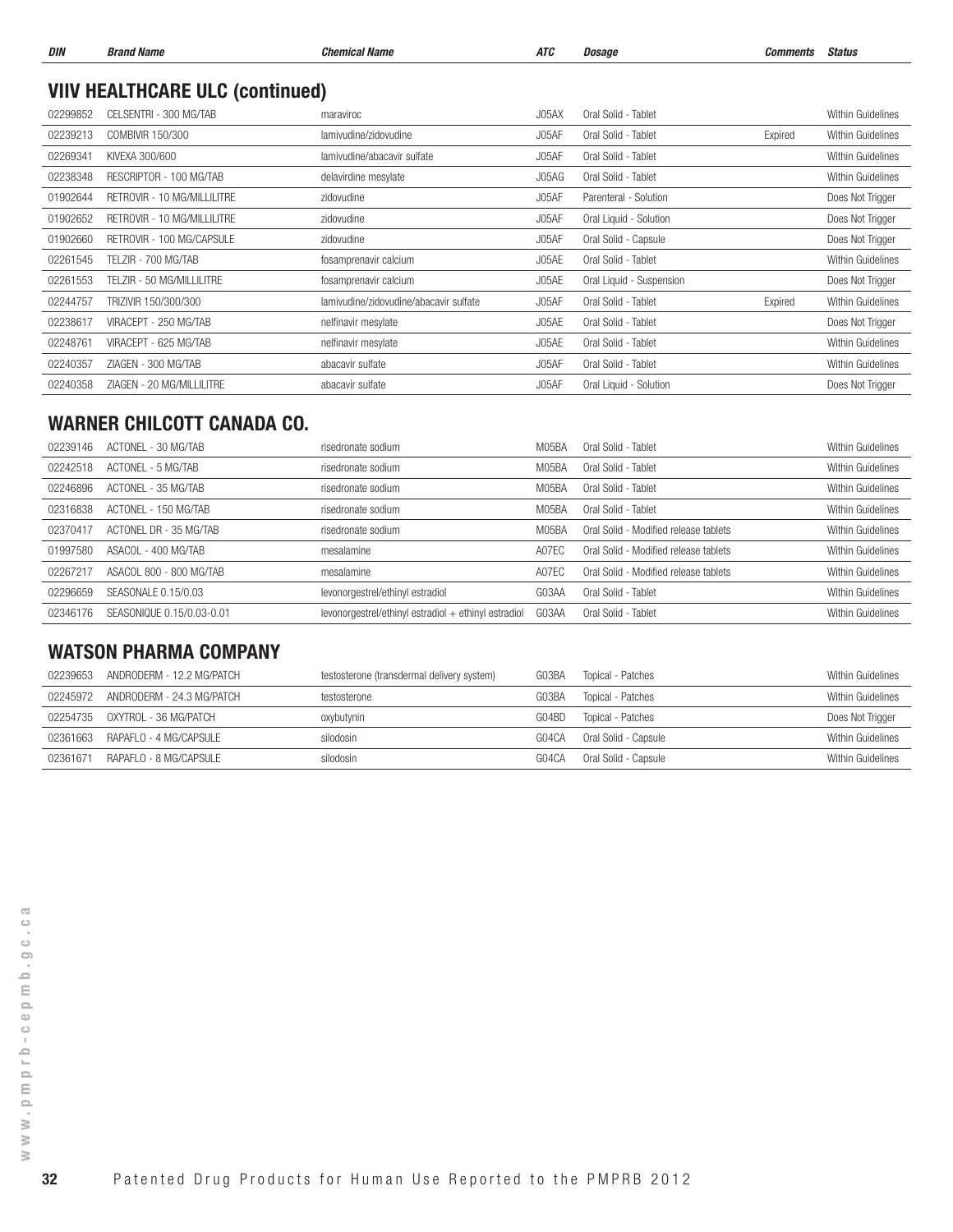| DIN | Brand Name | Chemical Name | ATC | Dosage | Comments | Status |
|---|---|---|---|---|---|---|

## VIIV HEALTHCARE ULC (continued)

| DIN | Brand Name | Chemical Name | ATC | Dosage | Comments | Status |
|---|---|---|---|---|---|---|
| 02299852 | CELSENTRI - 300 MG/TAB | maraviroc | J05AX | Oral Solid - Tablet | | Within Guidelines |
| 02239213 | COMBIVIR 150/300 | lamivudine/zidovudine | J05AF | Oral Solid - Tablet | Expired | Within Guidelines |
| 02269341 | KIVEXA 300/600 | lamivudine/abacavir sulfate | J05AF | Oral Solid - Tablet | | Within Guidelines |
| 02238348 | RESCRIPTOR - 100 MG/TAB | delavirdine mesylate | J05AG | Oral Solid - Tablet | | Within Guidelines |
| 01902644 | RETROVIR - 10 MG/MILLILITRE | zidovudine | J05AF | Parenteral - Solution | | Does Not Trigger |
| 01902652 | RETROVIR - 10 MG/MILLILITRE | zidovudine | J05AF | Oral Liquid - Solution | | Does Not Trigger |
| 01902660 | RETROVIR - 100 MG/CAPSULE | zidovudine | J05AF | Oral Solid - Capsule | | Does Not Trigger |
| 02261545 | TELZIR - 700 MG/TAB | fosamprenavir calcium | J05AE | Oral Solid - Tablet | | Within Guidelines |
| 02261553 | TELZIR - 50 MG/MILLILITRE | fosamprenavir calcium | J05AE | Oral Liquid - Suspension | | Does Not Trigger |
| 02244757 | TRIZIVIR 150/300/300 | lamivudine/zidovudine/abacavir sulfate | J05AF | Oral Solid - Tablet | Expired | Within Guidelines |
| 02238617 | VIRACEPT - 250 MG/TAB | nelfinavir mesylate | J05AE | Oral Solid - Tablet | | Does Not Trigger |
| 02248761 | VIRACEPT - 625 MG/TAB | nelfinavir mesylate | J05AE | Oral Solid - Tablet | | Within Guidelines |
| 02240357 | ZIAGEN - 300 MG/TAB | abacavir sulfate | J05AF | Oral Solid - Tablet | | Within Guidelines |
| 02240358 | ZIAGEN - 20 MG/MILLILITRE | abacavir sulfate | J05AF | Oral Liquid - Solution | | Does Not Trigger |

## WARNER CHILCOTT CANADA CO.

| DIN | Brand Name | Chemical Name | ATC | Dosage | Comments | Status |
|---|---|---|---|---|---|---|
| 02239146 | ACTONEL - 30 MG/TAB | risedronate sodium | M05BA | Oral Solid - Tablet | | Within Guidelines |
| 02242518 | ACTONEL - 5 MG/TAB | risedronate sodium | M05BA | Oral Solid - Tablet | | Within Guidelines |
| 02246896 | ACTONEL - 35 MG/TAB | risedronate sodium | M05BA | Oral Solid - Tablet | | Within Guidelines |
| 02316838 | ACTONEL - 150 MG/TAB | risedronate sodium | M05BA | Oral Solid - Tablet | | Within Guidelines |
| 02370417 | ACTONEL DR - 35 MG/TAB | risedronate sodium | M05BA | Oral Solid - Modified release tablets | | Within Guidelines |
| 01997580 | ASACOL - 400 MG/TAB | mesalamine | A07EC | Oral Solid - Modified release tablets | | Within Guidelines |
| 02267217 | ASACOL 800 - 800 MG/TAB | mesalamine | A07EC | Oral Solid - Modified release tablets | | Within Guidelines |
| 02296659 | SEASONALE 0.15/0.03 | levonorgestrel/ethinyl estradiol | G03AA | Oral Solid - Tablet | | Within Guidelines |
| 02346176 | SEASONIQUE 0.15/0.03-0.01 | levonorgestrel/ethinyl estradiol + ethinyl estradiol | G03AA | Oral Solid - Tablet | | Within Guidelines |

## WATSON PHARMA COMPANY

| DIN | Brand Name | Chemical Name | ATC | Dosage | Comments | Status |
|---|---|---|---|---|---|---|
| 02239653 | ANDRODERM - 12.2 MG/PATCH | testosterone (transdermal delivery system) | G03BA | Topical - Patches | | Within Guidelines |
| 02245972 | ANDRODERM - 24.3 MG/PATCH | testosterone | G03BA | Topical - Patches | | Within Guidelines |
| 02254735 | OXYTROL - 36 MG/PATCH | oxybutynin | G04BD | Topical - Patches | | Does Not Trigger |
| 02361663 | RAPAFLO - 4 MG/CAPSULE | silodosin | G04CA | Oral Solid - Capsule | | Within Guidelines |
| 02361671 | RAPAFLO - 8 MG/CAPSULE | silodosin | G04CA | Oral Solid - Capsule | | Within Guidelines |